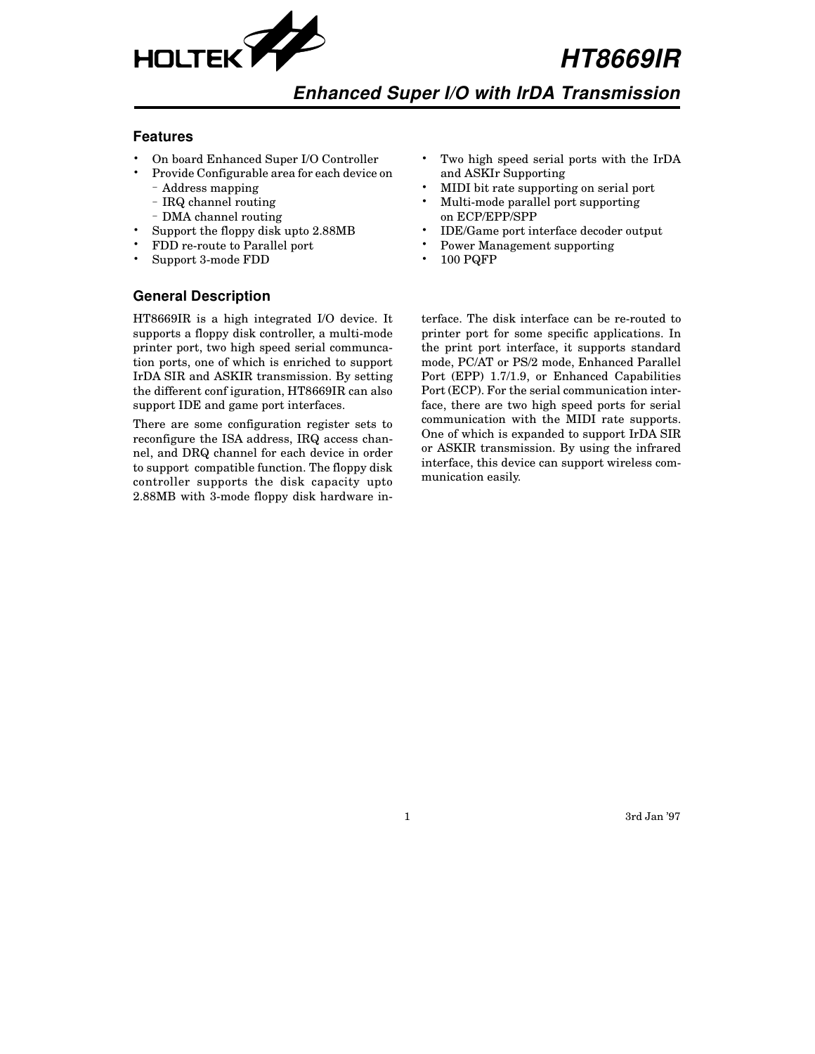# HT8669IR

## Enhanced Super I/O with IrDA Transmission

### Features

- On board Enhanced Super I/O Controller
- Provide Configurable area for each device on
  - Address mapping
  - IRQ channel routing
  - DMA channel routing
- Support the floppy disk upto 2.88MB
- FDD re-route to Parallel port
- Support 3-mode FDD
- Two high speed serial ports with the IrDA and ASKIr Supporting
- MIDI bit rate supporting on serial port
- Multi-mode parallel port supporting on ECP/EPP/SPP
- IDE/Game port interface decoder output
- Power Management supporting
- 100 PQFP

### General Description

HT8669IR is a high integrated I/O device. It supports a floppy disk controller, a multi-mode printer port, two high speed serial communcation ports, one of which is enriched to support IrDA SIR and ASKIR transmission. By setting the different conf iguration, HT8669IR can also support IDE and game port interfaces.

There are some configuration register sets to reconfigure the ISA address, IRQ access channel, and DRQ channel for each device in order to support compatible function. The floppy disk controller supports the disk capacity upto 2.88MB with 3-mode floppy disk hardware interface. The disk interface can be re-routed to printer port for some specific applications. In the print port interface, it supports standard mode, PC/AT or PS/2 mode, Enhanced Parallel Port (EPP) 1.7/1.9, or Enhanced Capabilities Port (ECP). For the serial communication interface, there are two high speed ports for serial communication with the MIDI rate supports. One of which is expanded to support IrDA SIR or ASKIR transmission. By using the infrared interface, this device can support wireless communication easily.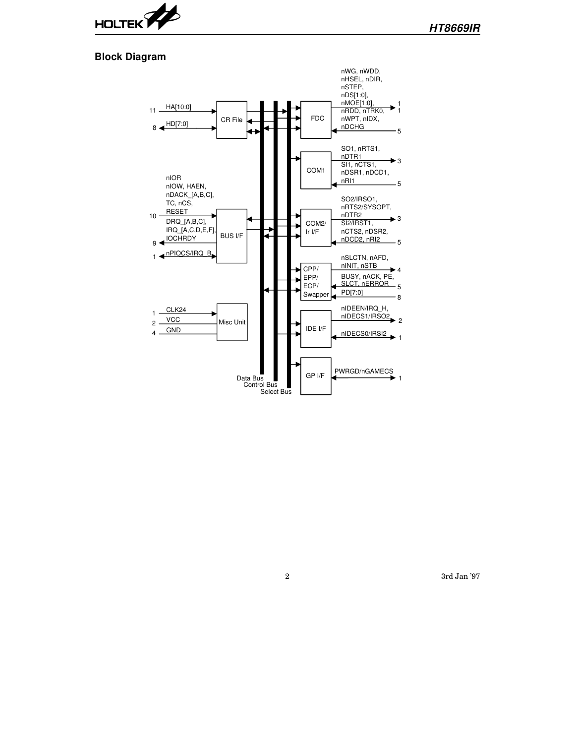## Block Diagram

| Pins | Signals | Block | Block | Signals | Pins |
|---|---|---|---|---|---|
| 11 | HA[10:0] | CR File | FDC | nWG, nWDD, nHSEL, nDIR, nSTEP, nDS[1:0], nMOE[1:0], | 11 |
| 8 | HD[7:0] | | | nRDD, nTRK0, nWPT, nIDX, nDCHG | 5 |
| | | | COM1 | SO1, nRTS1, nDTR1 | 3 |
| | | | | SI1, nCTS1, nDSR1, nDCD1, nRI1 | 5 |
| 10 | nIOR nIOW, HAEN, nDACK_[A,B,C], TC, nCS, RESET | BUS I/F | COM2/ Ir I/F | SO2/IRSO1, nRTS2/SYSOPT, nDTR2 | 3 |
| 9 | DRQ_[A,B,C], IRQ_[A,C,D,E,F], IOCHRDY | | | SI2/IRST1, nCTS2, nDSR2, nDCD2, nRI2 | 5 |
| 1 | nPIOCS/IRQ_B | | CPP/ EPP/ ECP/ Swapper | nSLCTN, nAFD, nINIT, nSTB | 4 |
| | | | | BUSY, nACK, PE, SLCT, nERROR | 5 |
| | | | | PD[7:0] | 8 |
| 1 | CLK24 | Misc Unit | IDE I/F | nIDEEN/IRQ_H, nIDECS1/IRSO2 | 2 |
| 2 | VCC | | | nIDECS0/IRSI2 | 1 |
| 4 | GND | | GP I/F | PWRGD/nGAMECS | 1 |

Data Bus, Control Bus, Select Bus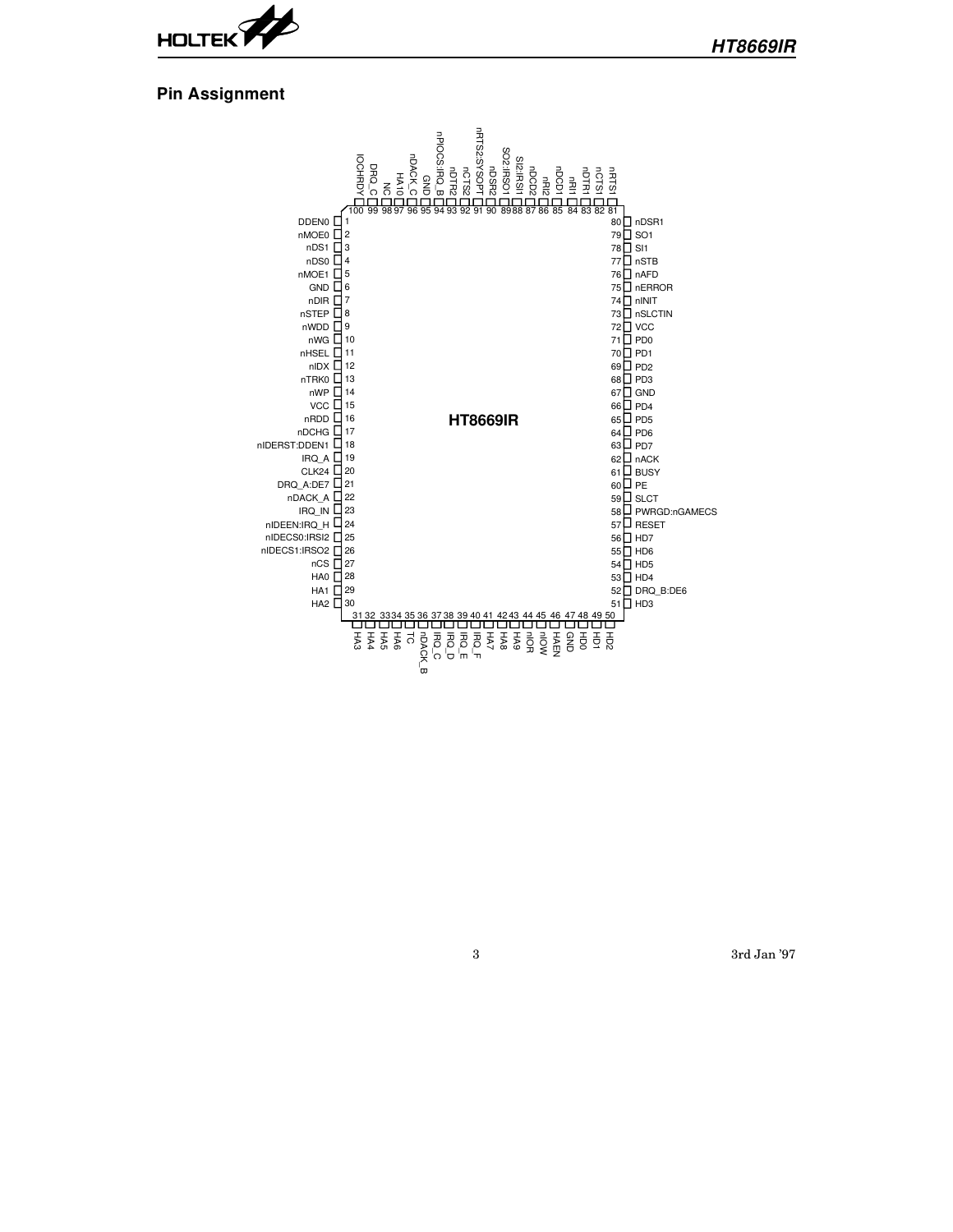## Pin Assignment

| Pin | Name | Pin | Name |
| --- | --- | --- | --- |
| 1 | DDEN0 | 51 | HD3 |
| 2 | nMOE0 | 52 | DRQ_B:DE6 |
| 3 | nDS1 | 53 | HD4 |
| 4 | nDS0 | 54 | HD5 |
| 5 | nMOE1 | 55 | HD6 |
| 6 | GND | 56 | HD7 |
| 7 | nDIR | 57 | RESET |
| 8 | nSTEP | 58 | PWRGD:nGAMECS |
| 9 | nWDD | 59 | SLCT |
| 10 | nWG | 60 | PE |
| 11 | nHSEL | 61 | BUSY |
| 12 | nIDX | 62 | nACK |
| 13 | nTRK0 | 63 | PD7 |
| 14 | nWP | 64 | PD6 |
| 15 | VCC | 65 | PD5 |
| 16 | nRDD | 66 | PD4 |
| 17 | nDCHG | 67 | GND |
| 18 | nIDERST:DDEN1 | 68 | PD3 |
| 19 | IRQ_A | 69 | PD2 |
| 20 | CLK24 | 70 | PD1 |
| 21 | DRQ_A:DE7 | 71 | PD0 |
| 22 | nDACK_A | 72 | VCC |
| 23 | IRQ_IN | 73 | nSLCTIN |
| 24 | nIDEEN:IRQ_H | 74 | nINIT |
| 25 | nIDECS0:IRSI2 | 75 | nERROR |
| 26 | nIDECS1:IRSO2 | 76 | nAFD |
| 27 | nCS | 77 | nSTB |
| 28 | HA0 | 78 | SI1 |
| 29 | HA1 | 79 | SO1 |
| 30 | HA2 | 80 | nDSR1 |
| 31 | HA3 | 81 | nRTS1 |
| 32 | HA4 | 82 | nCTS1 |
| 33 | HA5 | 83 | nDTR1 |
| 34 | HA6 | 84 | nRI1 |
| 35 | TC | 85 | nDCD1 |
| 36 | nDACK_B | 86 | nRI2 |
| 37 | IRQ_C | 87 | nDCD2 |
| 38 | IRQ_D | 88 | SI2:IRSI1 |
| 39 | IRQ_E | 89 | SO2:IRSO1 |
| 40 | IRQ_F | 90 | nDSR2 |
| 41 | HA7 | 91 | nRTS2:SYSOPT |
| 42 | HA8 | 92 | nCTS2 |
| 43 | HA9 | 93 | nDTR2 |
| 44 | nIOR | 94 | nPIOCS:IRQ_B |
| 45 | nIOW | 95 | GND |
| 46 | HAEN | 96 | nDACK_C |
| 47 | GND | 97 | HA10 |
| 48 | HD0 | 98 | NC |
| 49 | HD1 | 99 | DRQ_C |
| 50 | HD2 | 100 | IOCHRDY |

HT8669IR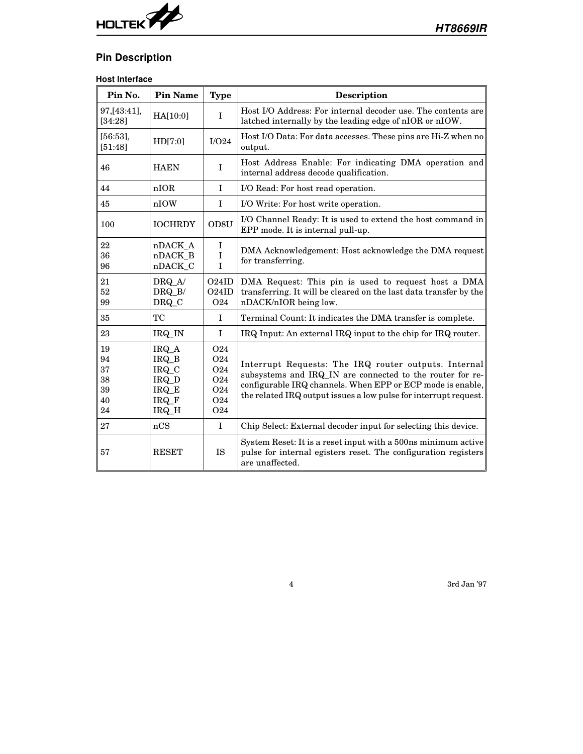## Pin Description

### Host Interface

| Pin No. | Pin Name | Type | Description |
|---|---|---|---|
| 97,[43:41], [34:28] | HA[10:0] | I | Host I/O Address: For internal decoder use. The contents are latched internally by the leading edge of nIOR or nIOW. |
| [56:53], [51:48] | HD[7:0] | I/O24 | Host I/O Data: For data accesses. These pins are Hi-Z when no output. |
| 46 | HAEN | I | Host Address Enable: For indicating DMA operation and internal address decode qualification. |
| 44 | nIOR | I | I/O Read: For host read operation. |
| 45 | nIOW | I | I/O Write: For host write operation. |
| 100 | IOCHRDY | OD8U | I/O Channel Ready: It is used to extend the host command in EPP mode. It is internal pull-up. |
| 22<br>36<br>96 | nDACK_A<br>nDACK_B<br>nDACK_C | I<br>I<br>I | DMA Acknowledgement: Host acknowledge the DMA request for transferring. |
| 21<br>52<br>99 | DRQ_A/<br>DRQ_B/<br>DRQ_C | O24ID<br>O24ID<br>O24 | DMA Request: This pin is used to request host a DMA transferring. It will be cleared on the last data transfer by the nDACK/nIOR being low. |
| 35 | TC | I | Terminal Count: It indicates the DMA transfer is complete. |
| 23 | IRQ_IN | I | IRQ Input: An external IRQ input to the chip for IRQ router. |
| 19<br>94<br>37<br>38<br>39<br>40<br>24 | IRQ_A<br>IRQ_B<br>IRQ_C<br>IRQ_D<br>IRQ_E<br>IRQ_F<br>IRQ_H | O24<br>O24<br>O24<br>O24<br>O24<br>O24<br>O24 | Interrupt Requests: The IRQ router outputs. Internal subsystems and IRQ_IN are connected to the router for re-configurable IRQ channels. When EPP or ECP mode is enable, the related IRQ output issues a low pulse for interrupt request. |
| 27 | nCS | I | Chip Select: External decoder input for selecting this device. |
| 57 | RESET | IS | System Reset: It is a reset input with a 500ns minimum active pulse for internal egisters reset. The configuration registers are unaffected. |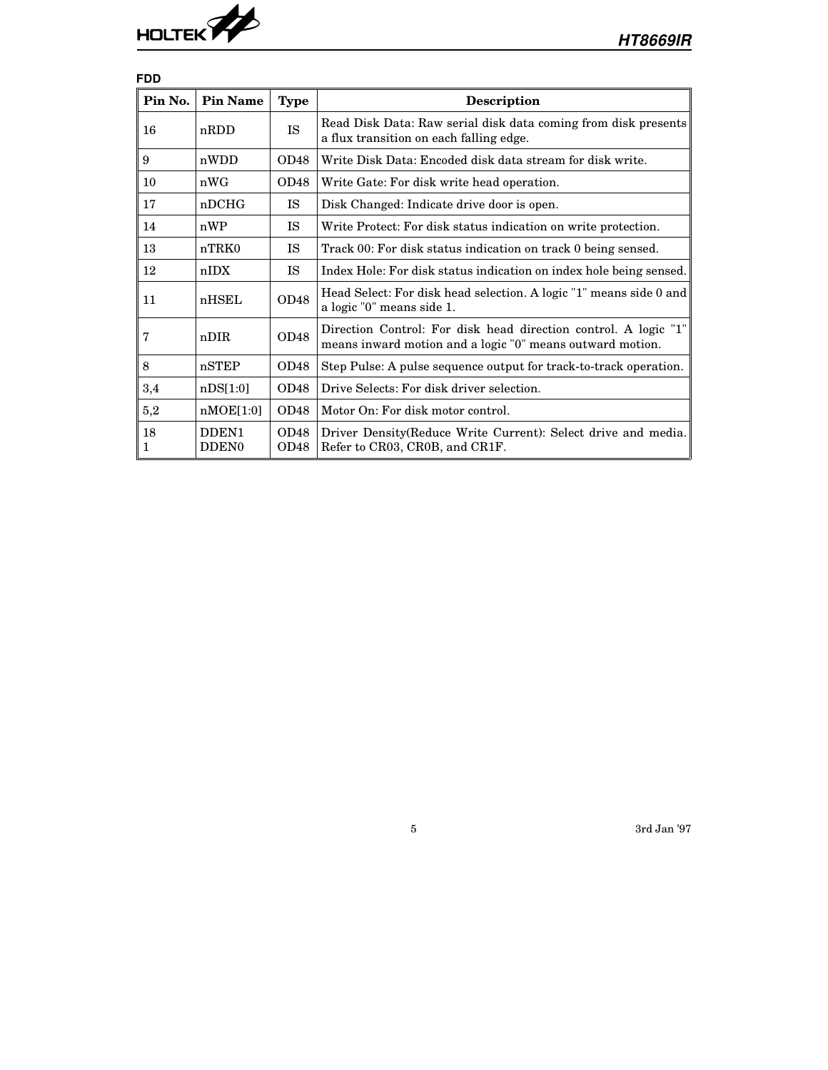**FDD**

| Pin No. | Pin Name | Type | Description |
|---|---|---|---|
| 16 | nRDD | IS | Read Disk Data: Raw serial disk data coming from disk presents a flux transition on each falling edge. |
| 9 | nWDD | OD48 | Write Disk Data: Encoded disk data stream for disk write. |
| 10 | nWG | OD48 | Write Gate: For disk write head operation. |
| 17 | nDCHG | IS | Disk Changed: Indicate drive door is open. |
| 14 | nWP | IS | Write Protect: For disk status indication on write protection. |
| 13 | nTRK0 | IS | Track 00: For disk status indication on track 0 being sensed. |
| 12 | nIDX | IS | Index Hole: For disk status indication on index hole being sensed. |
| 11 | nHSEL | OD48 | Head Select: For disk head selection. A logic "1" means side 0 and a logic "0" means side 1. |
| 7 | nDIR | OD48 | Direction Control: For disk head direction control. A logic "1" means inward motion and a logic "0" means outward motion. |
| 8 | nSTEP | OD48 | Step Pulse: A pulse sequence output for track-to-track operation. |
| 3,4 | nDS[1:0] | OD48 | Drive Selects: For disk driver selection. |
| 5,2 | nMOE[1:0] | OD48 | Motor On: For disk motor control. |
| 18<br>1 | DDEN1<br>DDEN0 | OD48<br>OD48 | Driver Density(Reduce Write Current): Select drive and media. Refer to CR03, CR0B, and CR1F. |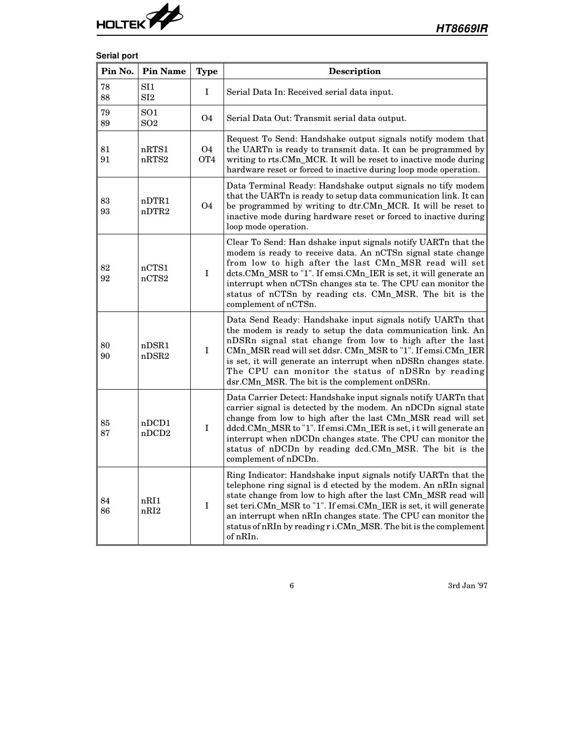**Serial port**

| Pin No. | Pin Name | Type | Description |
|---|---|---|---|
| 78<br>88 | SI1<br>SI2 | I | Serial Data In: Received serial data input. |
| 79<br>89 | SO1<br>SO2 | O4 | Serial Data Out: Transmit serial data output. |
| 81<br>91 | nRTS1<br>nRTS2 | O4<br>OT4 | Request To Send: Handshake output signals notify modem that the UARTn is ready to transmit data. It can be programmed by writing to rts.CMn_MCR. It will be reset to inactive mode during hardware reset or forced to inactive during loop mode operation. |
| 83<br>93 | nDTR1<br>nDTR2 | O4 | Data Terminal Ready: Handshake output signals no tify modem that the UARTn is ready to setup data communication link. It can be programmed by writing to dtr.CMn_MCR. It will be reset to inactive mode during hardware reset or forced to inactive during loop mode operation. |
| 82<br>92 | nCTS1<br>nCTS2 | I | Clear To Send: Han dshake input signals notify UARTn that the modem is ready to receive data. An nCTSn signal state change from low to high after the last CMn_MSR read will set dcts.CMn_MSR to "1". If emsi.CMn_IER is set, it will generate an interrupt when nCTSn changes sta te. The CPU can monitor the status of nCTSn by reading cts. CMn_MSR. The bit is the complement of nCTSn. |
| 80<br>90 | nDSR1<br>nDSR2 | I | Data Send Ready: Handshake input signals notify UARTn that the modem is ready to setup the data communication link. An nDSRn signal stat change from low to high after the last CMn_MSR read will set ddsr. CMn_MSR to "1". If emsi.CMn_IER is set, it will generate an interrupt when nDSRn changes state. The CPU can monitor the status of nDSRn by reading dsr.CMn_MSR. The bit is the complement onDSRn. |
| 85<br>87 | nDCD1<br>nDCD2 | I | Data Carrier Detect: Handshake input signals notify UARTn that carrier signal is detected by the modem. An nDCDn signal state change from low to high after the last CMn_MSR read will set ddcd.CMn_MSR to "1". If emsi.CMn_IER is set, i t will generate an interrupt when nDCDn changes state. The CPU can monitor the status of nDCDn by reading dcd.CMn_MSR. The bit is the complement of nDCDn. |
| 84<br>86 | nRI1<br>nRI2 | I | Ring Indicator: Handshake input signals notify UARTn that the telephone ring signal is d etected by the modem. An nRIn signal state change from low to high after the last CMn_MSR read will set teri.CMn_MSR to "1". If emsi.CMn_IER is set, it will generate an interrupt when nRIn changes state. The CPU can monitor the status of nRIn by reading r i.CMn_MSR. The bit is the complement of nRIn. |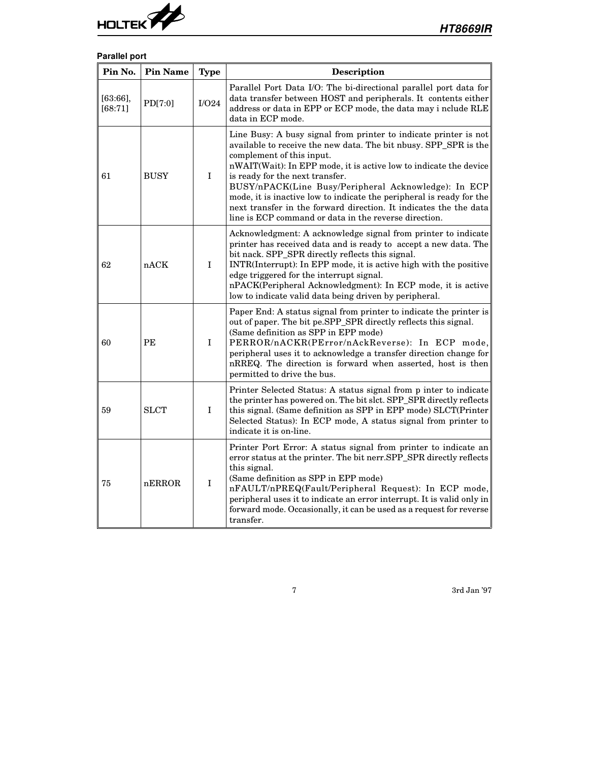**Parallel port**

| Pin No. | Pin Name | Type | Description |
|---|---|---|---|
| [63:66], [68:71] | PD[7:0] | I/O24 | Parallel Port Data I/O: The bi-directional parallel port data for data transfer between HOST and peripherals. It contents either address or data in EPP or ECP mode, the data may i nclude RLE data in ECP mode. |
| 61 | BUSY | I | Line Busy: A busy signal from printer to indicate printer is not available to receive the new data. The bit nbusy. SPP_SPR is the complement of this input.<br>nWAIT(Wait): In EPP mode, it is active low to indicate the device is ready for the next transfer.<br>BUSY/nPACK(Line Busy/Peripheral Acknowledge): In ECP mode, it is inactive low to indicate the peripheral is ready for the next transfer in the forward direction. It indicates the the data line is ECP command or data in the reverse direction. |
| 62 | nACK | I | Acknowledgment: A acknowledge signal from printer to indicate printer has received data and is ready to accept a new data. The bit nack. SPP_SPR directly reflects this signal.<br>INTR(Interrupt): In EPP mode, it is active high with the positive edge triggered for the interrupt signal.<br>nPACK(Peripheral Acknowledgment): In ECP mode, it is active low to indicate valid data being driven by peripheral. |
| 60 | PE | I | Paper End: A status signal from printer to indicate the printer is out of paper. The bit pe.SPP_SPR directly reflects this signal.<br>(Same definition as SPP in EPP mode)<br>PERROR/nACKR(PError/nAckReverse): In ECP mode, peripheral uses it to acknowledge a transfer direction change for nRREQ. The direction is forward when asserted, host is then permitted to drive the bus. |
| 59 | SLCT | I | Printer Selected Status: A status signal from p inter to indicate the printer has powered on. The bit slct. SPP_SPR directly reflects this signal. (Same definition as SPP in EPP mode) SLCT(Printer Selected Status): In ECP mode, A status signal from printer to indicate it is on-line. |
| 75 | nERROR | I | Printer Port Error: A status signal from printer to indicate an error status at the printer. The bit nerr.SPP_SPR directly reflects this signal.<br>(Same definition as SPP in EPP mode)<br>nFAULT/nPREQ(Fault/Peripheral Request): In ECP mode, peripheral uses it to indicate an error interrupt. It is valid only in forward mode. Occasionally, it can be used as a request for reverse transfer. |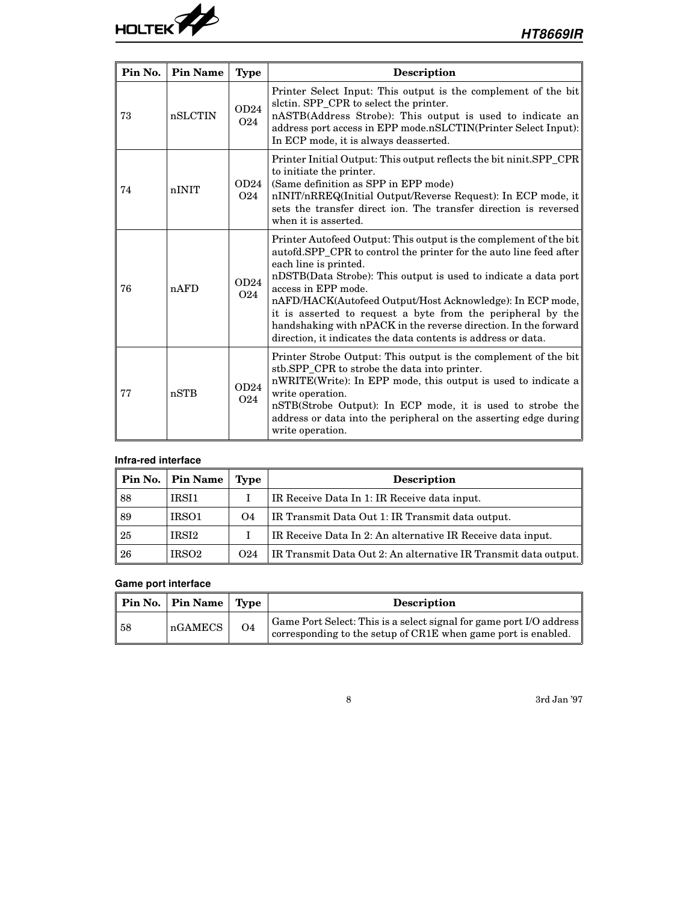| Pin No. | Pin Name | Type | Description |
|---|---|---|---|
| 73 | nSLCTIN | OD24<br>O24 | Printer Select Input: This output is the complement of the bit slctin. SPP_CPR to select the printer.<br>nASTB(Address Strobe): This output is used to indicate an address port access in EPP mode.nSLCTIN(Printer Select Input): In ECP mode, it is always deasserted. |
| 74 | nINIT | OD24<br>O24 | Printer Initial Output: This output reflects the bit ninit.SPP_CPR to initiate the printer.<br>(Same definition as SPP in EPP mode)<br>nINIT/nRREQ(Initial Output/Reverse Request): In ECP mode, it sets the transfer direct ion. The transfer direction is reversed when it is asserted. |
| 76 | nAFD | OD24<br>O24 | Printer Autofeed Output: This output is the complement of the bit autofd.SPP_CPR to control the printer for the auto line feed after each line is printed.<br>nDSTB(Data Strobe): This output is used to indicate a data port access in EPP mode.<br>nAFD/HACK(Autofeed Output/Host Acknowledge): In ECP mode, it is asserted to request a byte from the peripheral by the handshaking with nPACK in the reverse direction. In the forward direction, it indicates the data contents is address or data. |
| 77 | nSTB | OD24<br>O24 | Printer Strobe Output: This output is the complement of the bit stb.SPP_CPR to strobe the data into printer.<br>nWRITE(Write): In EPP mode, this output is used to indicate a write operation.<br>nSTB(Strobe Output): In ECP mode, it is used to strobe the address or data into the peripheral on the asserting edge during write operation. |

**Infra-red interface**

| Pin No. | Pin Name | Type | Description |
|---|---|---|---|
| 88 | IRSI1 | I | IR Receive Data In 1: IR Receive data input. |
| 89 | IRSO1 | O4 | IR Transmit Data Out 1: IR Transmit data output. |
| 25 | IRSI2 | I | IR Receive Data In 2: An alternative IR Receive data input. |
| 26 | IRSO2 | O24 | IR Transmit Data Out 2: An alternative IR Transmit data output. |

**Game port interface**

| Pin No. | Pin Name | Type | Description |
|---|---|---|---|
| 58 | nGAMECS | O4 | Game Port Select: This is a select signal for game port I/O address corresponding to the setup of CR1E when game port is enabled. |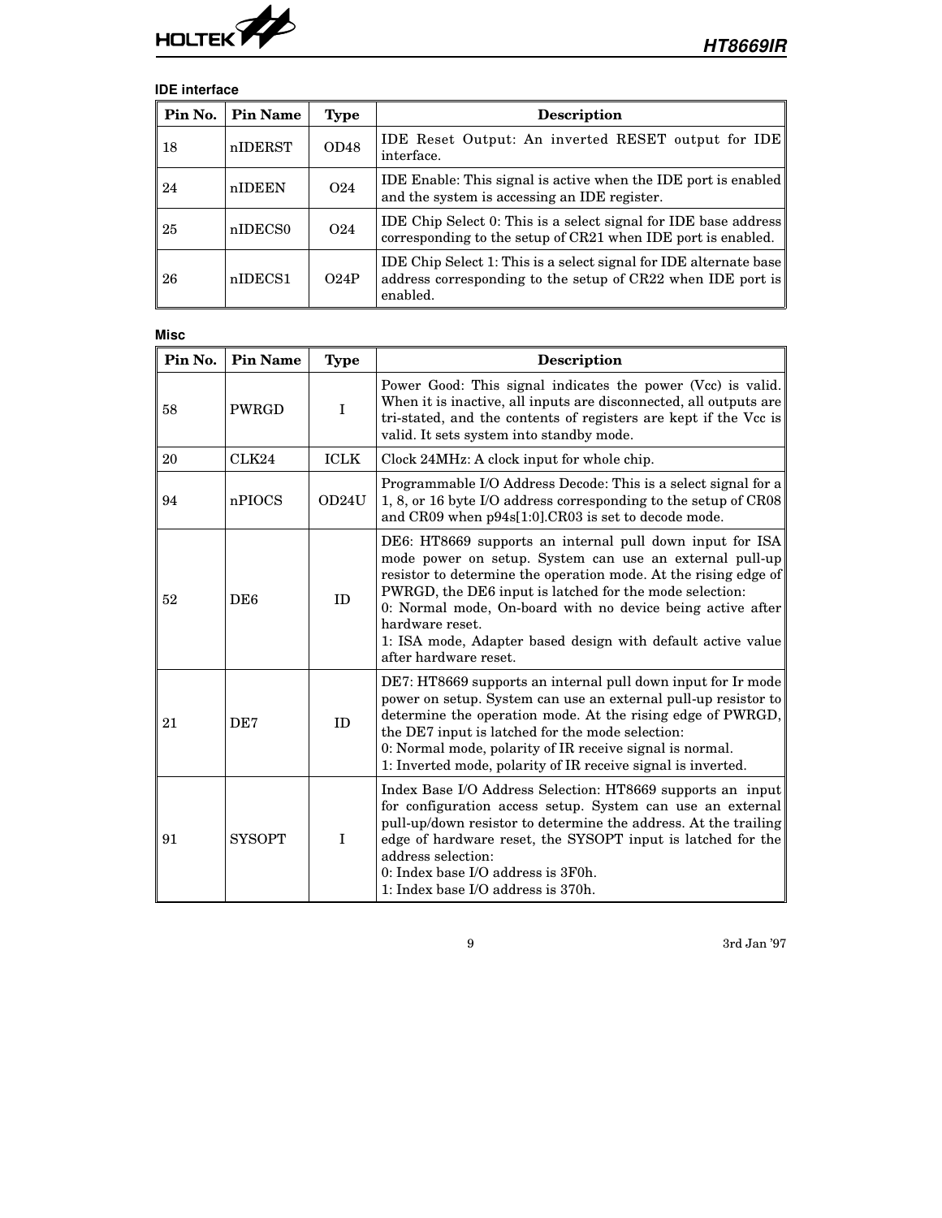### IDE interface

| Pin No. | Pin Name | Type | Description |
|---|---|---|---|
| 18 | nIDERST | OD48 | IDE Reset Output: An inverted RESET output for IDE interface. |
| 24 | nIDEEN | O24 | IDE Enable: This signal is active when the IDE port is enabled and the system is accessing an IDE register. |
| 25 | nIDECS0 | O24 | IDE Chip Select 0: This is a select signal for IDE base address corresponding to the setup of CR21 when IDE port is enabled. |
| 26 | nIDECS1 | O24P | IDE Chip Select 1: This is a select signal for IDE alternate base address corresponding to the setup of CR22 when IDE port is enabled. |

### Misc

| Pin No. | Pin Name | Type | Description |
|---|---|---|---|
| 58 | PWRGD | I | Power Good: This signal indicates the power (Vcc) is valid. When it is inactive, all inputs are disconnected, all outputs are tri-stated, and the contents of registers are kept if the Vcc is valid. It sets system into standby mode. |
| 20 | CLK24 | ICLK | Clock 24MHz: A clock input for whole chip. |
| 94 | nPIOCS | OD24U | Programmable I/O Address Decode: This is a select signal for a 1, 8, or 16 byte I/O address corresponding to the setup of CR08 and CR09 when p94s[1:0].CR03 is set to decode mode. |
| 52 | DE6 | ID | DE6: HT8669 supports an internal pull down input for ISA mode power on setup. System can use an external pull-up resistor to determine the operation mode. At the rising edge of PWRGD, the DE6 input is latched for the mode selection:<br>0: Normal mode, On-board with no device being active after hardware reset.<br>1: ISA mode, Adapter based design with default active value after hardware reset. |
| 21 | DE7 | ID | DE7: HT8669 supports an internal pull down input for Ir mode power on setup. System can use an external pull-up resistor to determine the operation mode. At the rising edge of PWRGD, the DE7 input is latched for the mode selection:<br>0: Normal mode, polarity of IR receive signal is normal.<br>1: Inverted mode, polarity of IR receive signal is inverted. |
| 91 | SYSOPT | I | Index Base I/O Address Selection: HT8669 supports an input for configuration access setup. System can use an external pull-up/down resistor to determine the address. At the trailing edge of hardware reset, the SYSOPT input is latched for the address selection:<br>0: Index base I/O address is 3F0h.<br>1: Index base I/O address is 370h. |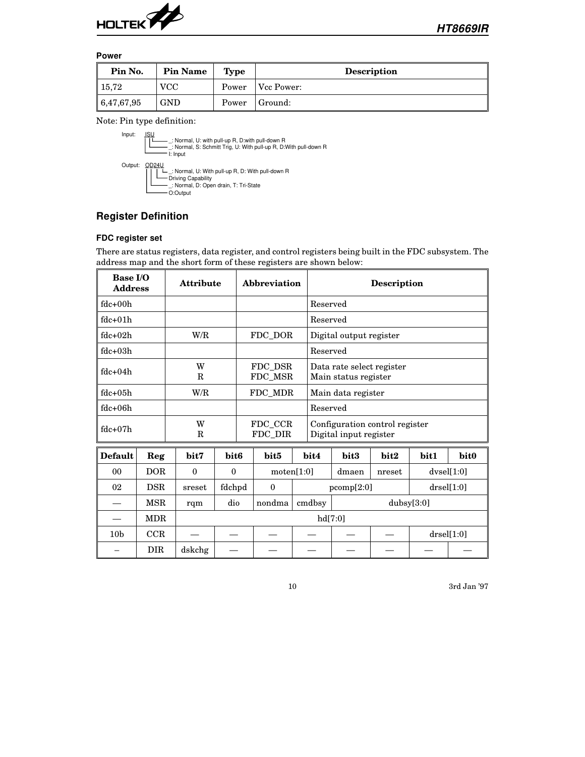### Power

| Pin No. | Pin Name | Type | Description |
|---|---|---|---|
| 15,72 | VCC | Power | Vcc Power: |
| 6,47,67,95 | GND | Power | Ground: |

Note: Pin type definition:

```
Input:  ISU
        |||___ _: Normal, U: with pull-up R, D:with pull-down R
        ||____ _: Normal, S: Schmitt Trig, U: With pull-up R, D:With pull-down R
        |_____ I: Input

Output: OD24U
        ||| |_ _: Normal, U: With pull-up R, D: With pull-down R
        |||___ Driving Capability
        ||____ _: Normal, D: Open drain, T: Tri-State
        |_____ O:Output
```

## Register Definition

### FDC register set

There are status registers, data register, and control registers being built in the FDC subsystem. The address map and the short form of these registers are shown below:

| Base I/O Address | Attribute | Abbreviation | Description |
|---|---|---|---|
| fdc+00h | | | Reserved |
| fdc+01h | | | Reserved |
| fdc+02h | W/R | FDC_DOR | Digital output register |
| fdc+03h | | | Reserved |
| fdc+04h | W<br>R | FDC_DSR<br>FDC_MSR | Data rate select register<br>Main status register |
| fdc+05h | W/R | FDC_MDR | Main data register |
| fdc+06h | | | Reserved |
| fdc+07h | W<br>R | FDC_CCR<br>FDC_DIR | Configuration control register<br>Digital input register |

| Default | Reg | bit7 | bit6 | bit5 | bit4 | bit3 | bit2 | bit1 | bit0 |
|---|---|---|---|---|---|---|---|---|---|
| 00 | DOR | 0 | 0 | moten[1:0] | | dmaen | nreset | dvsel[1:0] | |
| 02 | DSR | sreset | fdchpd | 0 | pcomp[2:0] | | | drsel[1:0] | |
| — | MSR | rqm | dio | nondma | cmdbsy | dubsy[3:0] | | | |
| — | MDR | hd[7:0] | | | | | | | |
| 10b | CCR | — | — | — | — | — | — | drsel[1:0] | |
| – | DIR | dskchg | — | — | — | — | — | — | — |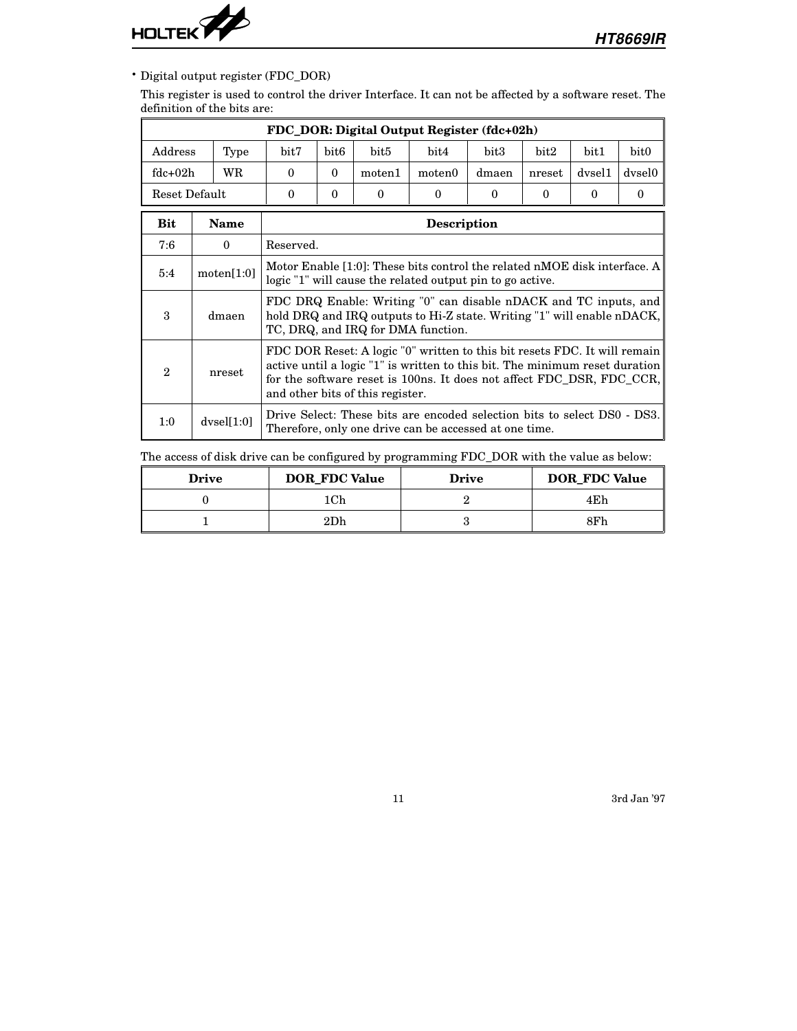• Digital output register (FDC_DOR)

This register is used to control the driver Interface. It can not be affected by a software reset. The definition of the bits are:

| FDC_DOR: Digital Output Register (fdc+02h) | | | | | | | | | |
|---|---|---|---|---|---|---|---|---|---|
| Address | Type | bit7 | bit6 | bit5 | bit4 | bit3 | bit2 | bit1 | bit0 |
| fdc+02h | WR | 0 | 0 | moten1 | moten0 | dmaen | nreset | dvsel1 | dvsel0 |
| Reset Default | | 0 | 0 | 0 | 0 | 0 | 0 | 0 | 0 |

| Bit | Name | Description |
|---|---|---|
| 7:6 | 0 | Reserved. |
| 5:4 | moten[1:0] | Motor Enable [1:0]: These bits control the related nMOE disk interface. A logic "1" will cause the related output pin to go active. |
| 3 | dmaen | FDC DRQ Enable: Writing "0" can disable nDACK and TC inputs, and hold DRQ and IRQ outputs to Hi-Z state. Writing "1" will enable nDACK, TC, DRQ, and IRQ for DMA function. |
| 2 | nreset | FDC DOR Reset: A logic "0" written to this bit resets FDC. It will remain active until a logic "1" is written to this bit. The minimum reset duration for the software reset is 100ns. It does not affect FDC_DSR, FDC_CCR, and other bits of this register. |
| 1:0 | dvsel[1:0] | Drive Select: These bits are encoded selection bits to select DS0 - DS3. Therefore, only one drive can be accessed at one time. |

The access of disk drive can be configured by programming FDC_DOR with the value as below:

| Drive | DOR_FDC Value | Drive | DOR_FDC Value |
|---|---|---|---|
| 0 | 1Ch | 2 | 4Eh |
| 1 | 2Dh | 3 | 8Fh |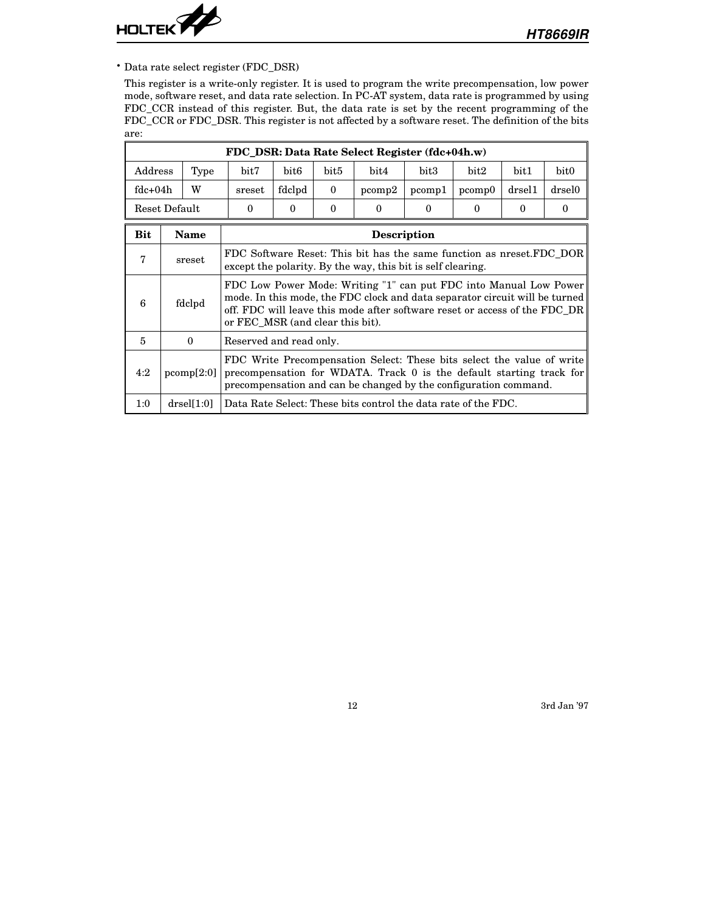- Data rate select register (FDC_DSR)

  This register is a write-only register. It is used to program the write precompensation, low power mode, software reset, and data rate selection. In PC-AT system, data rate is programmed by using FDC_CCR instead of this register. But, the data rate is set by the recent programming of the FDC_CCR or FDC_DSR. This register is not affected by a software reset. The definition of the bits are:

| FDC_DSR: Data Rate Select Register (fdc+04h.w) | | | | | | | | | |
|---|---|---|---|---|---|---|---|---|---|
| Address | Type | bit7 | bit6 | bit5 | bit4 | bit3 | bit2 | bit1 | bit0 |
| fdc+04h | W | sreset | fdclpd | 0 | pcomp2 | pcomp1 | pcomp0 | drsel1 | drsel0 |
| Reset Default | | 0 | 0 | 0 | 0 | 0 | 0 | 0 | 0 |

| Bit | Name | Description |
|---|---|---|
| 7 | sreset | FDC Software Reset: This bit has the same function as nreset.FDC_DOR except the polarity. By the way, this bit is self clearing. |
| 6 | fdclpd | FDC Low Power Mode: Writing "1" can put FDC into Manual Low Power mode. In this mode, the FDC clock and data separator circuit will be turned off. FDC will leave this mode after software reset or access of the FDC_DR or FEC_MSR (and clear this bit). |
| 5 | 0 | Reserved and read only. |
| 4:2 | pcomp[2:0] | FDC Write Precompensation Select: These bits select the value of write precompensation for WDATA. Track 0 is the default starting track for precompensation and can be changed by the configuration command. |
| 1:0 | drsel[1:0] | Data Rate Select: These bits control the data rate of the FDC. |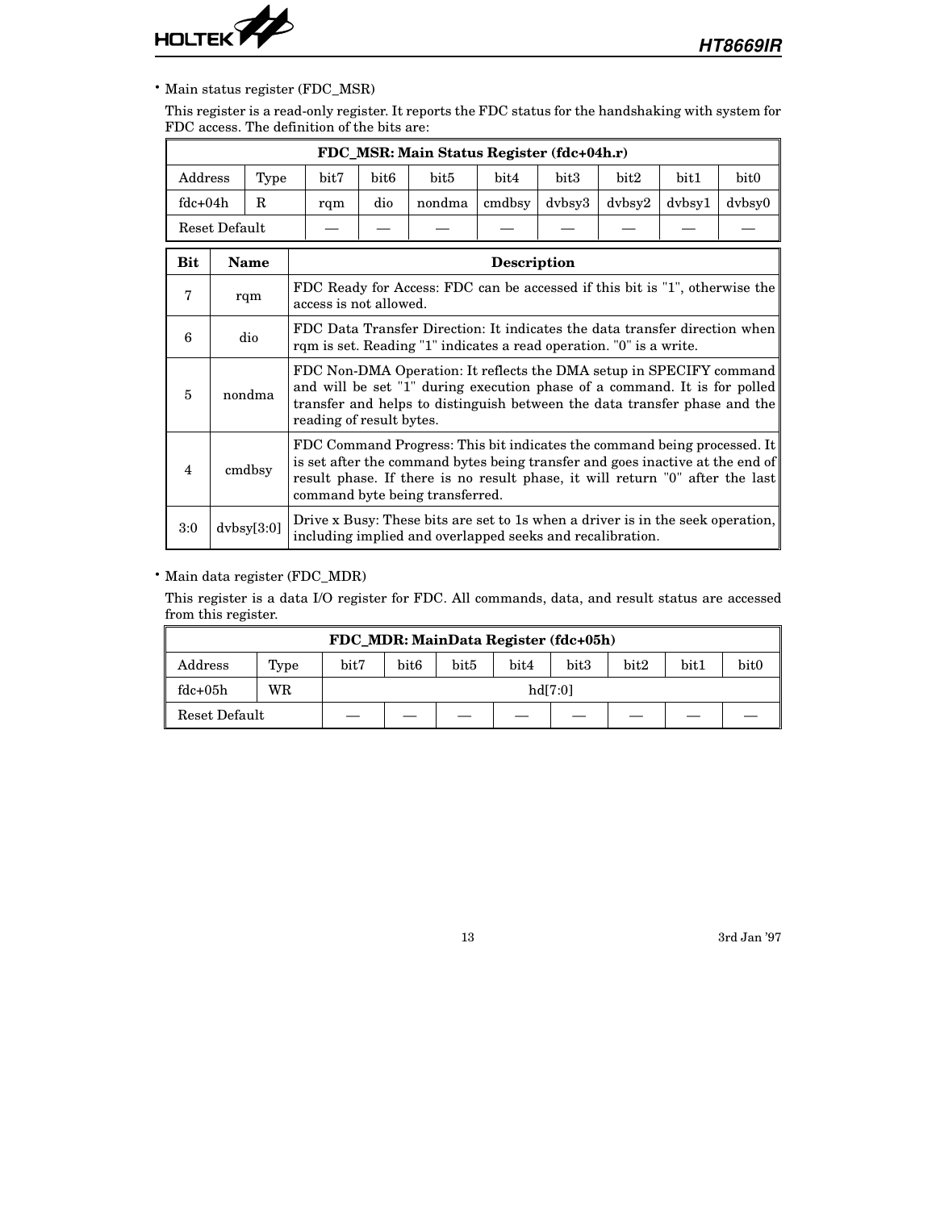- Main status register (FDC_MSR)

  This register is a read-only register. It reports the FDC status for the handshaking with system for FDC access. The definition of the bits are:

| FDC_MSR: Main Status Register (fdc+04h.r) | | | | | | | | | |
|---|---|---|---|---|---|---|---|---|---|
| Address | Type | bit7 | bit6 | bit5 | bit4 | bit3 | bit2 | bit1 | bit0 |
| fdc+04h | R | rqm | dio | nondma | cmdbsy | dvbsy3 | dvbsy2 | dvbsy1 | dvbsy0 |
| Reset Default | | — | — | — | — | — | — | — | — |

| Bit | Name | Description |
|---|---|---|
| 7 | rqm | FDC Ready for Access: FDC can be accessed if this bit is "1", otherwise the access is not allowed. |
| 6 | dio | FDC Data Transfer Direction: It indicates the data transfer direction when rqm is set. Reading "1" indicates a read operation. "0" is a write. |
| 5 | nondma | FDC Non-DMA Operation: It reflects the DMA setup in SPECIFY command and will be set "1" during execution phase of a command. It is for polled transfer and helps to distinguish between the data transfer phase and the reading of result bytes. |
| 4 | cmdbsy | FDC Command Progress: This bit indicates the command being processed. It is set after the command bytes being transfer and goes inactive at the end of result phase. If there is no result phase, it will return "0" after the last command byte being transferred. |
| 3:0 | dvbsy[3:0] | Drive x Busy: These bits are set to 1s when a driver is in the seek operation, including implied and overlapped seeks and recalibration. |

- Main data register (FDC_MDR)

  This register is a data I/O register for FDC. All commands, data, and result status are accessed from this register.

| FDC_MDR: MainData Register (fdc+05h) | | | | | | | | | |
|---|---|---|---|---|---|---|---|---|---|
| Address | Type | bit7 | bit6 | bit5 | bit4 | bit3 | bit2 | bit1 | bit0 |
| fdc+05h | WR | hd[7:0] | | | | | | | |
| Reset Default | | — | — | — | — | — | — | — | — |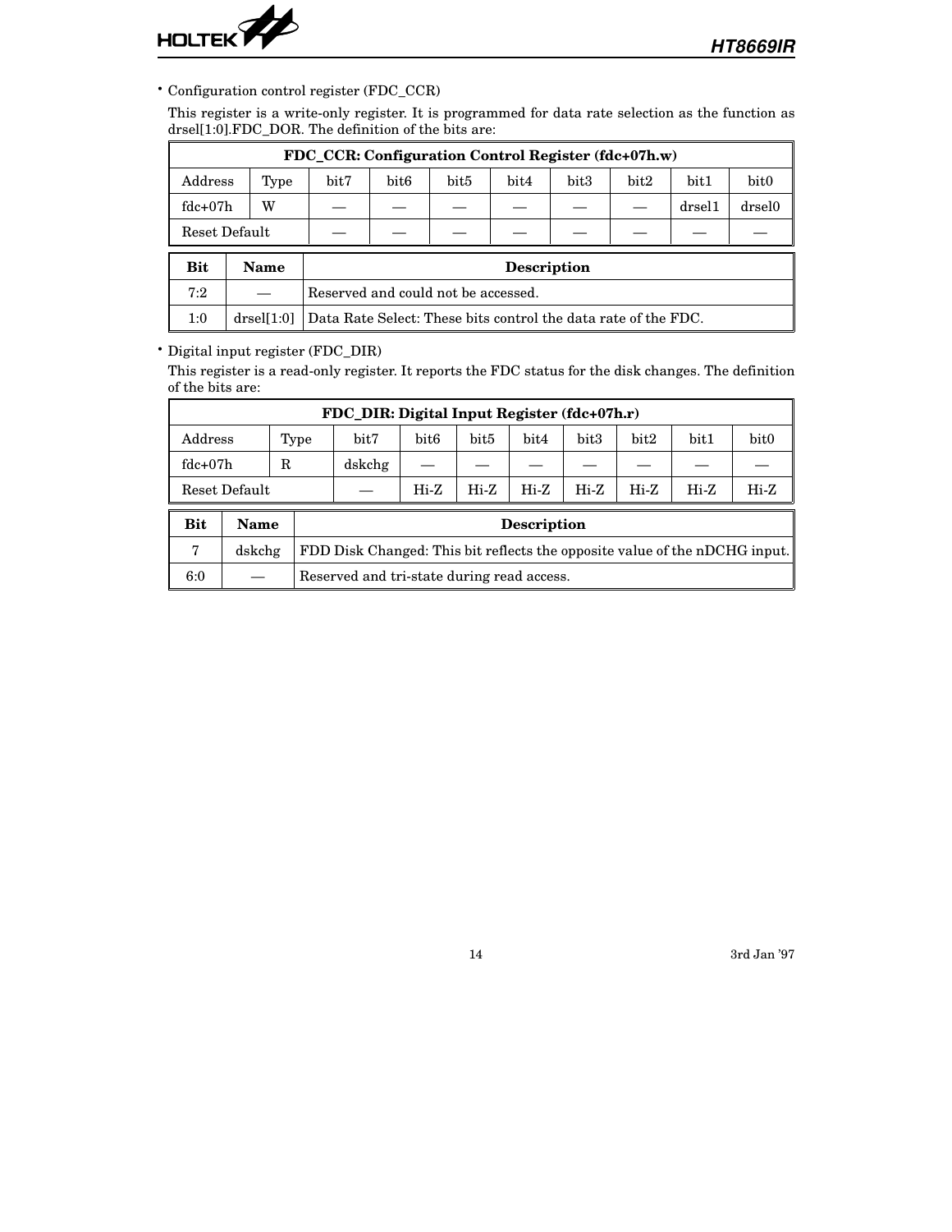- Configuration control register (FDC_CCR)

  This register is a write-only register. It is programmed for data rate selection as the function as drsel[1:0].FDC_DOR. The definition of the bits are:

| FDC_CCR: Configuration Control Register (fdc+07h.w) | | | | | | | | | |
|---|---|---|---|---|---|---|---|---|---|
| Address | Type | bit7 | bit6 | bit5 | bit4 | bit3 | bit2 | bit1 | bit0 |
| fdc+07h | W | — | — | — | — | — | — | drsel1 | drsel0 |
| Reset Default | | — | — | — | — | — | — | — | — |

| Bit | Name | Description |
|---|---|---|
| 7:2 | — | Reserved and could not be accessed. |
| 1:0 | drsel[1:0] | Data Rate Select: These bits control the data rate of the FDC. |

- Digital input register (FDC_DIR)

  This register is a read-only register. It reports the FDC status for the disk changes. The definition of the bits are:

| FDC_DIR: Digital Input Register (fdc+07h.r) | | | | | | | | | |
|---|---|---|---|---|---|---|---|---|---|
| Address | Type | bit7 | bit6 | bit5 | bit4 | bit3 | bit2 | bit1 | bit0 |
| fdc+07h | R | dskchg | — | — | — | — | — | — | — |
| Reset Default | | — | Hi-Z | Hi-Z | Hi-Z | Hi-Z | Hi-Z | Hi-Z | Hi-Z |

| Bit | Name | Description |
|---|---|---|
| 7 | dskchg | FDD Disk Changed: This bit reflects the opposite value of the nDCHG input. |
| 6:0 | — | Reserved and tri-state during read access. |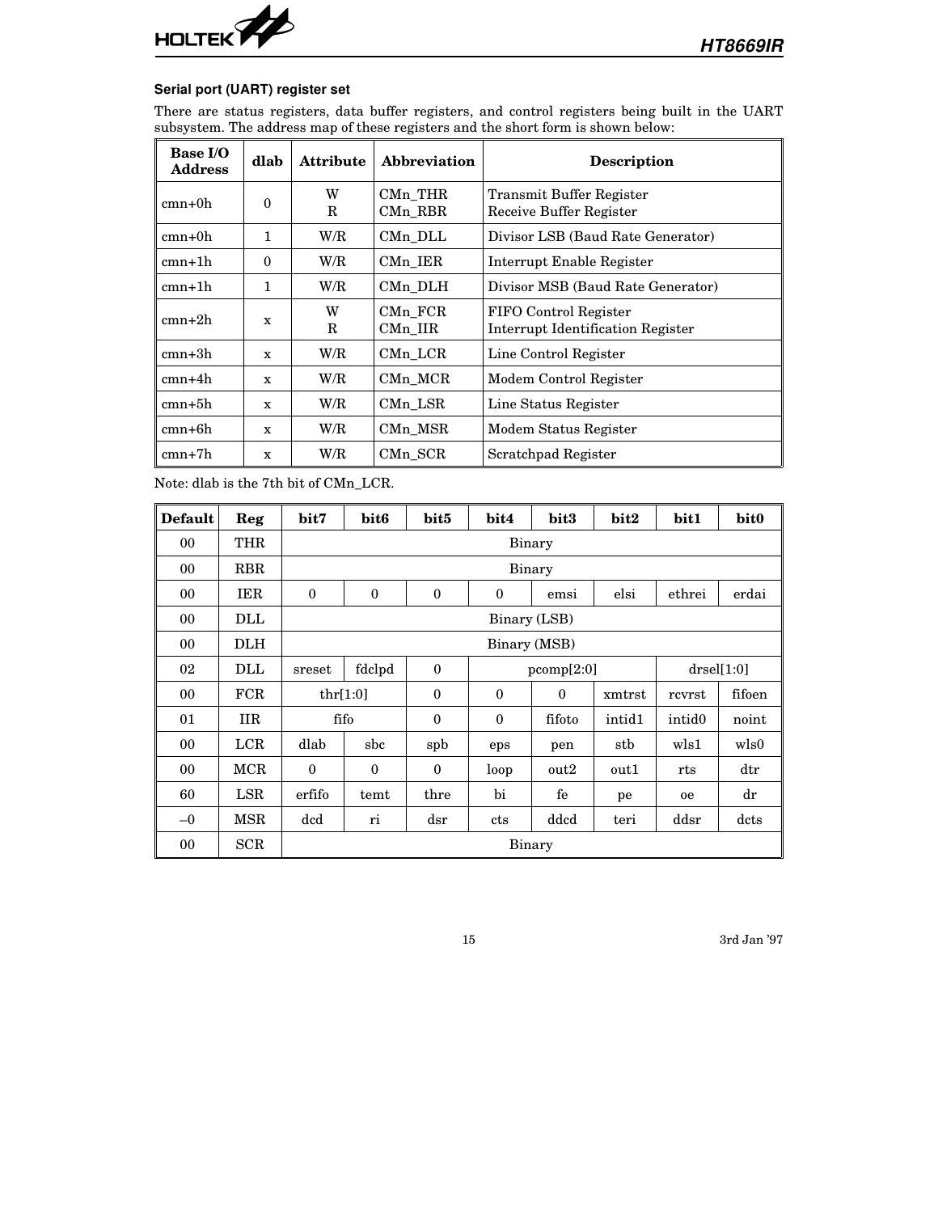### Serial port (UART) register set

There are status registers, data buffer registers, and control registers being built in the UART subsystem. The address map of these registers and the short form is shown below:

| Base I/O Address | dlab | Attribute | Abbreviation | Description |
|---|---|---|---|---|
| cmn+0h | 0 | W<br>R | CMn_THR<br>CMn_RBR | Transmit Buffer Register<br>Receive Buffer Register |
| cmn+0h | 1 | W/R | CMn_DLL | Divisor LSB (Baud Rate Generator) |
| cmn+1h | 0 | W/R | CMn_IER | Interrupt Enable Register |
| cmn+1h | 1 | W/R | CMn_DLH | Divisor MSB (Baud Rate Generator) |
| cmn+2h | x | W<br>R | CMn_FCR<br>CMn_IIR | FIFO Control Register<br>Interrupt Identification Register |
| cmn+3h | x | W/R | CMn_LCR | Line Control Register |
| cmn+4h | x | W/R | CMn_MCR | Modem Control Register |
| cmn+5h | x | W/R | CMn_LSR | Line Status Register |
| cmn+6h | x | W/R | CMn_MSR | Modem Status Register |
| cmn+7h | x | W/R | CMn_SCR | Scratchpad Register |

Note: dlab is the 7th bit of CMn_LCR.

| Default | Reg | bit7 | bit6 | bit5 | bit4 | bit3 | bit2 | bit1 | bit0 |
|---|---|---|---|---|---|---|---|---|---|
| 00 | THR | Binary | | | | | | | |
| 00 | RBR | Binary | | | | | | | |
| 00 | IER | 0 | 0 | 0 | 0 | emsi | elsi | ethrei | erdai |
| 00 | DLL | Binary (LSB) | | | | | | | |
| 00 | DLH | Binary (MSB) | | | | | | | |
| 02 | DLL | sreset | fdclpd | 0 | pcomp[2:0] | | | drsel[1:0] | |
| 00 | FCR | thr[1:0] | | 0 | 0 | 0 | xmtrst | rcvrst | fifoen |
| 01 | IIR | fifo | | 0 | 0 | fifoto | intid1 | intid0 | noint |
| 00 | LCR | dlab | sbc | spb | eps | pen | stb | wls1 | wls0 |
| 00 | MCR | 0 | 0 | 0 | loop | out2 | out1 | rts | dtr |
| 60 | LSR | erfifo | temt | thre | bi | fe | pe | oe | dr |
| –0 | MSR | dcd | ri | dsr | cts | ddcd | teri | ddsr | dcts |
| 00 | SCR | Binary | | | | | | | |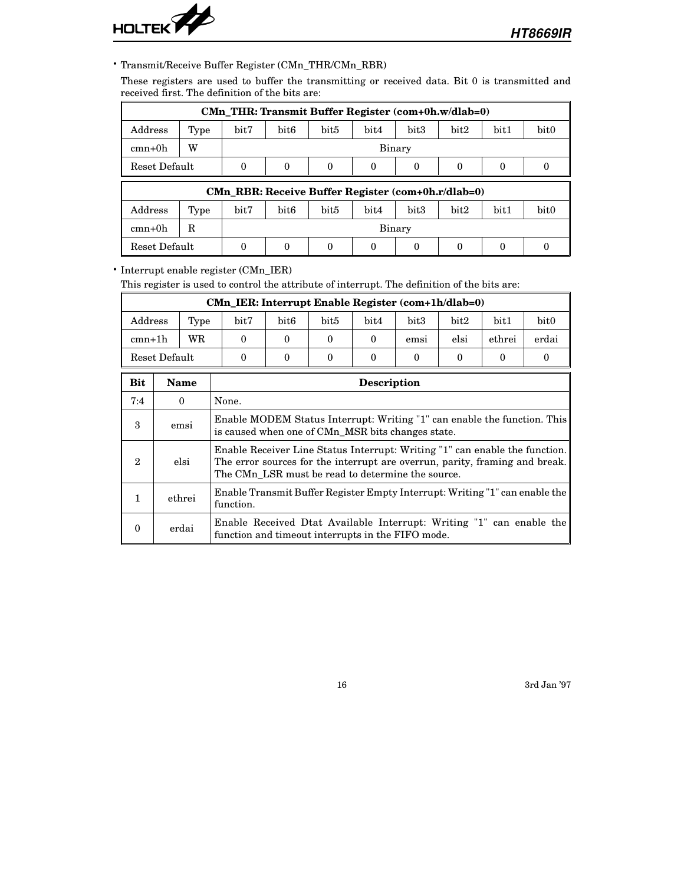- Transmit/Receive Buffer Register (CMn_THR/CMn_RBR)

  These registers are used to buffer the transmitting or received data. Bit 0 is transmitted and received first. The definition of the bits are:

| CMn_THR: Transmit Buffer Register (com+0h.w/dlab=0) | | | | | | | | | |
|---|---|---|---|---|---|---|---|---|---|
| Address | Type | bit7 | bit6 | bit5 | bit4 | bit3 | bit2 | bit1 | bit0 |
| cmn+0h | W | Binary | | | | | | | |
| Reset Default | | 0 | 0 | 0 | 0 | 0 | 0 | 0 | 0 |

| CMn_RBR: Receive Buffer Register (com+0h.r/dlab=0) | | | | | | | | | |
|---|---|---|---|---|---|---|---|---|---|
| Address | Type | bit7 | bit6 | bit5 | bit4 | bit3 | bit2 | bit1 | bit0 |
| cmn+0h | R | Binary | | | | | | | |
| Reset Default | | 0 | 0 | 0 | 0 | 0 | 0 | 0 | 0 |

- Interrupt enable register (CMn_IER)

  This register is used to control the attribute of interrupt. The definition of the bits are:

| CMn_IER: Interrupt Enable Register (com+1h/dlab=0) | | | | | | | | | |
|---|---|---|---|---|---|---|---|---|---|
| Address | Type | bit7 | bit6 | bit5 | bit4 | bit3 | bit2 | bit1 | bit0 |
| cmn+1h | WR | 0 | 0 | 0 | 0 | emsi | elsi | ethrei | erdai |
| Reset Default | | 0 | 0 | 0 | 0 | 0 | 0 | 0 | 0 |

| Bit | Name | Description |
|---|---|---|
| 7:4 | 0 | None. |
| 3 | emsi | Enable MODEM Status Interrupt: Writing "1" can enable the function. This is caused when one of CMn_MSR bits changes state. |
| 2 | elsi | Enable Receiver Line Status Interrupt: Writing "1" can enable the function. The error sources for the interrupt are overrun, parity, framing and break. The CMn_LSR must be read to determine the source. |
| 1 | ethrei | Enable Transmit Buffer Register Empty Interrupt: Writing "1" can enable the function. |
| 0 | erdai | Enable Received Dtat Available Interrupt: Writing "1" can enable the function and timeout interrupts in the FIFO mode. |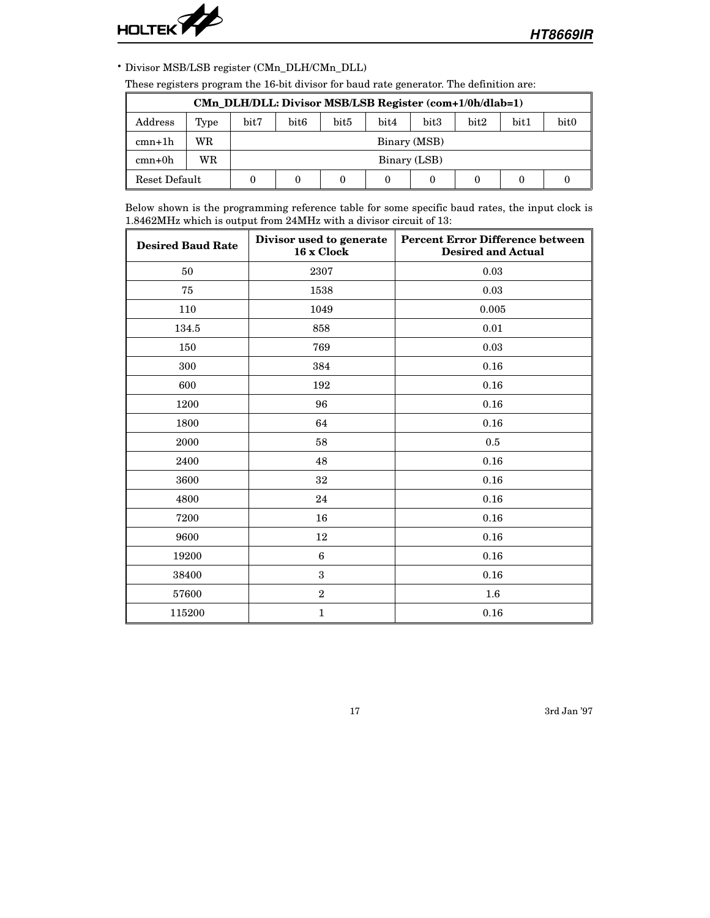- Divisor MSB/LSB register (CMn_DLH/CMn_DLL)

  These registers program the 16-bit divisor for baud rate generator. The definition are:

| CMn_DLH/DLL: Divisor MSB/LSB Register (com+1/0h/dlab=1) | | | | | | | | | |
|---|---|---|---|---|---|---|---|---|---|
| Address | Type | bit7 | bit6 | bit5 | bit4 | bit3 | bit2 | bit1 | bit0 |
| cmn+1h | WR | Binary (MSB) | | | | | | | |
| cmn+0h | WR | Binary (LSB) | | | | | | | |
| Reset Default | | 0 | 0 | 0 | 0 | 0 | 0 | 0 | 0 |

  Below shown is the programming reference table for some specific baud rates, the input clock is 1.8462MHz which is output from 24MHz with a divisor circuit of 13:

| Desired Baud Rate | Divisor used to generate 16 x Clock | Percent Error Difference between Desired and Actual |
|---|---|---|
| 50 | 2307 | 0.03 |
| 75 | 1538 | 0.03 |
| 110 | 1049 | 0.005 |
| 134.5 | 858 | 0.01 |
| 150 | 769 | 0.03 |
| 300 | 384 | 0.16 |
| 600 | 192 | 0.16 |
| 1200 | 96 | 0.16 |
| 1800 | 64 | 0.16 |
| 2000 | 58 | 0.5 |
| 2400 | 48 | 0.16 |
| 3600 | 32 | 0.16 |
| 4800 | 24 | 0.16 |
| 7200 | 16 | 0.16 |
| 9600 | 12 | 0.16 |
| 19200 | 6 | 0.16 |
| 38400 | 3 | 0.16 |
| 57600 | 2 | 1.6 |
| 115200 | 1 | 0.16 |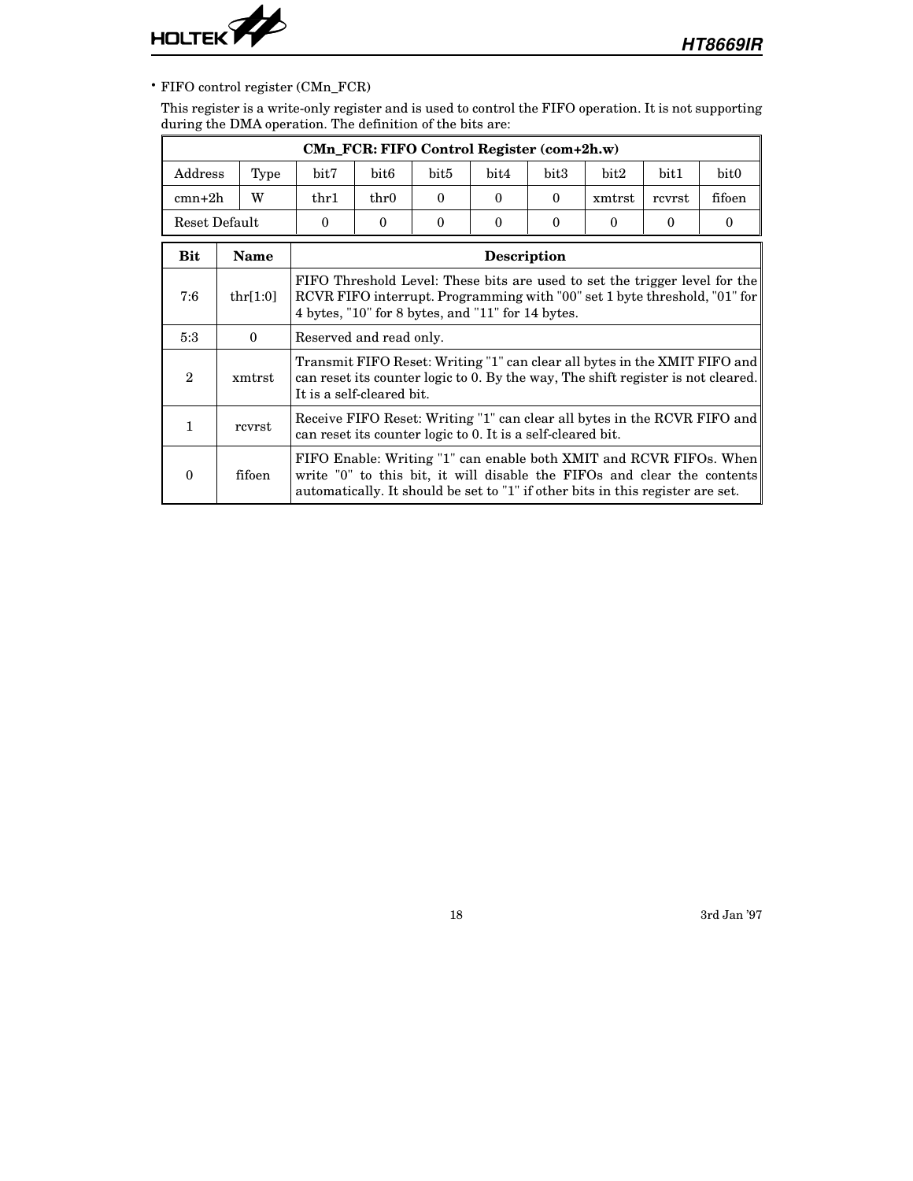• FIFO control register (CMn_FCR)

This register is a write-only register and is used to control the FIFO operation. It is not supporting during the DMA operation. The definition of the bits are:

| CMn_FCR: FIFO Control Register (com+2h.w) | | | | | | | | | |
|---|---|---|---|---|---|---|---|---|---|
| Address | Type | bit7 | bit6 | bit5 | bit4 | bit3 | bit2 | bit1 | bit0 |
| cmn+2h | W | thr1 | thr0 | 0 | 0 | 0 | xmtrst | rcvrst | fifoen |
| Reset Default | | 0 | 0 | 0 | 0 | 0 | 0 | 0 | 0 |

| Bit | Name | Description |
|---|---|---|
| 7:6 | thr[1:0] | FIFO Threshold Level: These bits are used to set the trigger level for the RCVR FIFO interrupt. Programming with "00" set 1 byte threshold, "01" for 4 bytes, "10" for 8 bytes, and "11" for 14 bytes. |
| 5:3 | 0 | Reserved and read only. |
| 2 | xmtrst | Transmit FIFO Reset: Writing "1" can clear all bytes in the XMIT FIFO and can reset its counter logic to 0. By the way, The shift register is not cleared. It is a self-cleared bit. |
| 1 | rcvrst | Receive FIFO Reset: Writing "1" can clear all bytes in the RCVR FIFO and can reset its counter logic to 0. It is a self-cleared bit. |
| 0 | fifoen | FIFO Enable: Writing "1" can enable both XMIT and RCVR FIFOs. When write "0" to this bit, it will disable the FIFOs and clear the contents automatically. It should be set to "1" if other bits in this register are set. |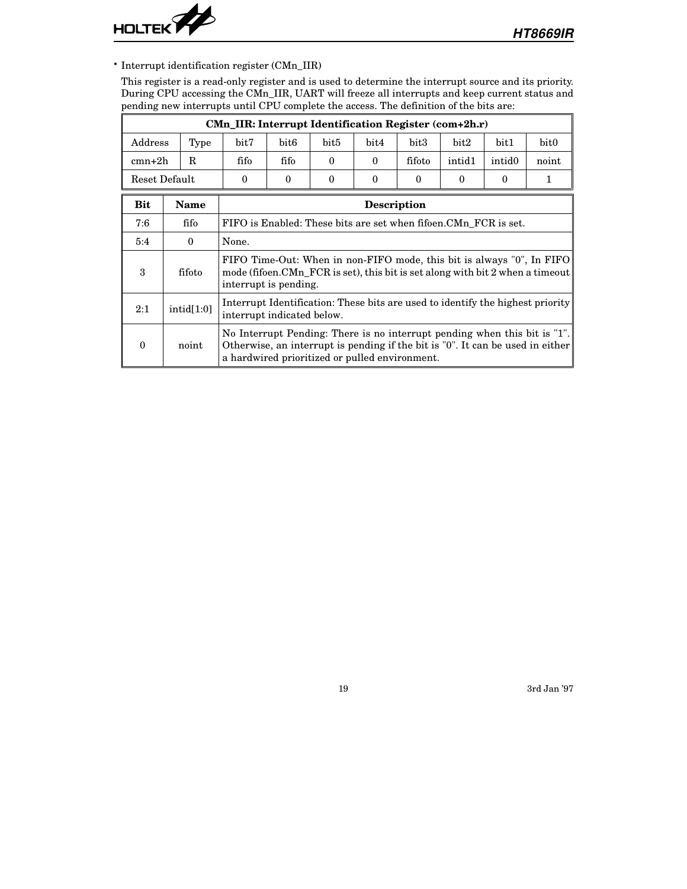- Interrupt identification register (CMn_IIR)

  This register is a read-only register and is used to determine the interrupt source and its priority. During CPU accessing the CMn_IIR, UART will freeze all interrupts and keep current status and pending new interrupts until CPU complete the access. The definition of the bits are:

| CMn_IIR: Interrupt Identification Register (com+2h.r) | | | | | | | | | |
|---|---|---|---|---|---|---|---|---|---|
| Address | Type | bit7 | bit6 | bit5 | bit4 | bit3 | bit2 | bit1 | bit0 |
| cmn+2h | R | fifo | fifo | 0 | 0 | fifoto | intid1 | intid0 | noint |
| Reset Default | | 0 | 0 | 0 | 0 | 0 | 0 | 0 | 1 |

| Bit | Name | Description |
|---|---|---|
| 7:6 | fifo | FIFO is Enabled: These bits are set when fifoen.CMn_FCR is set. |
| 5:4 | 0 | None. |
| 3 | fifoto | FIFO Time-Out: When in non-FIFO mode, this bit is always "0", In FIFO mode (fifoen.CMn_FCR is set), this bit is set along with bit 2 when a timeout interrupt is pending. |
| 2:1 | intid[1:0] | Interrupt Identification: These bits are used to identify the highest priority interrupt indicated below. |
| 0 | noint | No Interrupt Pending: There is no interrupt pending when this bit is "1". Otherwise, an interrupt is pending if the bit is "0". It can be used in either a hardwired prioritized or pulled environment. |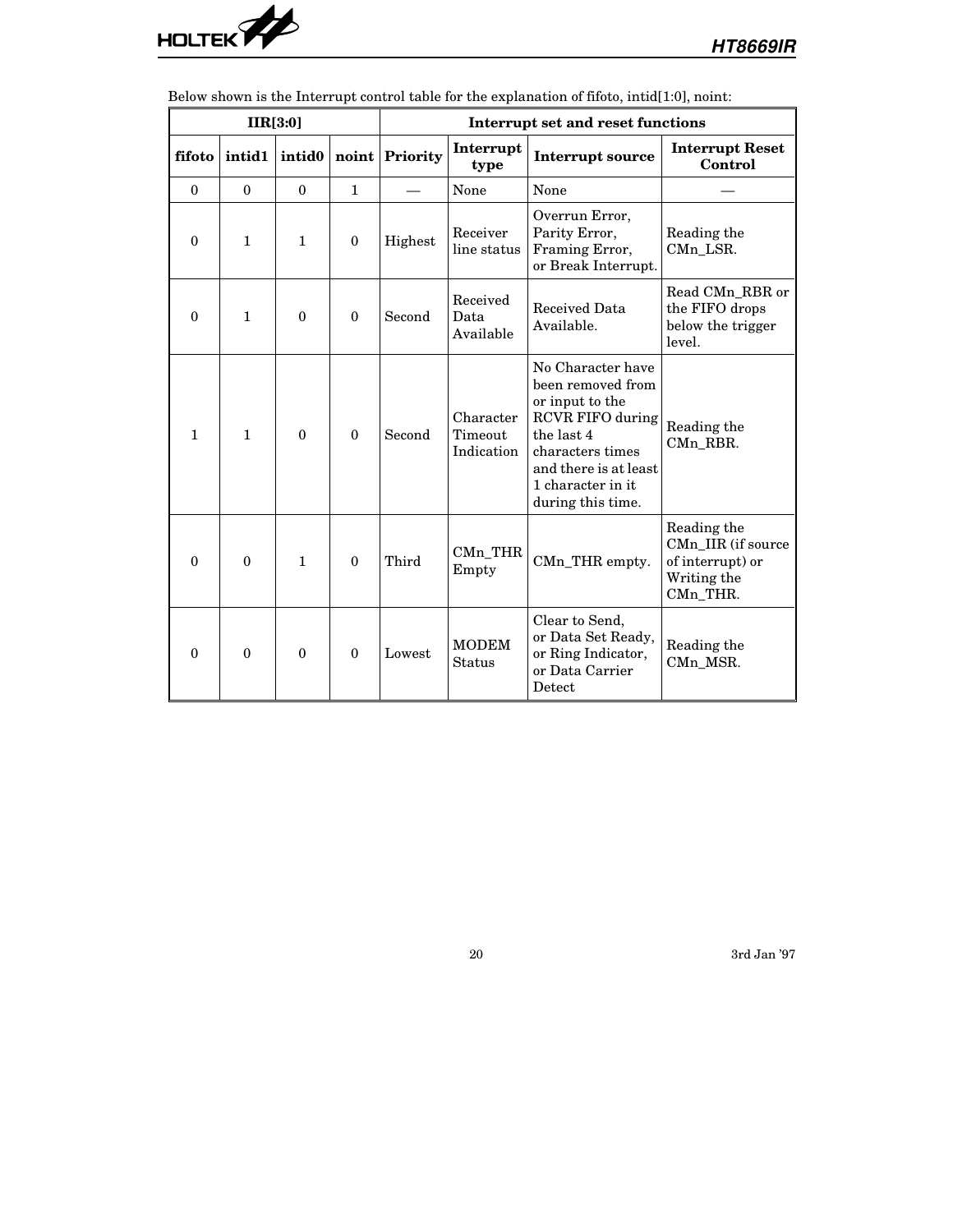Below shown is the Interrupt control table for the explanation of fifoto, intid[1:0], noint:

| IIR[3:0] | | | | Interrupt set and reset functions | | | |
|---|---|---|---|---|---|---|---|
| **fifoto** | **intid1** | **intid0** | **noint** | **Priority** | **Interrupt type** | **Interrupt source** | **Interrupt Reset Control** |
| 0 | 0 | 0 | 1 | — | None | None | — |
| 0 | 1 | 1 | 0 | Highest | Receiver line status | Overrun Error, Parity Error, Framing Error, or Break Interrupt. | Reading the CMn_LSR. |
| 0 | 1 | 0 | 0 | Second | Received Data Available | Received Data Available. | Read CMn_RBR or the FIFO drops below the trigger level. |
| 1 | 1 | 0 | 0 | Second | Character Timeout Indication | No Character have been removed from or input to the RCVR FIFO during the last 4 characters times and there is at least 1 character in it during this time. | Reading the CMn_RBR. |
| 0 | 0 | 1 | 0 | Third | CMn_THR Empty | CMn_THR empty. | Reading the CMn_IIR (if source of interrupt) or Writing the CMn_THR. |
| 0 | 0 | 0 | 0 | Lowest | MODEM Status | Clear to Send, or Data Set Ready, or Ring Indicator, or Data Carrier Detect | Reading the CMn_MSR. |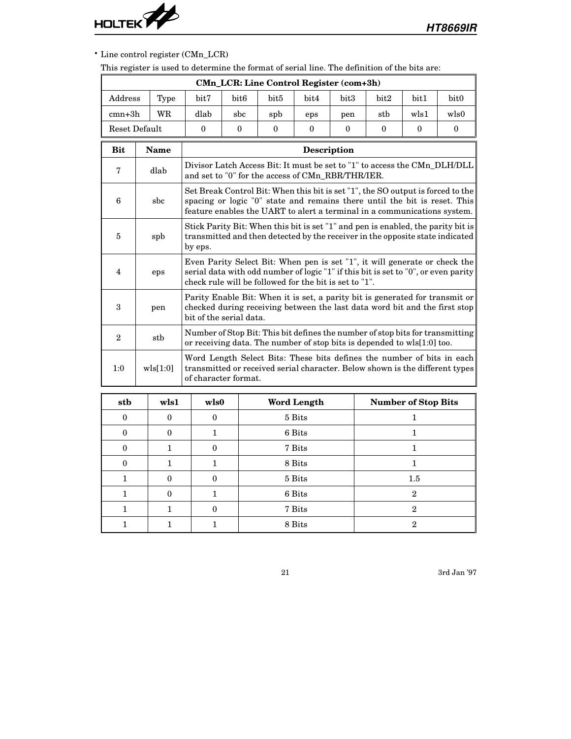• Line control register (CMn_LCR)

This register is used to determine the format of serial line. The definition of the bits are:

| CMn_LCR: Line Control Register (com+3h) | | | | | | | | | |
|---|---|---|---|---|---|---|---|---|---|
| Address | Type | bit7 | bit6 | bit5 | bit4 | bit3 | bit2 | bit1 | bit0 |
| cmn+3h | WR | dlab | sbc | spb | eps | pen | stb | wls1 | wls0 |
| Reset Default | | 0 | 0 | 0 | 0 | 0 | 0 | 0 | 0 |

| Bit | Name | Description |
|---|---|---|
| 7 | dlab | Divisor Latch Access Bit: It must be set to "1" to access the CMn_DLH/DLL and set to "0" for the access of CMn_RBR/THR/IER. |
| 6 | sbc | Set Break Control Bit: When this bit is set "1", the SO output is forced to the spacing or logic "0" state and remains there until the bit is reset. This feature enables the UART to alert a terminal in a communications system. |
| 5 | spb | Stick Parity Bit: When this bit is set "1" and pen is enabled, the parity bit is transmitted and then detected by the receiver in the opposite state indicated by eps. |
| 4 | eps | Even Parity Select Bit: When pen is set "1", it will generate or check the serial data with odd number of logic "1" if this bit is set to "0", or even parity check rule will be followed for the bit is set to "1". |
| 3 | pen | Parity Enable Bit: When it is set, a parity bit is generated for transmit or checked during receiving between the last data word bit and the first stop bit of the serial data. |
| 2 | stb | Number of Stop Bit: This bit defines the number of stop bits for transmitting or receiving data. The number of stop bits is depended to wls[1:0] too. |
| 1:0 | wls[1:0] | Word Length Select Bits: These bits defines the number of bits in each transmitted or received serial character. Below shown is the different types of character format. |

| stb | wls1 | wls0 | Word Length | Number of Stop Bits |
|---|---|---|---|---|
| 0 | 0 | 0 | 5 Bits | 1 |
| 0 | 0 | 1 | 6 Bits | 1 |
| 0 | 1 | 0 | 7 Bits | 1 |
| 0 | 1 | 1 | 8 Bits | 1 |
| 1 | 0 | 0 | 5 Bits | 1.5 |
| 1 | 0 | 1 | 6 Bits | 2 |
| 1 | 1 | 0 | 7 Bits | 2 |
| 1 | 1 | 1 | 8 Bits | 2 |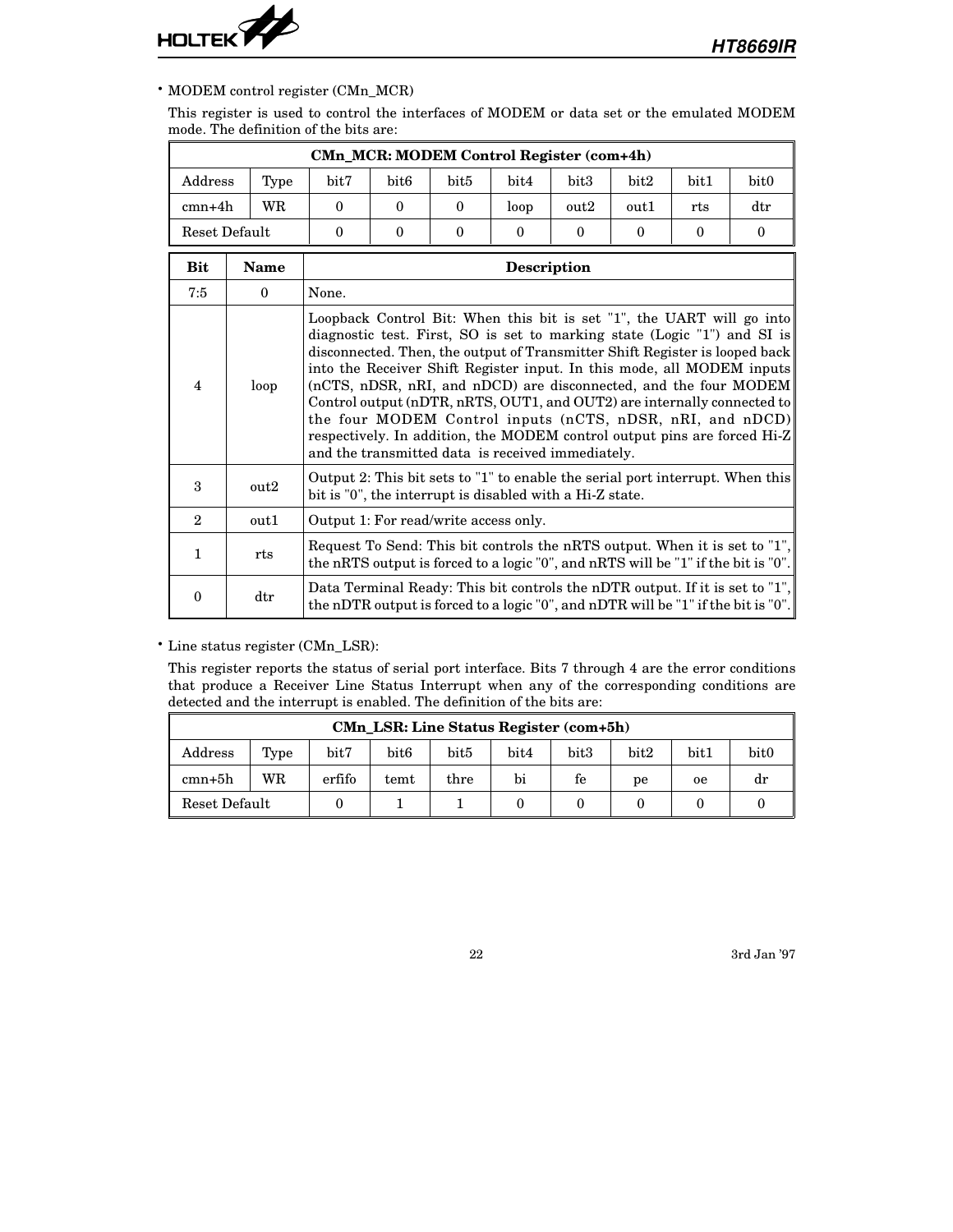- MODEM control register (CMn_MCR)

This register is used to control the interfaces of MODEM or data set or the emulated MODEM mode. The definition of the bits are:

| CMn_MCR: MODEM Control Register (com+4h) | | | | | | | | | |
|---|---|---|---|---|---|---|---|---|---|
| Address | Type | bit7 | bit6 | bit5 | bit4 | bit3 | bit2 | bit1 | bit0 |
| cmn+4h | WR | 0 | 0 | 0 | loop | out2 | out1 | rts | dtr |
| Reset Default | | 0 | 0 | 0 | 0 | 0 | 0 | 0 | 0 |

| Bit | Name | Description |
|---|---|---|
| 7:5 | 0 | None. |
| 4 | loop | Loopback Control Bit: When this bit is set "1", the UART will go into diagnostic test. First, SO is set to marking state (Logic "1") and SI is disconnected. Then, the output of Transmitter Shift Register is looped back into the Receiver Shift Register input. In this mode, all MODEM inputs (nCTS, nDSR, nRI, and nDCD) are disconnected, and the four MODEM Control output (nDTR, nRTS, OUT1, and OUT2) are internally connected to the four MODEM Control inputs (nCTS, nDSR, nRI, and nDCD) respectively. In addition, the MODEM control output pins are forced Hi-Z and the transmitted data is received immediately. |
| 3 | out2 | Output 2: This bit sets to "1" to enable the serial port interrupt. When this bit is "0", the interrupt is disabled with a Hi-Z state. |
| 2 | out1 | Output 1: For read/write access only. |
| 1 | rts | Request To Send: This bit controls the nRTS output. When it is set to "1", the nRTS output is forced to a logic "0", and nRTS will be "1" if the bit is "0". |
| 0 | dtr | Data Terminal Ready: This bit controls the nDTR output. If it is set to "1", the nDTR output is forced to a logic "0", and nDTR will be "1" if the bit is "0". |

- Line status register (CMn_LSR):

This register reports the status of serial port interface. Bits 7 through 4 are the error conditions that produce a Receiver Line Status Interrupt when any of the corresponding conditions are detected and the interrupt is enabled. The definition of the bits are:

| CMn_LSR: Line Status Register (com+5h) | | | | | | | | | |
|---|---|---|---|---|---|---|---|---|---|
| Address | Type | bit7 | bit6 | bit5 | bit4 | bit3 | bit2 | bit1 | bit0 |
| cmn+5h | WR | erfifo | temt | thre | bi | fe | pe | oe | dr |
| Reset Default | | 0 | 1 | 1 | 0 | 0 | 0 | 0 | 0 |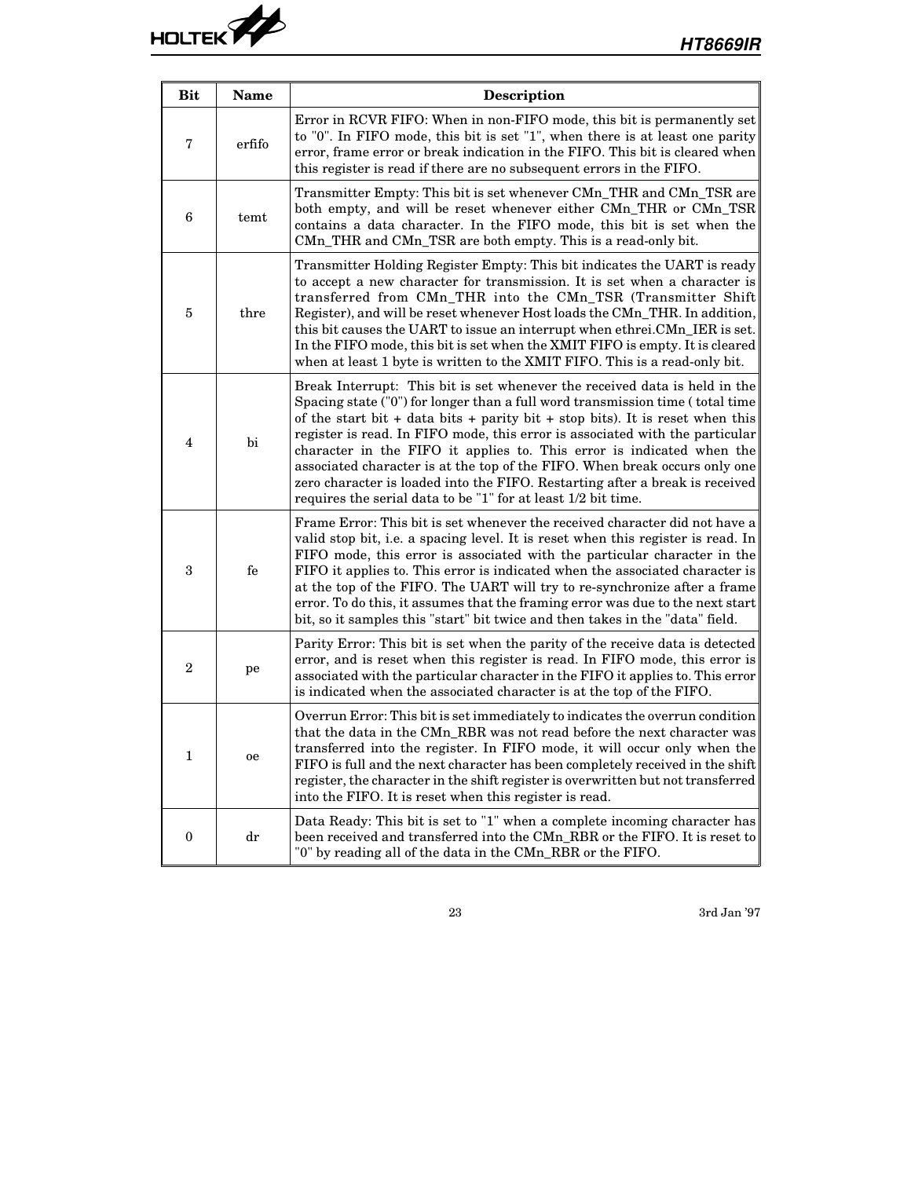| Bit | Name | Description |
|---|---|---|
| 7 | erfifo | Error in RCVR FIFO: When in non-FIFO mode, this bit is permanently set to "0". In FIFO mode, this bit is set "1", when there is at least one parity error, frame error or break indication in the FIFO. This bit is cleared when this register is read if there are no subsequent errors in the FIFO. |
| 6 | temt | Transmitter Empty: This bit is set whenever CMn_THR and CMn_TSR are both empty, and will be reset whenever either CMn_THR or CMn_TSR contains a data character. In the FIFO mode, this bit is set when the CMn_THR and CMn_TSR are both empty. This is a read-only bit. |
| 5 | thre | Transmitter Holding Register Empty: This bit indicates the UART is ready to accept a new character for transmission. It is set when a character is transferred from CMn_THR into the CMn_TSR (Transmitter Shift Register), and will be reset whenever Host loads the CMn_THR. In addition, this bit causes the UART to issue an interrupt when ethrei.CMn_IER is set. In the FIFO mode, this bit is set when the XMIT FIFO is empty. It is cleared when at least 1 byte is written to the XMIT FIFO. This is a read-only bit. |
| 4 | bi | Break Interrupt: This bit is set whenever the received data is held in the Spacing state ("0") for longer than a full word transmission time ( total time of the start bit + data bits + parity bit + stop bits). It is reset when this register is read. In FIFO mode, this error is associated with the particular character in the FIFO it applies to. This error is indicated when the associated character is at the top of the FIFO. When break occurs only one zero character is loaded into the FIFO. Restarting after a break is received requires the serial data to be "1" for at least 1/2 bit time. |
| 3 | fe | Frame Error: This bit is set whenever the received character did not have a valid stop bit, i.e. a spacing level. It is reset when this register is read. In FIFO mode, this error is associated with the particular character in the FIFO it applies to. This error is indicated when the associated character is at the top of the FIFO. The UART will try to re-synchronize after a frame error. To do this, it assumes that the framing error was due to the next start bit, so it samples this "start" bit twice and then takes in the "data" field. |
| 2 | pe | Parity Error: This bit is set when the parity of the receive data is detected error, and is reset when this register is read. In FIFO mode, this error is associated with the particular character in the FIFO it applies to. This error is indicated when the associated character is at the top of the FIFO. |
| 1 | oe | Overrun Error: This bit is set immediately to indicates the overrun condition that the data in the CMn_RBR was not read before the next character was transferred into the register. In FIFO mode, it will occur only when the FIFO is full and the next character has been completely received in the shift register, the character in the shift register is overwritten but not transferred into the FIFO. It is reset when this register is read. |
| 0 | dr | Data Ready: This bit is set to "1" when a complete incoming character has been received and transferred into the CMn_RBR or the FIFO. It is reset to "0" by reading all of the data in the CMn_RBR or the FIFO. |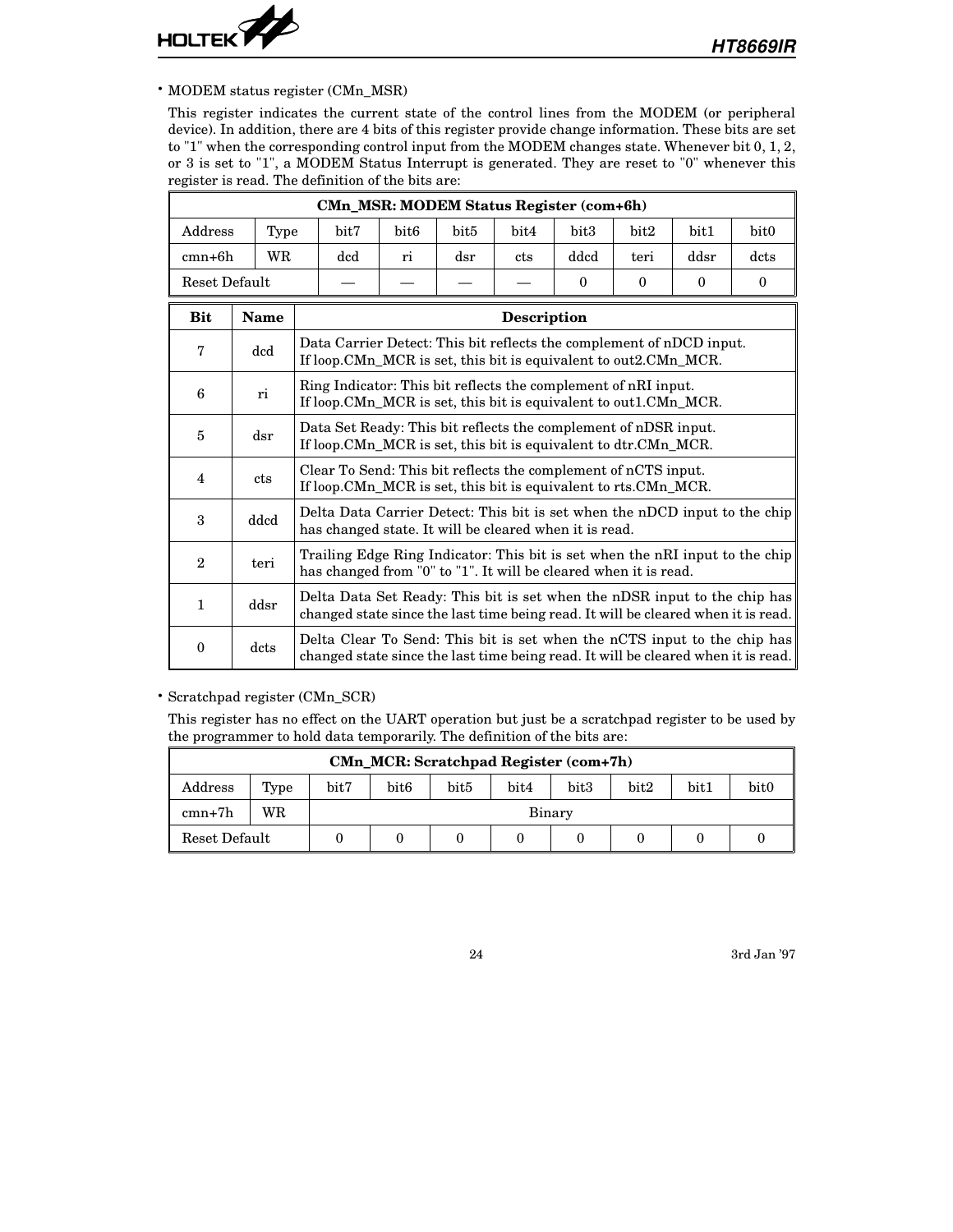• MODEM status register (CMn_MSR)

This register indicates the current state of the control lines from the MODEM (or peripheral device). In addition, there are 4 bits of this register provide change information. These bits are set to "1" when the corresponding control input from the MODEM changes state. Whenever bit 0, 1, 2, or 3 is set to "1", a MODEM Status Interrupt is generated. They are reset to "0" whenever this register is read. The definition of the bits are:

| **CMn_MSR: MODEM Status Register (com+6h)** | | | | | | | | | |
|---|---|---|---|---|---|---|---|---|---|
| Address | Type | bit7 | bit6 | bit5 | bit4 | bit3 | bit2 | bit1 | bit0 |
| cmn+6h | WR | dcd | ri | dsr | cts | ddcd | teri | ddsr | dcts |
| Reset Default | | — | — | — | — | 0 | 0 | 0 | 0 |

| Bit | Name | Description |
|---|---|---|
| 7 | dcd | Data Carrier Detect: This bit reflects the complement of nDCD input. If loop.CMn_MCR is set, this bit is equivalent to out2.CMn_MCR. |
| 6 | ri | Ring Indicator: This bit reflects the complement of nRI input. If loop.CMn_MCR is set, this bit is equivalent to out1.CMn_MCR. |
| 5 | dsr | Data Set Ready: This bit reflects the complement of nDSR input. If loop.CMn_MCR is set, this bit is equivalent to dtr.CMn_MCR. |
| 4 | cts | Clear To Send: This bit reflects the complement of nCTS input. If loop.CMn_MCR is set, this bit is equivalent to rts.CMn_MCR. |
| 3 | ddcd | Delta Data Carrier Detect: This bit is set when the nDCD input to the chip has changed state. It will be cleared when it is read. |
| 2 | teri | Trailing Edge Ring Indicator: This bit is set when the nRI input to the chip has changed from "0" to "1". It will be cleared when it is read. |
| 1 | ddsr | Delta Data Set Ready: This bit is set when the nDSR input to the chip has changed state since the last time being read. It will be cleared when it is read. |
| 0 | dcts | Delta Clear To Send: This bit is set when the nCTS input to the chip has changed state since the last time being read. It will be cleared when it is read. |

• Scratchpad register (CMn_SCR)

This register has no effect on the UART operation but just be a scratchpad register to be used by the programmer to hold data temporarily. The definition of the bits are:

| **CMn_MCR: Scratchpad Register (com+7h)** | | | | | | | | | |
|---|---|---|---|---|---|---|---|---|---|
| Address | Type | bit7 | bit6 | bit5 | bit4 | bit3 | bit2 | bit1 | bit0 |
| cmn+7h | WR | Binary | | | | | | | |
| Reset Default | | 0 | 0 | 0 | 0 | 0 | 0 | 0 | 0 |

3rd Jan '97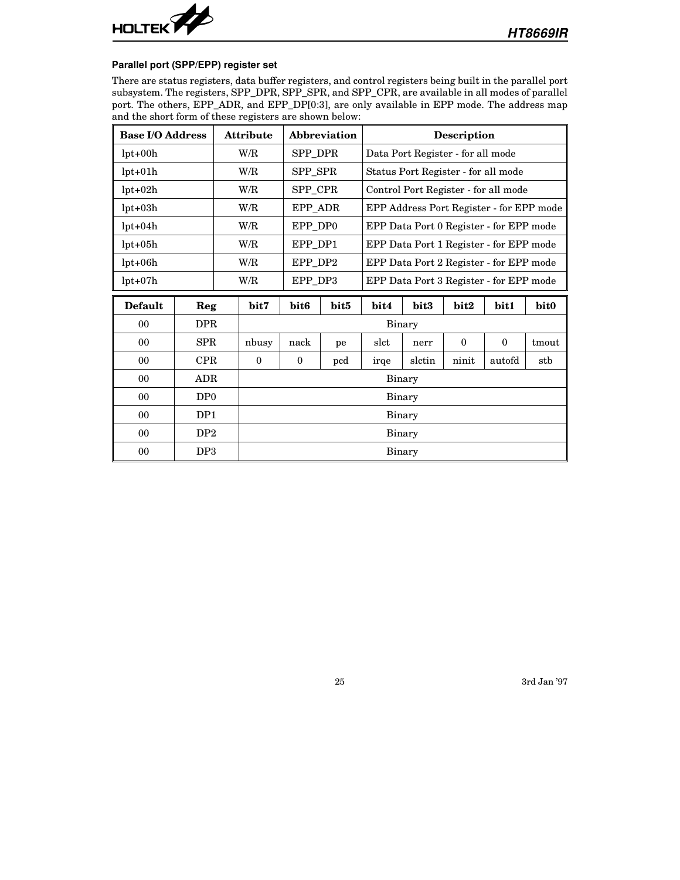### Parallel port (SPP/EPP) register set

There are status registers, data buffer registers, and control registers being built in the parallel port subsystem. The registers, SPP_DPR, SPP_SPR, and SPP_CPR, are available in all modes of parallel port. The others, EPP_ADR, and EPP_DP[0:3], are only available in EPP mode. The address map and the short form of these registers are shown below:

| Base I/O Address | Attribute | Abbreviation | Description |
|---|---|---|---|
| lpt+00h | W/R | SPP_DPR | Data Port Register - for all mode |
| lpt+01h | W/R | SPP_SPR | Status Port Register - for all mode |
| lpt+02h | W/R | SPP_CPR | Control Port Register - for all mode |
| lpt+03h | W/R | EPP_ADR | EPP Address Port Register - for EPP mode |
| lpt+04h | W/R | EPP_DP0 | EPP Data Port 0 Register - for EPP mode |
| lpt+05h | W/R | EPP_DP1 | EPP Data Port 1 Register - for EPP mode |
| lpt+06h | W/R | EPP_DP2 | EPP Data Port 2 Register - for EPP mode |
| lpt+07h | W/R | EPP_DP3 | EPP Data Port 3 Register - for EPP mode |

| Default | Reg | bit7 | bit6 | bit5 | bit4 | bit3 | bit2 | bit1 | bit0 |
|---|---|---|---|---|---|---|---|---|---|
| 00 | DPR | Binary | | | | | | | |
| 00 | SPR | nbusy | nack | pe | slct | nerr | 0 | 0 | tmout |
| 00 | CPR | 0 | 0 | pcd | irqe | slctin | ninit | autofd | stb |
| 00 | ADR | Binary | | | | | | | |
| 00 | DP0 | Binary | | | | | | | |
| 00 | DP1 | Binary | | | | | | | |
| 00 | DP2 | Binary | | | | | | | |
| 00 | DP3 | Binary | | | | | | | |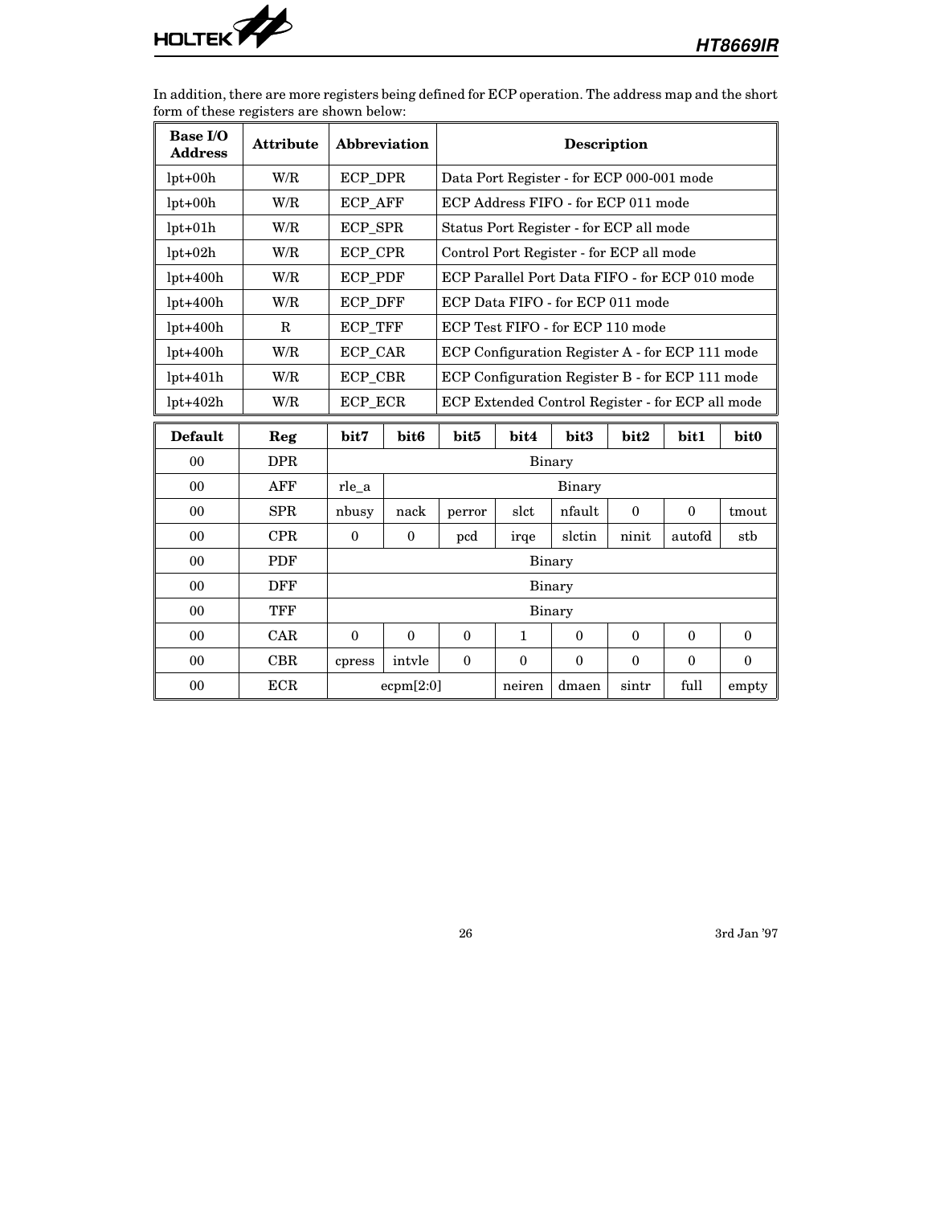In addition, there are more registers being defined for ECP operation. The address map and the short form of these registers are shown below:

| Base I/O Address | Attribute | Abbreviation | Description |
|---|---|---|---|
| lpt+00h | W/R | ECP_DPR | Data Port Register - for ECP 000-001 mode |
| lpt+00h | W/R | ECP_AFF | ECP Address FIFO - for ECP 011 mode |
| lpt+01h | W/R | ECP_SPR | Status Port Register - for ECP all mode |
| lpt+02h | W/R | ECP_CPR | Control Port Register - for ECP all mode |
| lpt+400h | W/R | ECP_PDF | ECP Parallel Port Data FIFO - for ECP 010 mode |
| lpt+400h | W/R | ECP_DFF | ECP Data FIFO - for ECP 011 mode |
| lpt+400h | R | ECP_TFF | ECP Test FIFO - for ECP 110 mode |
| lpt+400h | W/R | ECP_CAR | ECP Configuration Register A - for ECP 111 mode |
| lpt+401h | W/R | ECP_CBR | ECP Configuration Register B - for ECP 111 mode |
| lpt+402h | W/R | ECP_ECR | ECP Extended Control Register - for ECP all mode |

| Default | Reg | bit7 | bit6 | bit5 | bit4 | bit3 | bit2 | bit1 | bit0 |
|---|---|---|---|---|---|---|---|---|---|
| 00 | DPR | Binary | | | | | | | |
| 00 | AFF | rle_a | Binary | | | | | | |
| 00 | SPR | nbusy | nack | perror | slct | nfault | 0 | 0 | tmout |
| 00 | CPR | 0 | 0 | pcd | irqe | slctin | ninit | autofd | stb |
| 00 | PDF | Binary | | | | | | | |
| 00 | DFF | Binary | | | | | | | |
| 00 | TFF | Binary | | | | | | | |
| 00 | CAR | 0 | 0 | 0 | 1 | 0 | 0 | 0 | 0 |
| 00 | CBR | cpress | intvle | 0 | 0 | 0 | 0 | 0 | 0 |
| 00 | ECR | ecpm[2:0] | | | neiren | dmaen | sintr | full | empty |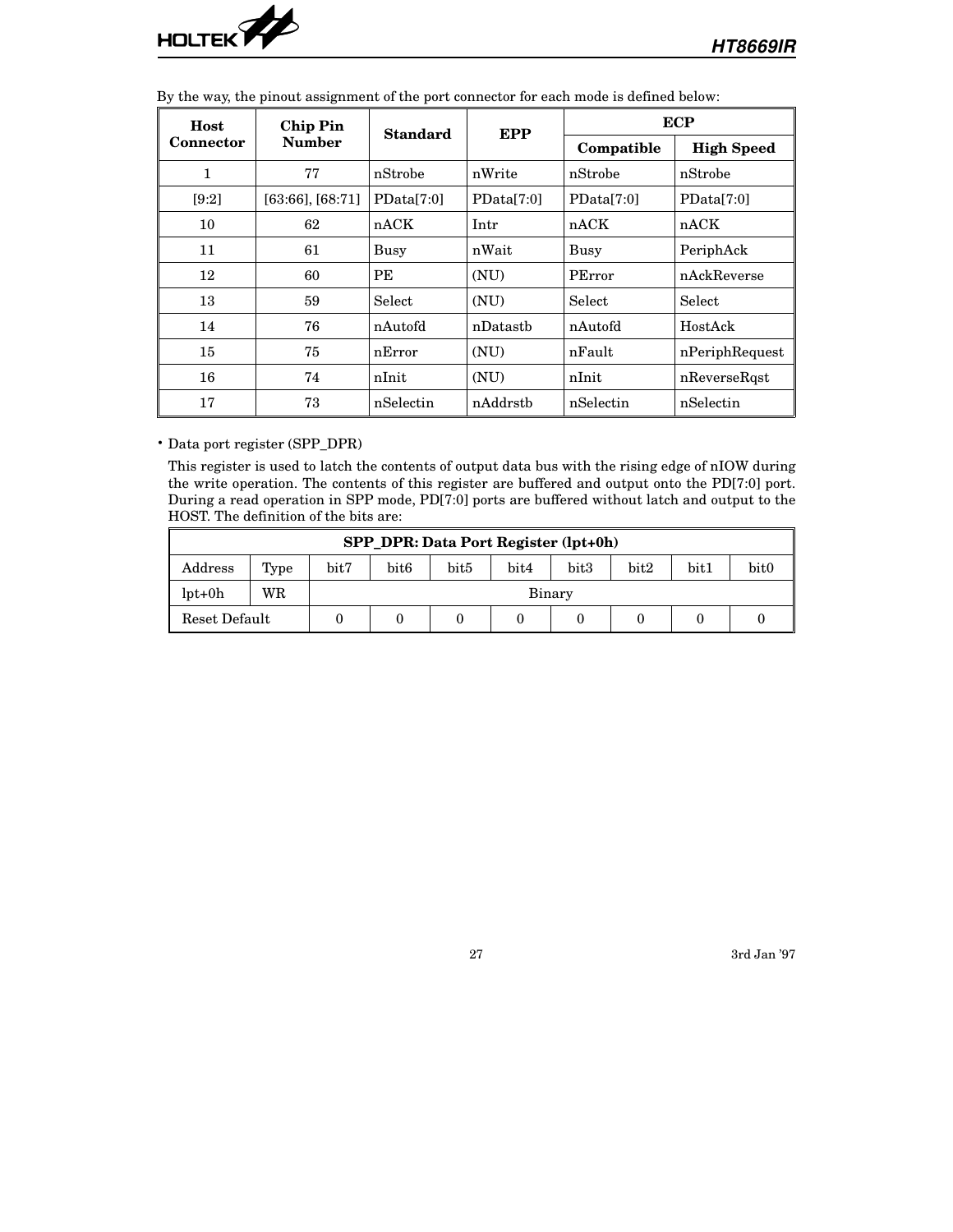By the way, the pinout assignment of the port connector for each mode is defined below:

| Host Connector | Chip Pin Number | Standard | EPP | ECP | |
|---|---|---|---|---|---|
| | | | | Compatible | High Speed |
| 1 | 77 | nStrobe | nWrite | nStrobe | nStrobe |
| [9:2] | [63:66], [68:71] | PData[7:0] | PData[7:0] | PData[7:0] | PData[7:0] |
| 10 | 62 | nACK | Intr | nACK | nACK |
| 11 | 61 | Busy | nWait | Busy | PeriphAck |
| 12 | 60 | PE | (NU) | PError | nAckReverse |
| 13 | 59 | Select | (NU) | Select | Select |
| 14 | 76 | nAutofd | nDatastb | nAutofd | HostAck |
| 15 | 75 | nError | (NU) | nFault | nPeriphRequest |
| 16 | 74 | nInit | (NU) | nInit | nReverseRqst |
| 17 | 73 | nSelectin | nAddrstb | nSelectin | nSelectin |

- Data port register (SPP_DPR)

  This register is used to latch the contents of output data bus with the rising edge of nIOW during the write operation. The contents of this register are buffered and output onto the PD[7:0] port. During a read operation in SPP mode, PD[7:0] ports are buffered without latch and output to the HOST. The definition of the bits are:

| SPP_DPR: Data Port Register (lpt+0h) | | | | | | | | | |
|---|---|---|---|---|---|---|---|---|---|
| Address | Type | bit7 | bit6 | bit5 | bit4 | bit3 | bit2 | bit1 | bit0 |
| lpt+0h | WR | Binary | | | | | | | |
| Reset Default | | 0 | 0 | 0 | 0 | 0 | 0 | 0 | 0 |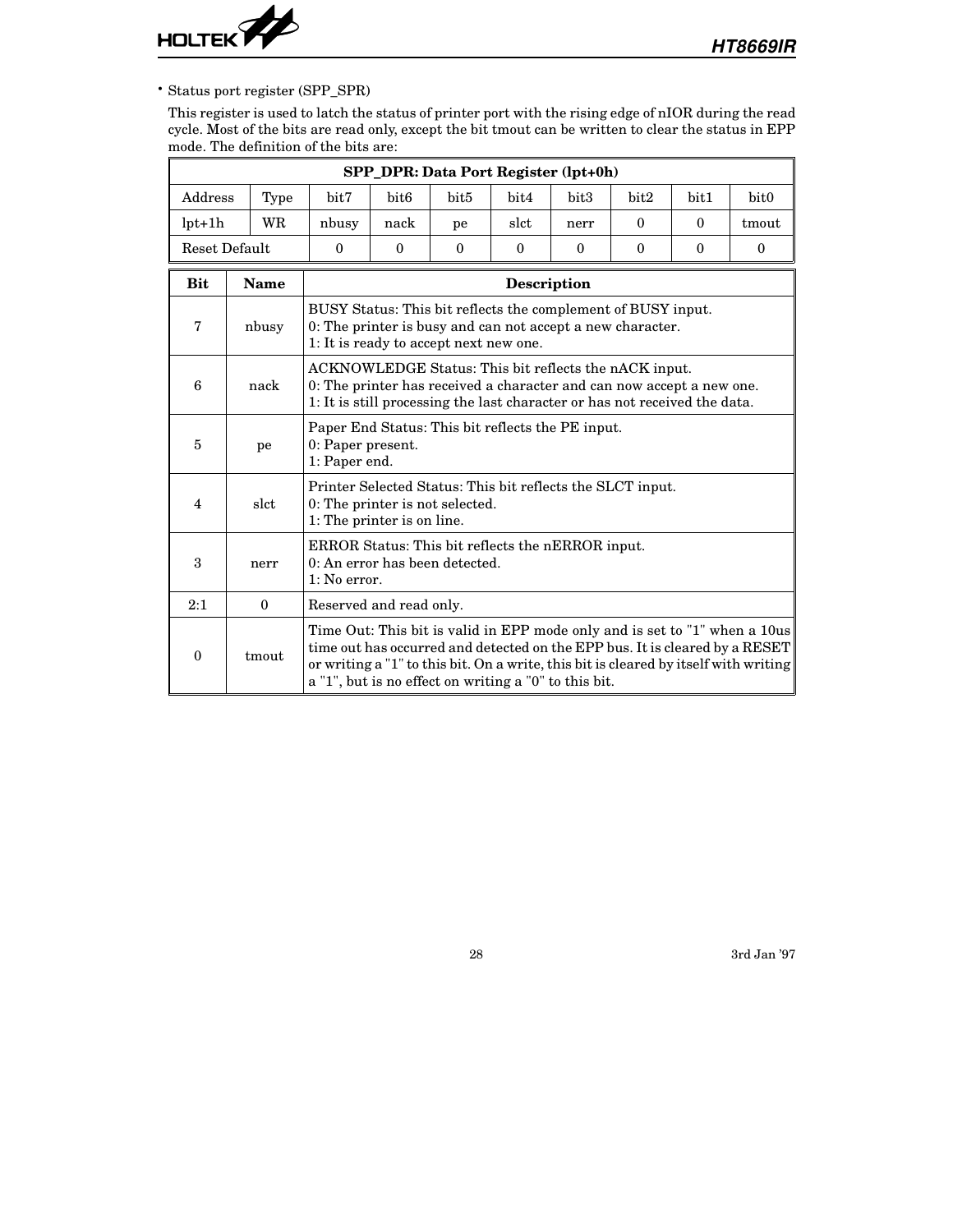- Status port register (SPP_SPR)

  This register is used to latch the status of printer port with the rising edge of nIOR during the read cycle. Most of the bits are read only, except the bit tmout can be written to clear the status in EPP mode. The definition of the bits are:

| SPP_DPR: Data Port Register (lpt+0h) | | | | | | | | | |
|---|---|---|---|---|---|---|---|---|---|
| Address | Type | bit7 | bit6 | bit5 | bit4 | bit3 | bit2 | bit1 | bit0 |
| lpt+1h | WR | nbusy | nack | pe | slct | nerr | 0 | 0 | tmout |
| Reset Default | | 0 | 0 | 0 | 0 | 0 | 0 | 0 | 0 |

| Bit | Name | Description |
|---|---|---|
| 7 | nbusy | BUSY Status: This bit reflects the complement of BUSY input.<br>0: The printer is busy and can not accept a new character.<br>1: It is ready to accept next new one. |
| 6 | nack | ACKNOWLEDGE Status: This bit reflects the nACK input.<br>0: The printer has received a character and can now accept a new one.<br>1: It is still processing the last character or has not received the data. |
| 5 | pe | Paper End Status: This bit reflects the PE input.<br>0: Paper present.<br>1: Paper end. |
| 4 | slct | Printer Selected Status: This bit reflects the SLCT input.<br>0: The printer is not selected.<br>1: The printer is on line. |
| 3 | nerr | ERROR Status: This bit reflects the nERROR input.<br>0: An error has been detected.<br>1: No error. |
| 2:1 | 0 | Reserved and read only. |
| 0 | tmout | Time Out: This bit is valid in EPP mode only and is set to "1" when a 10us time out has occurred and detected on the EPP bus. It is cleared by a RESET or writing a "1" to this bit. On a write, this bit is cleared by itself with writing a "1", but is no effect on writing a "0" to this bit. |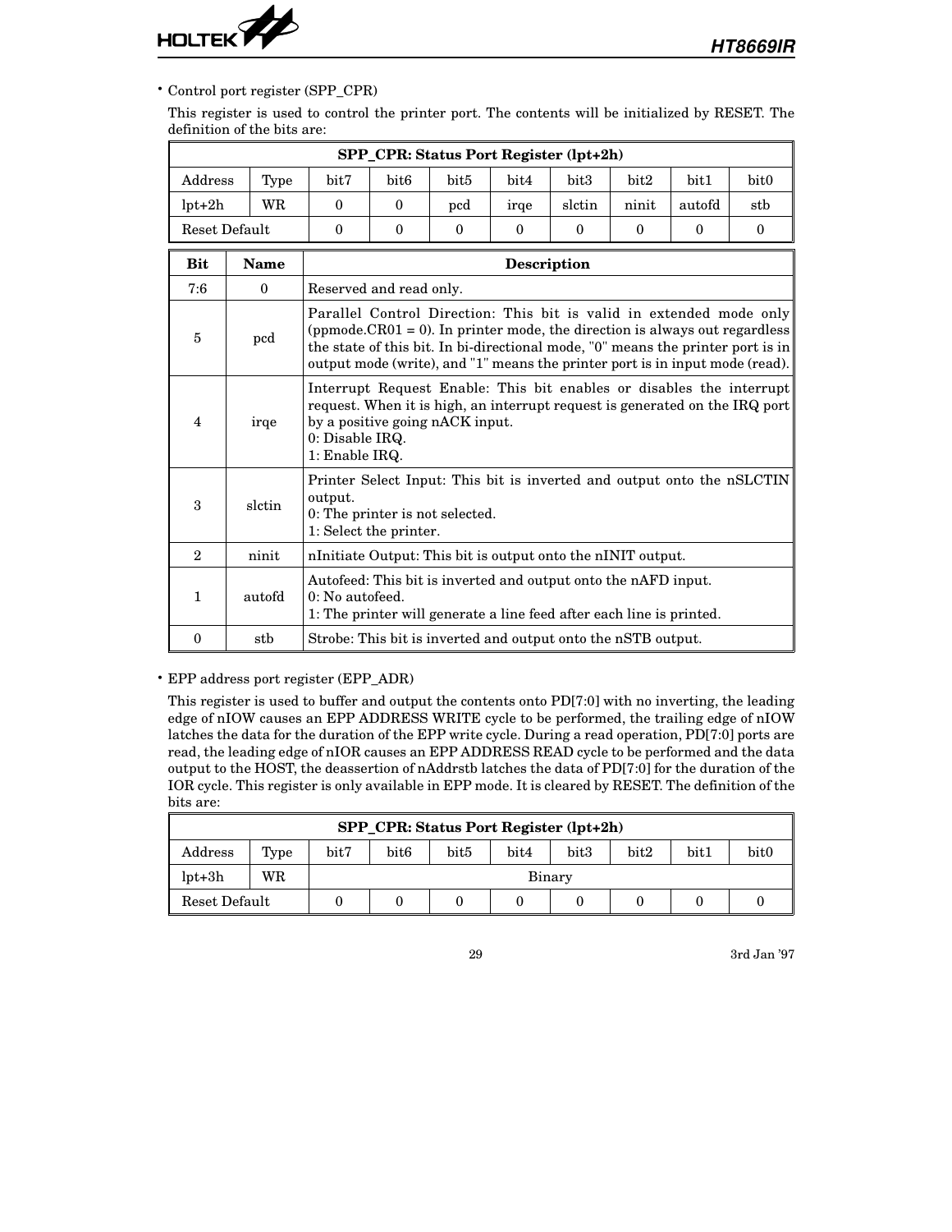- Control port register (SPP_CPR)

  This register is used to control the printer port. The contents will be initialized by RESET. The definition of the bits are:

| SPP_CPR: Status Port Register (lpt+2h) | | | | | | | | | |
|---|---|---|---|---|---|---|---|---|---|
| Address | Type | bit7 | bit6 | bit5 | bit4 | bit3 | bit2 | bit1 | bit0 |
| lpt+2h | WR | 0 | 0 | pcd | irqe | slctin | ninit | autofd | stb |
| Reset Default | | 0 | 0 | 0 | 0 | 0 | 0 | 0 | 0 |

| Bit | Name | Description |
|---|---|---|
| 7:6 | 0 | Reserved and read only. |
| 5 | pcd | Parallel Control Direction: This bit is valid in extended mode only (ppmode.CR01 = 0). In printer mode, the direction is always out regardless the state of this bit. In bi-directional mode, "0" means the printer port is in output mode (write), and "1" means the printer port is in input mode (read). |
| 4 | irqe | Interrupt Request Enable: This bit enables or disables the interrupt request. When it is high, an interrupt request is generated on the IRQ port by a positive going nACK input.<br>0: Disable IRQ.<br>1: Enable IRQ. |
| 3 | slctin | Printer Select Input: This bit is inverted and output onto the nSLCTIN output.<br>0: The printer is not selected.<br>1: Select the printer. |
| 2 | ninit | nInitiate Output: This bit is output onto the nINIT output. |
| 1 | autofd | Autofeed: This bit is inverted and output onto the nAFD input.<br>0: No autofeed.<br>1: The printer will generate a line feed after each line is printed. |
| 0 | stb | Strobe: This bit is inverted and output onto the nSTB output. |

- EPP address port register (EPP_ADR)

  This register is used to buffer and output the contents onto PD[7:0] with no inverting, the leading edge of nIOW causes an EPP ADDRESS WRITE cycle to be performed, the trailing edge of nIOW latches the data for the duration of the EPP write cycle. During a read operation, PD[7:0] ports are read, the leading edge of nIOR causes an EPP ADDRESS READ cycle to be performed and the data output to the HOST, the deassertion of nAddrstb latches the data of PD[7:0] for the duration of the IOR cycle. This register is only available in EPP mode. It is cleared by RESET. The definition of the bits are:

| SPP_CPR: Status Port Register (lpt+2h) | | | | | | | | | |
|---|---|---|---|---|---|---|---|---|---|
| Address | Type | bit7 | bit6 | bit5 | bit4 | bit3 | bit2 | bit1 | bit0 |
| lpt+3h | WR | Binary | | | | | | | |
| Reset Default | | 0 | 0 | 0 | 0 | 0 | 0 | 0 | 0 |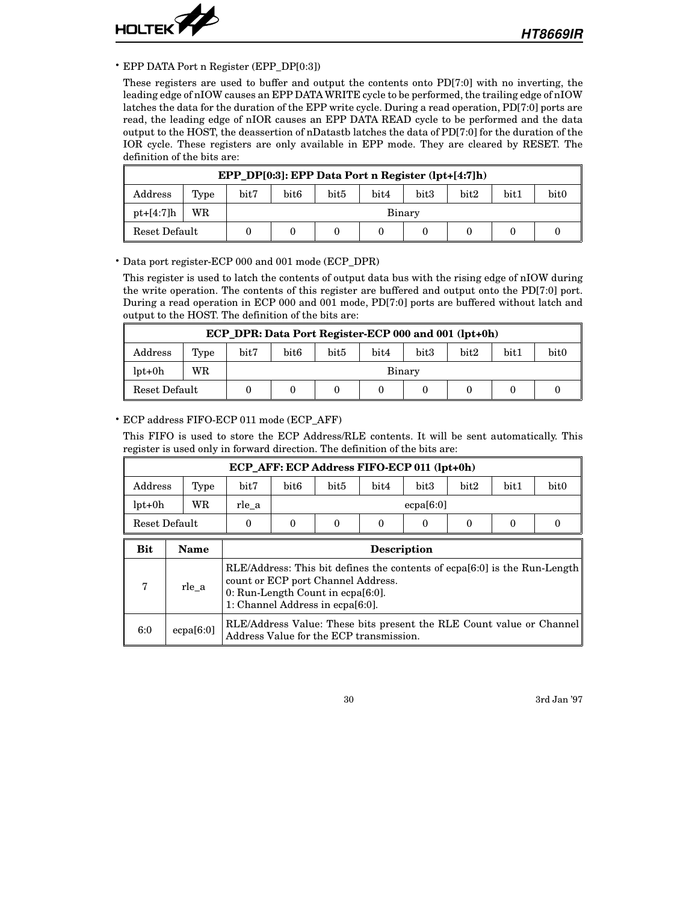- EPP DATA Port n Register (EPP_DP[0:3])

  These registers are used to buffer and output the contents onto PD[7:0] with no inverting, the leading edge of nIOW causes an EPP DATA WRITE cycle to be performed, the trailing edge of nIOW latches the data for the duration of the EPP write cycle. During a read operation, PD[7:0] ports are read, the leading edge of nIOR causes an EPP DATA READ cycle to be performed and the data output to the HOST, the deassertion of nDatastb latches the data of PD[7:0] for the duration of the IOR cycle. These registers are only available in EPP mode. They are cleared by RESET. The definition of the bits are:

| **EPP_DP[0:3]: EPP Data Port n Register (lpt+[4:7]h)** | | | | | | | | | |
|---|---|---|---|---|---|---|---|---|---|
| Address | Type | bit7 | bit6 | bit5 | bit4 | bit3 | bit2 | bit1 | bit0 |
| pt+[4:7]h | WR | Binary | | | | | | | |
| Reset Default | | 0 | 0 | 0 | 0 | 0 | 0 | 0 | 0 |

- Data port register-ECP 000 and 001 mode (ECP_DPR)

  This register is used to latch the contents of output data bus with the rising edge of nIOW during the write operation. The contents of this register are buffered and output onto the PD[7:0] port. During a read operation in ECP 000 and 001 mode, PD[7:0] ports are buffered without latch and output to the HOST. The definition of the bits are:

| **ECP_DPR: Data Port Register-ECP 000 and 001 (lpt+0h)** | | | | | | | | | |
|---|---|---|---|---|---|---|---|---|---|
| Address | Type | bit7 | bit6 | bit5 | bit4 | bit3 | bit2 | bit1 | bit0 |
| lpt+0h | WR | Binary | | | | | | | |
| Reset Default | | 0 | 0 | 0 | 0 | 0 | 0 | 0 | 0 |

- ECP address FIFO-ECP 011 mode (ECP_AFF)

  This FIFO is used to store the ECP Address/RLE contents. It will be sent automatically. This register is used only in forward direction. The definition of the bits are:

| **ECP_AFF: ECP Address FIFO-ECP 011 (lpt+0h)** | | | | | | | | | |
|---|---|---|---|---|---|---|---|---|---|
| Address | Type | bit7 | bit6 | bit5 | bit4 | bit3 | bit2 | bit1 | bit0 |
| lpt+0h | WR | rle_a | ecpa[6:0] | | | | | | |
| Reset Default | | 0 | 0 | 0 | 0 | 0 | 0 | 0 | 0 |

| Bit | Name | Description |
|---|---|---|
| 7 | rle_a | RLE/Address: This bit defines the contents of ecpa[6:0] is the Run-Length count or ECP port Channel Address.<br>0: Run-Length Count in ecpa[6:0].<br>1: Channel Address in ecpa[6:0]. |
| 6:0 | ecpa[6:0] | RLE/Address Value: These bits present the RLE Count value or Channel Address Value for the ECP transmission. |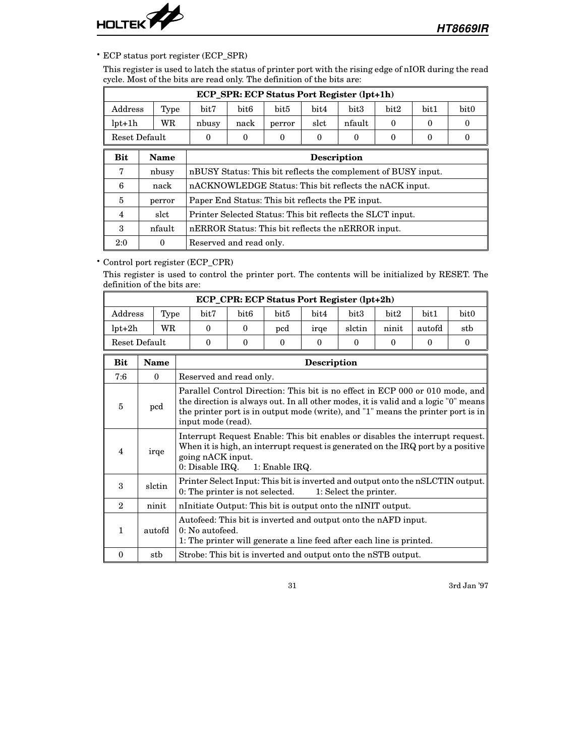- ECP status port register (ECP_SPR)

  This register is used to latch the status of printer port with the rising edge of nIOR during the read cycle. Most of the bits are read only. The definition of the bits are:

| ECP_SPR: ECP Status Port Register (lpt+1h) | | | | | | | | | |
|---|---|---|---|---|---|---|---|---|---|
| Address | Type | bit7 | bit6 | bit5 | bit4 | bit3 | bit2 | bit1 | bit0 |
| lpt+1h | WR | nbusy | nack | perror | slct | nfault | 0 | 0 | 0 |
| Reset Default | | 0 | 0 | 0 | 0 | 0 | 0 | 0 | 0 |

| Bit | Name | Description |
|---|---|---|
| 7 | nbusy | nBUSY Status: This bit reflects the complement of BUSY input. |
| 6 | nack | nACKNOWLEDGE Status: This bit reflects the nACK input. |
| 5 | perror | Paper End Status: This bit reflects the PE input. |
| 4 | slct | Printer Selected Status: This bit reflects the SLCT input. |
| 3 | nfault | nERROR Status: This bit reflects the nERROR input. |
| 2:0 | 0 | Reserved and read only. |

- Control port register (ECP_CPR)

  This register is used to control the printer port. The contents will be initialized by RESET. The definition of the bits are:

| ECP_CPR: ECP Status Port Register (lpt+2h) | | | | | | | | | |
|---|---|---|---|---|---|---|---|---|---|
| Address | Type | bit7 | bit6 | bit5 | bit4 | bit3 | bit2 | bit1 | bit0 |
| lpt+2h | WR | 0 | 0 | pcd | irqe | slctin | ninit | autofd | stb |
| Reset Default | | 0 | 0 | 0 | 0 | 0 | 0 | 0 | 0 |

| Bit | Name | Description |
|---|---|---|
| 7:6 | 0 | Reserved and read only. |
| 5 | pcd | Parallel Control Direction: This bit is no effect in ECP 000 or 010 mode, and the direction is always out. In all other modes, it is valid and a logic "0" means the printer port is in output mode (write), and "1" means the printer port is in input mode (read). |
| 4 | irqe | Interrupt Request Enable: This bit enables or disables the interrupt request. When it is high, an interrupt request is generated on the IRQ port by a positive going nACK input.<br>0: Disable IRQ. 1: Enable IRQ. |
| 3 | slctin | Printer Select Input: This bit is inverted and output onto the nSLCTIN output.<br>0: The printer is not selected. 1: Select the printer. |
| 2 | ninit | nInitiate Output: This bit is output onto the nINIT output. |
| 1 | autofd | Autofeed: This bit is inverted and output onto the nAFD input.<br>0: No autofeed.<br>1: The printer will generate a line feed after each line is printed. |
| 0 | stb | Strobe: This bit is inverted and output onto the nSTB output. |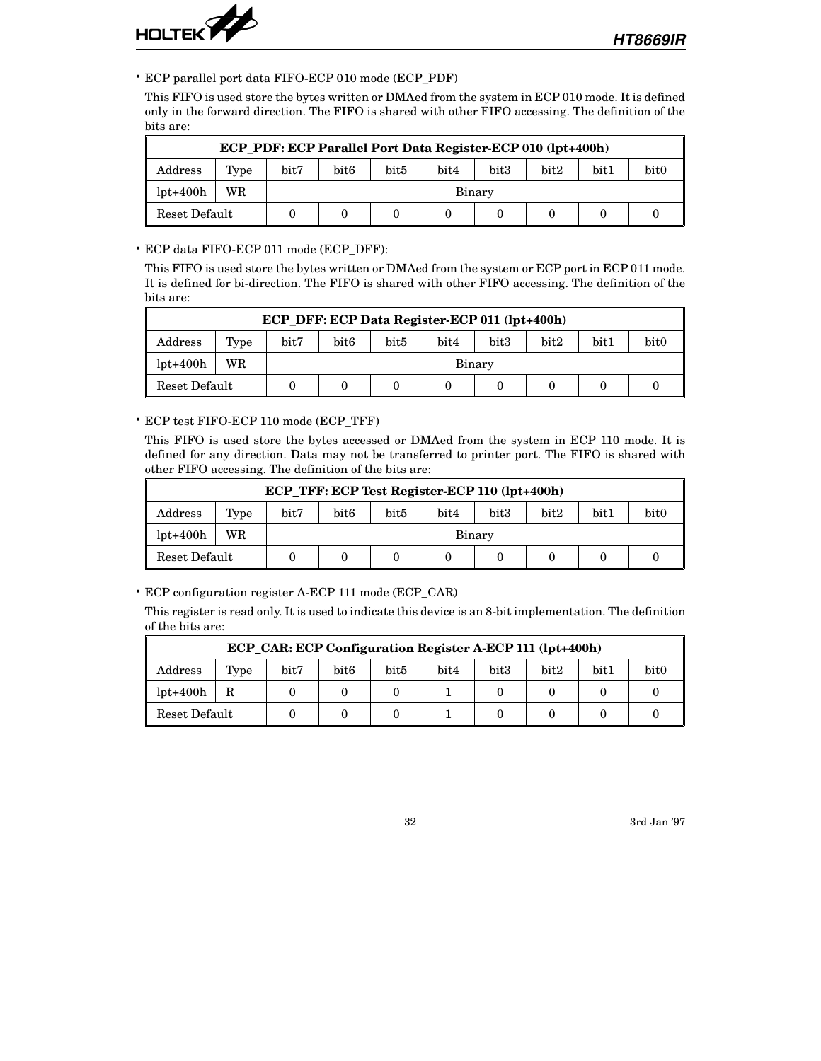- ECP parallel port data FIFO-ECP 010 mode (ECP_PDF)

  This FIFO is used store the bytes written or DMAed from the system in ECP 010 mode. It is defined only in the forward direction. The FIFO is shared with other FIFO accessing. The definition of the bits are:

| ECP_PDF: ECP Parallel Port Data Register-ECP 010 (lpt+400h) | | | | | | | | | |
|---|---|---|---|---|---|---|---|---|---|
| Address | Type | bit7 | bit6 | bit5 | bit4 | bit3 | bit2 | bit1 | bit0 |
| lpt+400h | WR | Binary | | | | | | | |
| Reset Default | | 0 | 0 | 0 | 0 | 0 | 0 | 0 | 0 |

- ECP data FIFO-ECP 011 mode (ECP_DFF):

  This FIFO is used store the bytes written or DMAed from the system or ECP port in ECP 011 mode. It is defined for bi-direction. The FIFO is shared with other FIFO accessing. The definition of the bits are:

| ECP_DFF: ECP Data Register-ECP 011 (lpt+400h) | | | | | | | | | |
|---|---|---|---|---|---|---|---|---|---|
| Address | Type | bit7 | bit6 | bit5 | bit4 | bit3 | bit2 | bit1 | bit0 |
| lpt+400h | WR | Binary | | | | | | | |
| Reset Default | | 0 | 0 | 0 | 0 | 0 | 0 | 0 | 0 |

- ECP test FIFO-ECP 110 mode (ECP_TFF)

  This FIFO is used store the bytes accessed or DMAed from the system in ECP 110 mode. It is defined for any direction. Data may not be transferred to printer port. The FIFO is shared with other FIFO accessing. The definition of the bits are:

| ECP_TFF: ECP Test Register-ECP 110 (lpt+400h) | | | | | | | | | |
|---|---|---|---|---|---|---|---|---|---|
| Address | Type | bit7 | bit6 | bit5 | bit4 | bit3 | bit2 | bit1 | bit0 |
| lpt+400h | WR | Binary | | | | | | | |
| Reset Default | | 0 | 0 | 0 | 0 | 0 | 0 | 0 | 0 |

- ECP configuration register A-ECP 111 mode (ECP_CAR)

  This register is read only. It is used to indicate this device is an 8-bit implementation. The definition of the bits are:

| ECP_CAR: ECP Configuration Register A-ECP 111 (lpt+400h) | | | | | | | | | |
|---|---|---|---|---|---|---|---|---|---|
| Address | Type | bit7 | bit6 | bit5 | bit4 | bit3 | bit2 | bit1 | bit0 |
| lpt+400h | R | 0 | 0 | 0 | 1 | 0 | 0 | 0 | 0 |
| Reset Default | | 0 | 0 | 0 | 1 | 0 | 0 | 0 | 0 |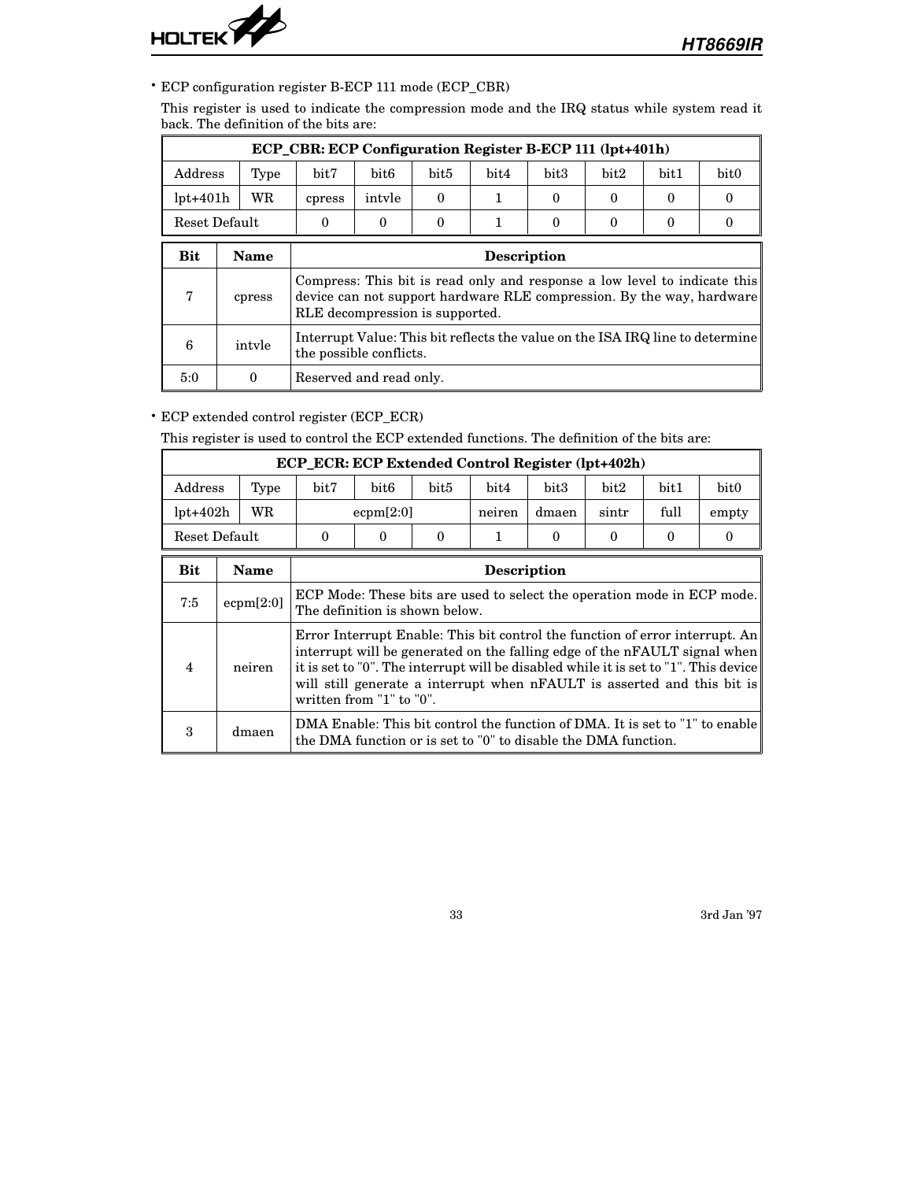- ECP configuration register B-ECP 111 mode (ECP_CBR)

  This register is used to indicate the compression mode and the IRQ status while system read it back. The definition of the bits are:

| ECP_CBR: ECP Configuration Register B-ECP 111 (lpt+401h) | | | | | | | | | |
|---|---|---|---|---|---|---|---|---|---|
| Address | Type | bit7 | bit6 | bit5 | bit4 | bit3 | bit2 | bit1 | bit0 |
| lpt+401h | WR | cpress | intvle | 0 | 1 | 0 | 0 | 0 | 0 |
| Reset Default | | 0 | 0 | 0 | 1 | 0 | 0 | 0 | 0 |

| Bit | Name | Description |
|---|---|---|
| 7 | cpress | Compress: This bit is read only and response a low level to indicate this device can not support hardware RLE compression. By the way, hardware RLE decompression is supported. |
| 6 | intvle | Interrupt Value: This bit reflects the value on the ISA IRQ line to determine the possible conflicts. |
| 5:0 | 0 | Reserved and read only. |

- ECP extended control register (ECP_ECR)

  This register is used to control the ECP extended functions. The definition of the bits are:

| ECP_ECR: ECP Extended Control Register (lpt+402h) | | | | | | | | | |
|---|---|---|---|---|---|---|---|---|---|
| Address | Type | bit7 | bit6 | bit5 | bit4 | bit3 | bit2 | bit1 | bit0 |
| lpt+402h | WR | ecpm[2:0] | | | neiren | dmaen | sintr | full | empty |
| Reset Default | | 0 | 0 | 0 | 1 | 0 | 0 | 0 | 0 |

| Bit | Name | Description |
|---|---|---|
| 7:5 | ecpm[2:0] | ECP Mode: These bits are used to select the operation mode in ECP mode. The definition is shown below. |
| 4 | neiren | Error Interrupt Enable: This bit control the function of error interrupt. An interrupt will be generated on the falling edge of the nFAULT signal when it is set to "0". The interrupt will be disabled while it is set to "1". This device will still generate a interrupt when nFAULT is asserted and this bit is written from "1" to "0". |
| 3 | dmaen | DMA Enable: This bit control the function of DMA. It is set to "1" to enable the DMA function or is set to "0" to disable the DMA function. |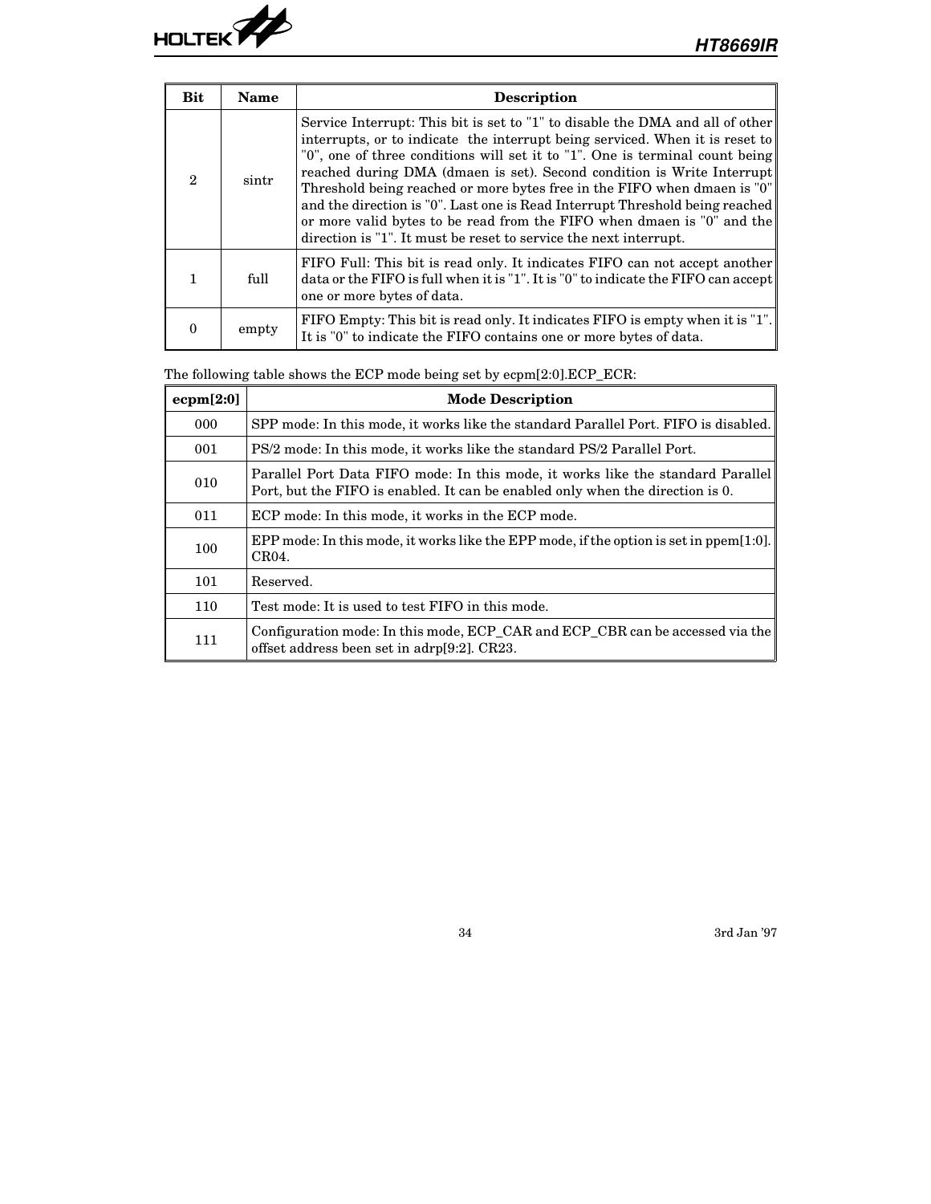| Bit | Name | Description |
|---|---|---|
| 2 | sintr | Service Interrupt: This bit is set to "1" to disable the DMA and all of other interrupts, or to indicate the interrupt being serviced. When it is reset to "0", one of three conditions will set it to "1". One is terminal count being reached during DMA (dmaen is set). Second condition is Write Interrupt Threshold being reached or more bytes free in the FIFO when dmaen is "0" and the direction is "0". Last one is Read Interrupt Threshold being reached or more valid bytes to be read from the FIFO when dmaen is "0" and the direction is "1". It must be reset to service the next interrupt. |
| 1 | full | FIFO Full: This bit is read only. It indicates FIFO can not accept another data or the FIFO is full when it is "1". It is "0" to indicate the FIFO can accept one or more bytes of data. |
| 0 | empty | FIFO Empty: This bit is read only. It indicates FIFO is empty when it is "1". It is "0" to indicate the FIFO contains one or more bytes of data. |

The following table shows the ECP mode being set by ecpm[2:0].ECP_ECR:

| ecpm[2:0] | Mode Description |
|---|---|
| 000 | SPP mode: In this mode, it works like the standard Parallel Port. FIFO is disabled. |
| 001 | PS/2 mode: In this mode, it works like the standard PS/2 Parallel Port. |
| 010 | Parallel Port Data FIFO mode: In this mode, it works like the standard Parallel Port, but the FIFO is enabled. It can be enabled only when the direction is 0. |
| 011 | ECP mode: In this mode, it works in the ECP mode. |
| 100 | EPP mode: In this mode, it works like the EPP mode, if the option is set in ppem[1:0]. CR04. |
| 101 | Reserved. |
| 110 | Test mode: It is used to test FIFO in this mode. |
| 111 | Configuration mode: In this mode, ECP_CAR and ECP_CBR can be accessed via the offset address been set in adrp[9:2]. CR23. |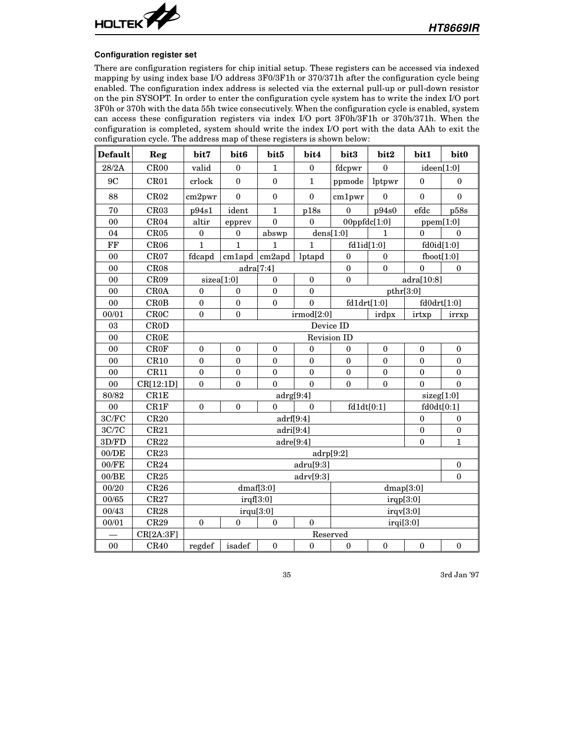### Configuration register set

There are configuration registers for chip initial setup. These registers can be accessed via indexed mapping by using index base I/O address 3F0/3F1h or 370/371h after the configuration cycle being enabled. The configuration index address is selected via the external pull-up or pull-down resistor on the pin SYSOPT. In order to enter the configuration cycle system has to write the index I/O port 3F0h or 370h with the data 55h twice consecutively. When the configuration cycle is enabled, system can access these configuration registers via index I/O port 3F0h/3F1h or 370h/371h. When the configuration is completed, system should write the index I/O port with the data AAh to exit the configuration cycle. The address map of these registers is shown below:

| Default | Reg | bit7 | bit6 | bit5 | bit4 | bit3 | bit2 | bit1 | bit0 |
|---|---|---|---|---|---|---|---|---|---|
| 28/2A | CR00 | valid | 0 | 1 | 0 | fdcpwr | 0 | ideen[1:0] | |
| 9C | CR01 | crlock | 0 | 0 | 1 | ppmode | lptpwr | 0 | 0 |
| 88 | CR02 | cm2pwr | 0 | 0 | 0 | cm1pwr | 0 | 0 | 0 |
| 70 | CR03 | p94s1 | ident | 1 | p18s | 0 | p94s0 | efdc | p58s |
| 00 | CR04 | altir | epprev | 0 | 0 | 00ppfdc[1:0] | | ppem[1:0] | |
| 04 | CR05 | 0 | 0 | abswp | dens[1:0] | | 1 | 0 | 0 |
| FF | CR06 | 1 | 1 | 1 | 1 | fd1id[1:0] | | fd0id[1:0] | |
| 00 | CR07 | fdcapd | cm1apd | cm2apd | lptapd | 0 | 0 | fboot[1:0] | |
| 00 | CR08 | adra[7:4] | | | | 0 | 0 | 0 | 0 |
| 00 | CR09 | sizea[1:0] | | 0 | 0 | 0 | adra[10:8] | | |
| 00 | CR0A | 0 | 0 | 0 | 0 | pthr[3:0] | | | |
| 00 | CR0B | 0 | 0 | 0 | 0 | fd1drt[1:0] | | fd0drt[1:0] | |
| 00/01 | CR0C | 0 | 0 | irmod[2:0] | | | irdpx | irtxp | irrxp |
| 03 | CR0D | Device ID | | | | | | | |
| 00 | CR0E | Revision ID | | | | | | | |
| 00 | CR0F | 0 | 0 | 0 | 0 | 0 | 0 | 0 | 0 |
| 00 | CR10 | 0 | 0 | 0 | 0 | 0 | 0 | 0 | 0 |
| 00 | CR11 | 0 | 0 | 0 | 0 | 0 | 0 | 0 | 0 |
| 00 | CR[12:1D] | 0 | 0 | 0 | 0 | 0 | 0 | 0 | 0 |
| 80/82 | CR1E | adrg[9:4] | | | | | | sizeg[1:0] | |
| 00 | CR1F | 0 | 0 | 0 | 0 | fd1dt[0:1] | | fd0dt[0:1] | |
| 3C/FC | CR20 | adrf[9:4] | | | | | | 0 | 0 |
| 3C/7C | CR21 | adri[9:4] | | | | | | 0 | 0 |
| 3D/FD | CR22 | adre[9:4] | | | | | | 0 | 1 |
| 00/DE | CR23 | adrp[9:2] | | | | | | | |
| 00/FE | CR24 | adru[9:3] | | | | | | | 0 |
| 00/BE | CR25 | adrv[9:3] | | | | | | | 0 |
| 00/20 | CR26 | dmaf[3:0] | | | | dmap[3:0] | | | |
| 00/65 | CR27 | irqf[3:0] | | | | irqp[3:0] | | | |
| 00/43 | CR28 | irqu[3:0] | | | | irqv[3:0] | | | |
| 00/01 | CR29 | 0 | 0 | 0 | 0 | irqi[3:0] | | | |
| — | CR[2A:3F] | Reserved | | | | | | | |
| 00 | CR40 | regdef | isadef | 0 | 0 | 0 | 0 | 0 | 0 |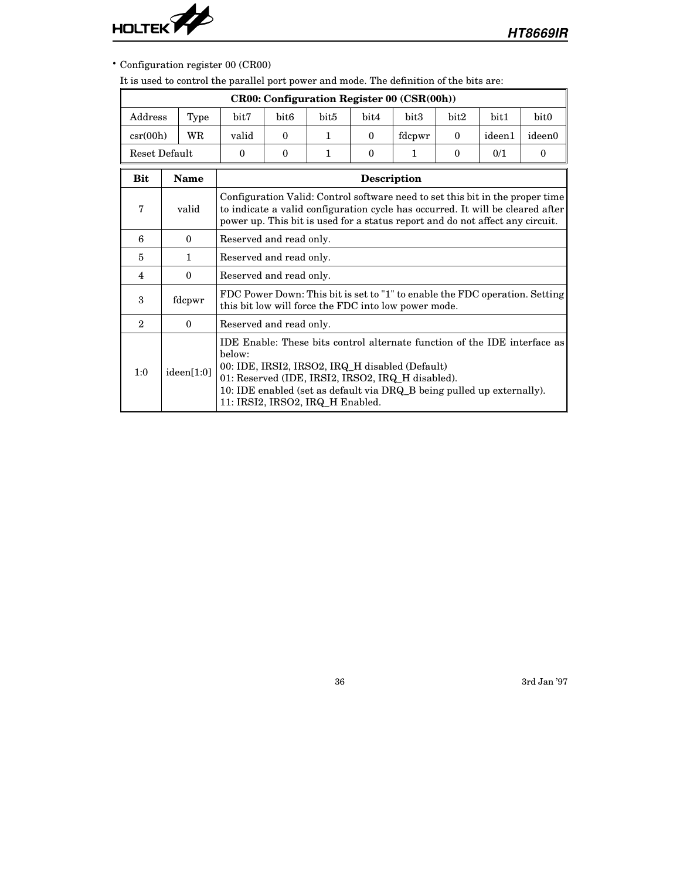- Configuration register 00 (CR00)

  It is used to control the parallel port power and mode. The definition of the bits are:

| CR00: Configuration Register 00 (CSR(00h)) | | | | | | | | | |
|---|---|---|---|---|---|---|---|---|---|
| Address | Type | bit7 | bit6 | bit5 | bit4 | bit3 | bit2 | bit1 | bit0 |
| csr(00h) | WR | valid | 0 | 1 | 0 | fdcpwr | 0 | ideen1 | ideen0 |
| Reset Default | | 0 | 0 | 1 | 0 | 1 | 0 | 0/1 | 0 |

| Bit | Name | Description |
|---|---|---|
| 7 | valid | Configuration Valid: Control software need to set this bit in the proper time to indicate a valid configuration cycle has occurred. It will be cleared after power up. This bit is used for a status report and do not affect any circuit. |
| 6 | 0 | Reserved and read only. |
| 5 | 1 | Reserved and read only. |
| 4 | 0 | Reserved and read only. |
| 3 | fdcpwr | FDC Power Down: This bit is set to "1" to enable the FDC operation. Setting this bit low will force the FDC into low power mode. |
| 2 | 0 | Reserved and read only. |
| 1:0 | ideen[1:0] | IDE Enable: These bits control alternate function of the IDE interface as below:<br>00: IDE, IRSI2, IRSO2, IRQ_H disabled (Default)<br>01: Reserved (IDE, IRSI2, IRSO2, IRQ_H disabled).<br>10: IDE enabled (set as default via DRQ_B being pulled up externally).<br>11: IRSI2, IRSO2, IRQ_H Enabled. |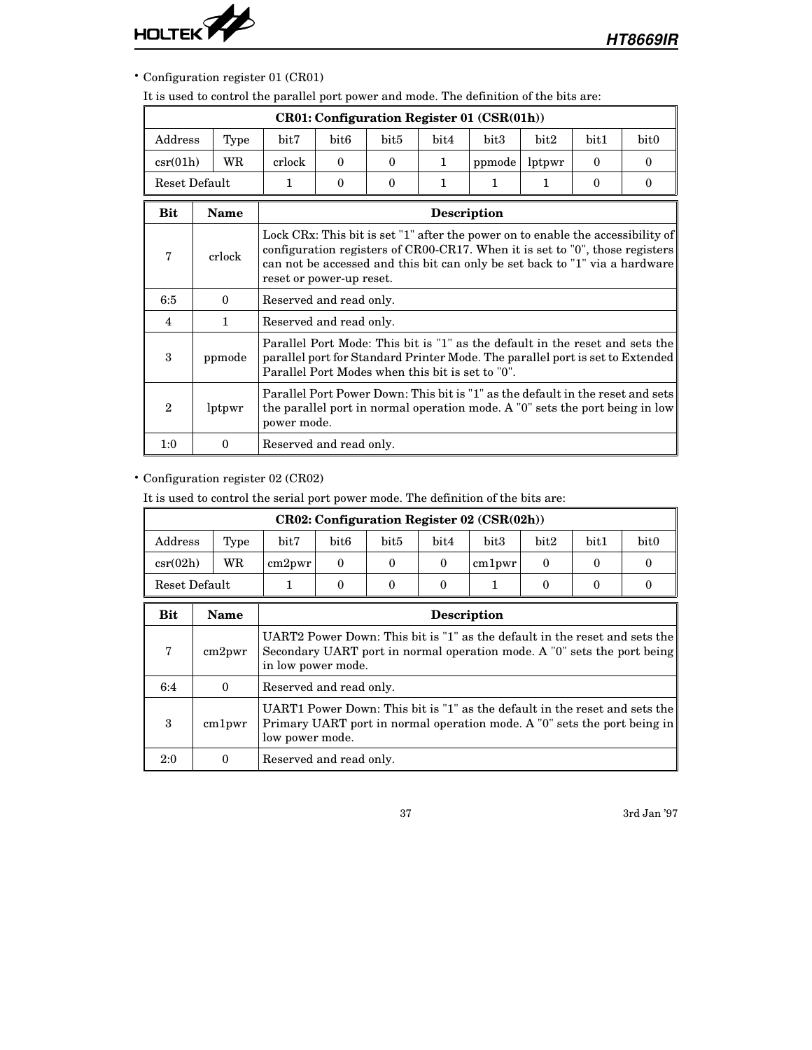- Configuration register 01 (CR01)

It is used to control the parallel port power and mode. The definition of the bits are:

| CR01: Configuration Register 01 (CSR(01h)) | | | | | | | | | |
|---|---|---|---|---|---|---|---|---|---|
| Address | Type | bit7 | bit6 | bit5 | bit4 | bit3 | bit2 | bit1 | bit0 |
| csr(01h) | WR | crlock | 0 | 0 | 1 | ppmode | lptpwr | 0 | 0 |
| Reset Default | | 1 | 0 | 0 | 1 | 1 | 1 | 0 | 0 |

| Bit | Name | Description |
|---|---|---|
| 7 | crlock | Lock CRx: This bit is set "1" after the power on to enable the accessibility of configuration registers of CR00-CR17. When it is set to "0", those registers can not be accessed and this bit can only be set back to "1" via a hardware reset or power-up reset. |
| 6:5 | 0 | Reserved and read only. |
| 4 | 1 | Reserved and read only. |
| 3 | ppmode | Parallel Port Mode: This bit is "1" as the default in the reset and sets the parallel port for Standard Printer Mode. The parallel port is set to Extended Parallel Port Modes when this bit is set to "0". |
| 2 | lptpwr | Parallel Port Power Down: This bit is "1" as the default in the reset and sets the parallel port in normal operation mode. A "0" sets the port being in low power mode. |
| 1:0 | 0 | Reserved and read only. |

- Configuration register 02 (CR02)

It is used to control the serial port power mode. The definition of the bits are:

| CR02: Configuration Register 02 (CSR(02h)) | | | | | | | | | |
|---|---|---|---|---|---|---|---|---|---|
| Address | Type | bit7 | bit6 | bit5 | bit4 | bit3 | bit2 | bit1 | bit0 |
| csr(02h) | WR | cm2pwr | 0 | 0 | 0 | cm1pwr | 0 | 0 | 0 |
| Reset Default | | 1 | 0 | 0 | 0 | 1 | 0 | 0 | 0 |

| Bit | Name | Description |
|---|---|---|
| 7 | cm2pwr | UART2 Power Down: This bit is "1" as the default in the reset and sets the Secondary UART port in normal operation mode. A "0" sets the port being in low power mode. |
| 6:4 | 0 | Reserved and read only. |
| 3 | cm1pwr | UART1 Power Down: This bit is "1" as the default in the reset and sets the Primary UART port in normal operation mode. A "0" sets the port being in low power mode. |
| 2:0 | 0 | Reserved and read only. |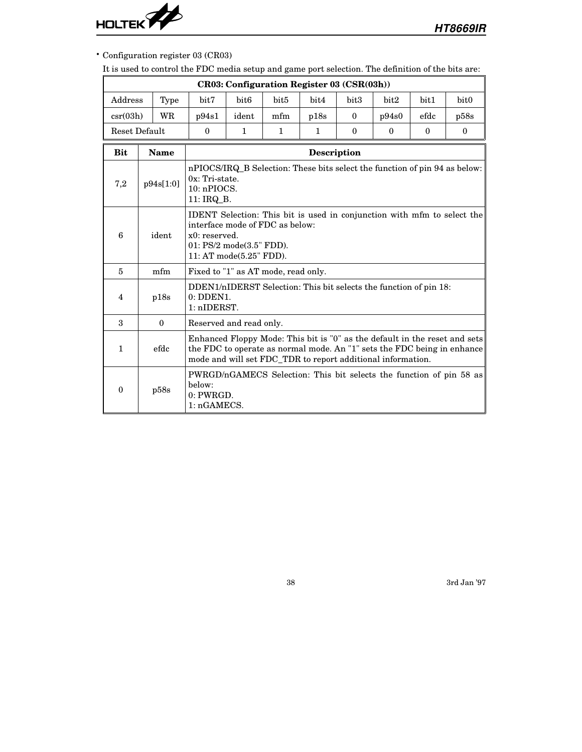- Configuration register 03 (CR03)

  It is used to control the FDC media setup and game port selection. The definition of the bits are:

| CR03: Configuration Register 03 (CSR(03h)) | | | | | | | | | |
|---|---|---|---|---|---|---|---|---|---|
| Address | Type | bit7 | bit6 | bit5 | bit4 | bit3 | bit2 | bit1 | bit0 |
| csr(03h) | WR | p94s1 | ident | mfm | p18s | 0 | p94s0 | efdc | p58s |
| Reset Default | | 0 | 1 | 1 | 1 | 0 | 0 | 0 | 0 |

| Bit | Name | Description |
|---|---|---|
| 7,2 | p94s[1:0] | nPIOCS/IRQ_B Selection: These bits select the function of pin 94 as below:<br>0x: Tri-state.<br>10: nPIOCS.<br>11: IRQ_B. |
| 6 | ident | IDENT Selection: This bit is used in conjunction with mfm to select the interface mode of FDC as below:<br>x0: reserved.<br>01: PS/2 mode(3.5" FDD).<br>11: AT mode(5.25" FDD). |
| 5 | mfm | Fixed to "1" as AT mode, read only. |
| 4 | p18s | DDEN1/nIDERST Selection: This bit selects the function of pin 18:<br>0: DDEN1.<br>1: nIDERST. |
| 3 | 0 | Reserved and read only. |
| 1 | efdc | Enhanced Floppy Mode: This bit is "0" as the default in the reset and sets the FDC to operate as normal mode. An "1" sets the FDC being in enhance mode and will set FDC_TDR to report additional information. |
| 0 | p58s | PWRGD/nGAMECS Selection: This bit selects the function of pin 58 as below:<br>0: PWRGD.<br>1: nGAMECS. |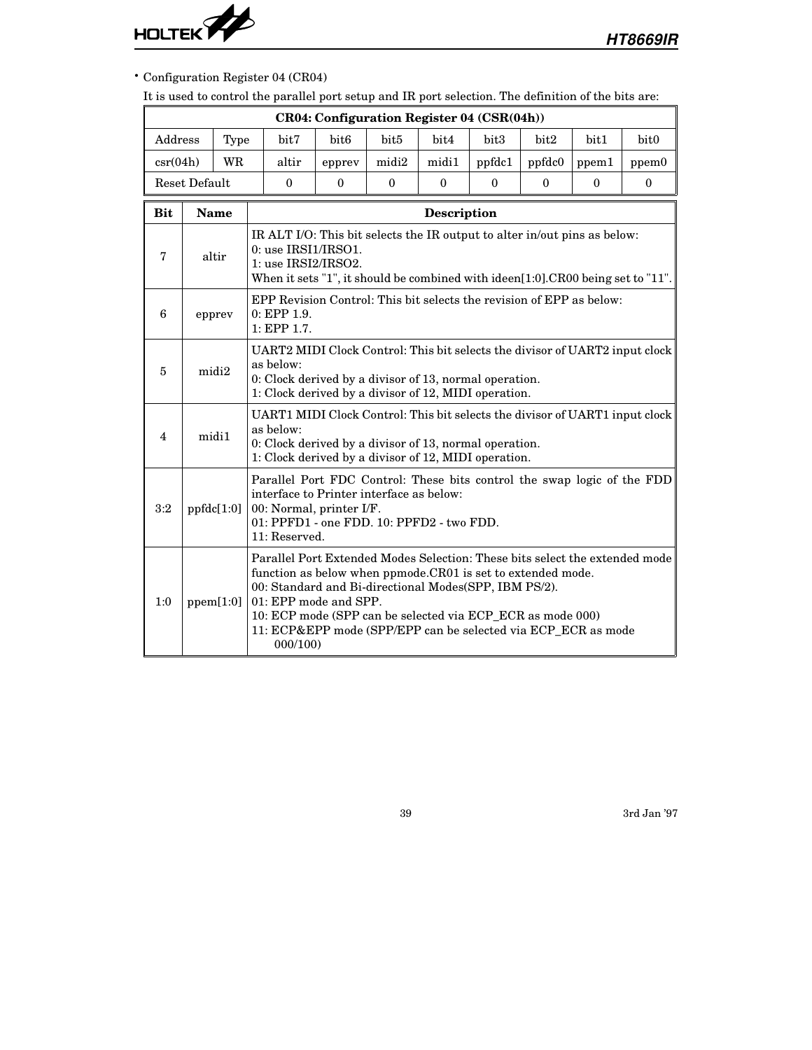- Configuration Register 04 (CR04)

It is used to control the parallel port setup and IR port selection. The definition of the bits are:

| CR04: Configuration Register 04 (CSR(04h)) | | | | | | | | | |
|---|---|---|---|---|---|---|---|---|---|
| Address | Type | bit7 | bit6 | bit5 | bit4 | bit3 | bit2 | bit1 | bit0 |
| csr(04h) | WR | altir | epprev | midi2 | midi1 | ppfdc1 | ppfdc0 | ppem1 | ppem0 |
| Reset Default | | 0 | 0 | 0 | 0 | 0 | 0 | 0 | 0 |

| Bit | Name | Description |
|---|---|---|
| 7 | altir | IR ALT I/O: This bit selects the IR output to alter in/out pins as below:<br>0: use IRSI1/IRSO1.<br>1: use IRSI2/IRSO2.<br>When it sets "1", it should be combined with ideen[1:0].CR00 being set to "11". |
| 6 | epprev | EPP Revision Control: This bit selects the revision of EPP as below:<br>0: EPP 1.9.<br>1: EPP 1.7. |
| 5 | midi2 | UART2 MIDI Clock Control: This bit selects the divisor of UART2 input clock as below:<br>0: Clock derived by a divisor of 13, normal operation.<br>1: Clock derived by a divisor of 12, MIDI operation. |
| 4 | midi1 | UART1 MIDI Clock Control: This bit selects the divisor of UART1 input clock as below:<br>0: Clock derived by a divisor of 13, normal operation.<br>1: Clock derived by a divisor of 12, MIDI operation. |
| 3:2 | ppfdc[1:0] | Parallel Port FDC Control: These bits control the swap logic of the FDD interface to Printer interface as below:<br>00: Normal, printer I/F.<br>01: PPFD1 - one FDD. 10: PPFD2 - two FDD.<br>11: Reserved. |
| 1:0 | ppem[1:0] | Parallel Port Extended Modes Selection: These bits select the extended mode function as below when ppmode.CR01 is set to extended mode.<br>00: Standard and Bi-directional Modes(SPP, IBM PS/2).<br>01: EPP mode and SPP.<br>10: ECP mode (SPP can be selected via ECP_ECR as mode 000)<br>11: ECP&EPP mode (SPP/EPP can be selected via ECP_ECR as mode 000/100) |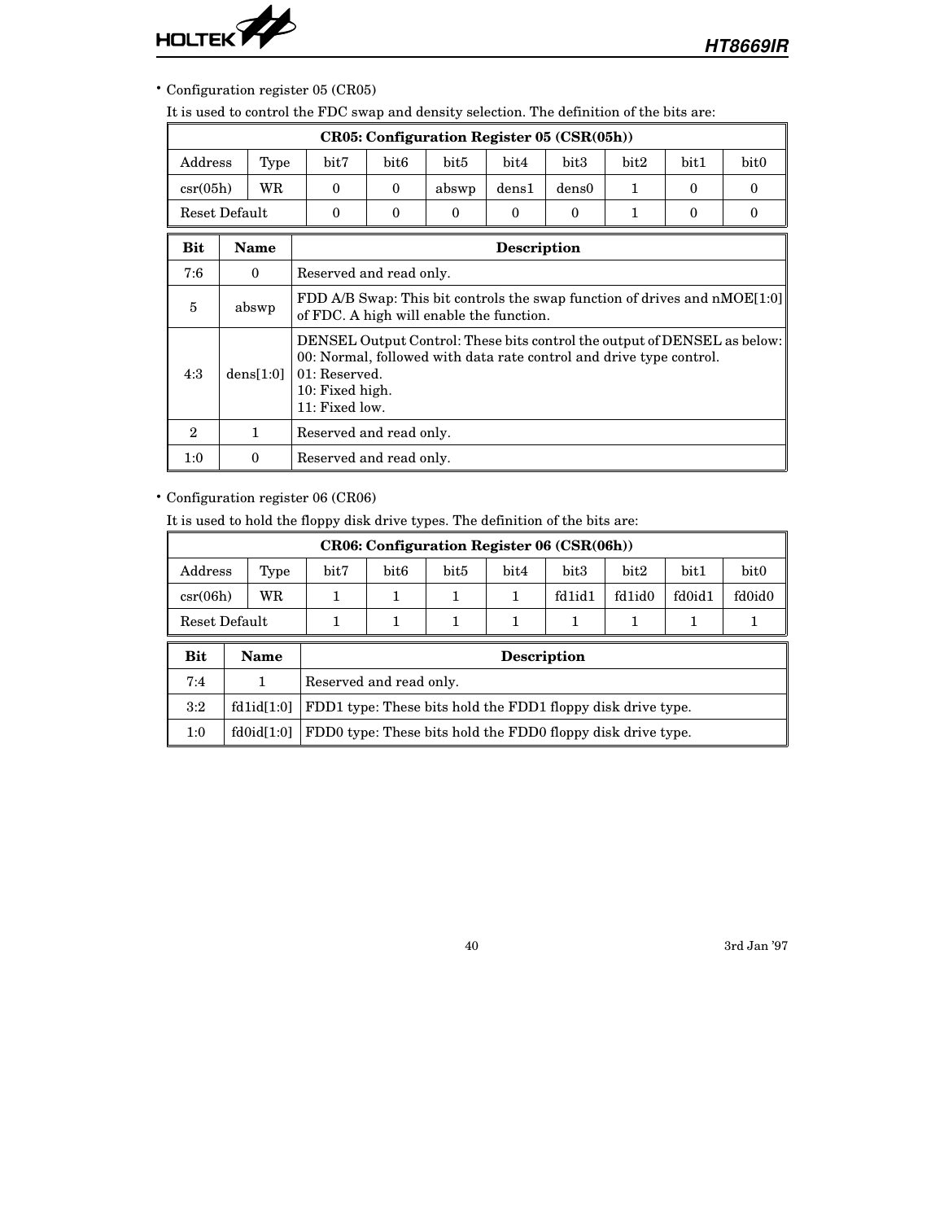- Configuration register 05 (CR05)

  It is used to control the FDC swap and density selection. The definition of the bits are:

| CR05: Configuration Register 05 (CSR(05h)) | | | | | | | | | |
|---|---|---|---|---|---|---|---|---|---|
| Address | Type | bit7 | bit6 | bit5 | bit4 | bit3 | bit2 | bit1 | bit0 |
| csr(05h) | WR | 0 | 0 | abswp | dens1 | dens0 | 1 | 0 | 0 |
| Reset Default | | 0 | 0 | 0 | 0 | 0 | 1 | 0 | 0 |

| Bit | Name | Description |
|---|---|---|
| 7:6 | 0 | Reserved and read only. |
| 5 | abswp | FDD A/B Swap: This bit controls the swap function of drives and nMOE[1:0] of FDC. A high will enable the function. |
| 4:3 | dens[1:0] | DENSEL Output Control: These bits control the output of DENSEL as below:<br>00: Normal, followed with data rate control and drive type control.<br>01: Reserved.<br>10: Fixed high.<br>11: Fixed low. |
| 2 | 1 | Reserved and read only. |
| 1:0 | 0 | Reserved and read only. |

- Configuration register 06 (CR06)

  It is used to hold the floppy disk drive types. The definition of the bits are:

| CR06: Configuration Register 06 (CSR(06h)) | | | | | | | | | |
|---|---|---|---|---|---|---|---|---|---|
| Address | Type | bit7 | bit6 | bit5 | bit4 | bit3 | bit2 | bit1 | bit0 |
| csr(06h) | WR | 1 | 1 | 1 | 1 | fd1id1 | fd1id0 | fd0id1 | fd0id0 |
| Reset Default | | 1 | 1 | 1 | 1 | 1 | 1 | 1 | 1 |

| Bit | Name | Description |
|---|---|---|
| 7:4 | 1 | Reserved and read only. |
| 3:2 | fd1id[1:0] | FDD1 type: These bits hold the FDD1 floppy disk drive type. |
| 1:0 | fd0id[1:0] | FDD0 type: These bits hold the FDD0 floppy disk drive type. |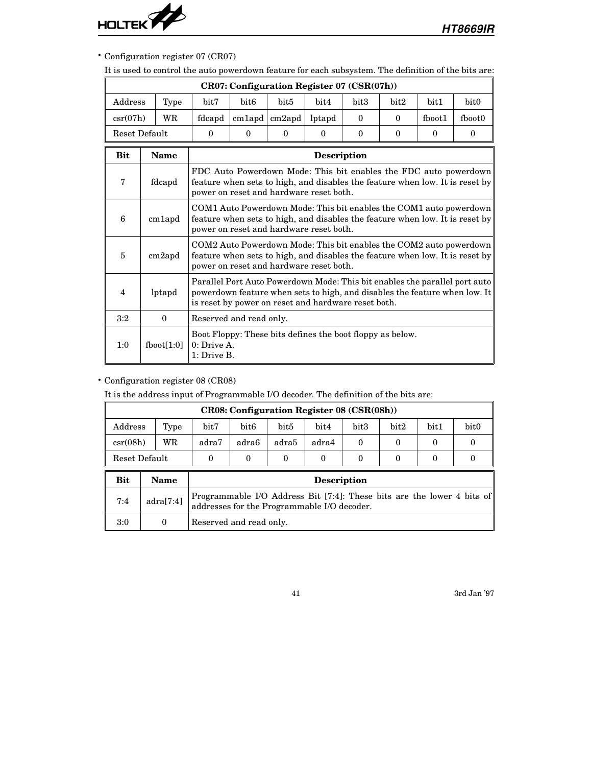- Configuration register 07 (CR07)

  It is used to control the auto powerdown feature for each subsystem. The definition of the bits are:

| CR07: Configuration Register 07 (CSR(07h)) | | | | | | | | | |
|---|---|---|---|---|---|---|---|---|---|
| Address | Type | bit7 | bit6 | bit5 | bit4 | bit3 | bit2 | bit1 | bit0 |
| csr(07h) | WR | fdcapd | cm1apd | cm2apd | lptapd | 0 | 0 | fboot1 | fboot0 |
| Reset Default | | 0 | 0 | 0 | 0 | 0 | 0 | 0 | 0 |

| Bit | Name | Description |
|---|---|---|
| 7 | fdcapd | FDC Auto Powerdown Mode: This bit enables the FDC auto powerdown feature when sets to high, and disables the feature when low. It is reset by power on reset and hardware reset both. |
| 6 | cm1apd | COM1 Auto Powerdown Mode: This bit enables the COM1 auto powerdown feature when sets to high, and disables the feature when low. It is reset by power on reset and hardware reset both. |
| 5 | cm2apd | COM2 Auto Powerdown Mode: This bit enables the COM2 auto powerdown feature when sets to high, and disables the feature when low. It is reset by power on reset and hardware reset both. |
| 4 | lptapd | Parallel Port Auto Powerdown Mode: This bit enables the parallel port auto powerdown feature when sets to high, and disables the feature when low. It is reset by power on reset and hardware reset both. |
| 3:2 | 0 | Reserved and read only. |
| 1:0 | fboot[1:0] | Boot Floppy: These bits defines the boot floppy as below.<br>0: Drive A.<br>1: Drive B. |

- Configuration register 08 (CR08)

  It is the address input of Programmable I/O decoder. The definition of the bits are:

| CR08: Configuration Register 08 (CSR(08h)) | | | | | | | | | |
|---|---|---|---|---|---|---|---|---|---|
| Address | Type | bit7 | bit6 | bit5 | bit4 | bit3 | bit2 | bit1 | bit0 |
| csr(08h) | WR | adra7 | adra6 | adra5 | adra4 | 0 | 0 | 0 | 0 |
| Reset Default | | 0 | 0 | 0 | 0 | 0 | 0 | 0 | 0 |

| Bit | Name | Description |
|---|---|---|
| 7:4 | adra[7:4] | Programmable I/O Address Bit [7:4]: These bits are the lower 4 bits of addresses for the Programmable I/O decoder. |
| 3:0 | 0 | Reserved and read only. |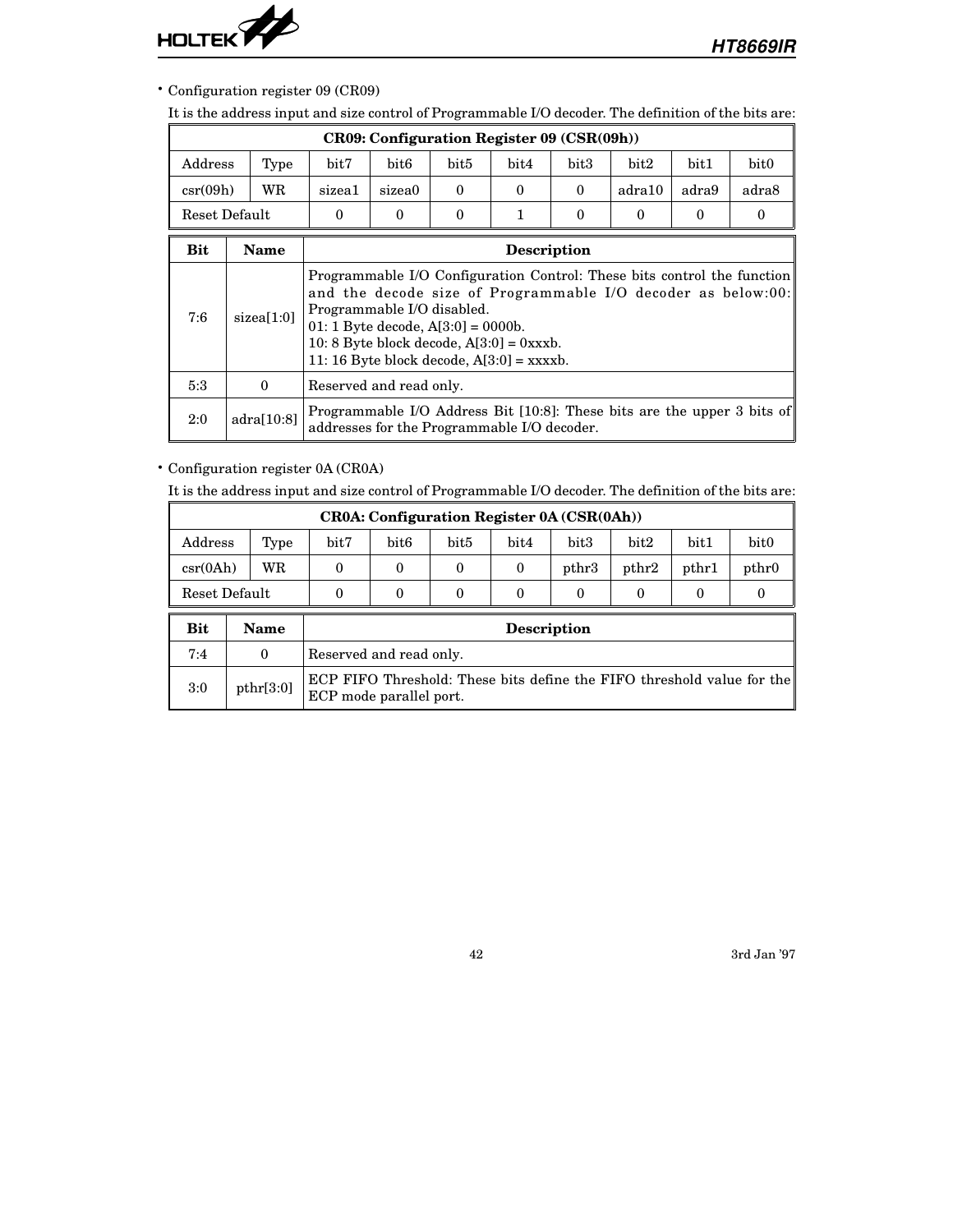- Configuration register 09 (CR09)

It is the address input and size control of Programmable I/O decoder. The definition of the bits are:

| CR09: Configuration Register 09 (CSR(09h)) | | | | | | | | | |
|---|---|---|---|---|---|---|---|---|---|
| Address | Type | bit7 | bit6 | bit5 | bit4 | bit3 | bit2 | bit1 | bit0 |
| csr(09h) | WR | sizea1 | sizea0 | 0 | 0 | 0 | adra10 | adra9 | adra8 |
| Reset Default | | 0 | 0 | 0 | 1 | 0 | 0 | 0 | 0 |

| Bit | Name | Description |
|---|---|---|
| 7:6 | sizea[1:0] | Programmable I/O Configuration Control: These bits control the function and the decode size of Programmable I/O decoder as below:00: Programmable I/O disabled.<br>01: 1 Byte decode, A[3:0] = 0000b.<br>10: 8 Byte block decode, A[3:0] = 0xxxb.<br>11: 16 Byte block decode, A[3:0] = xxxxb. |
| 5:3 | 0 | Reserved and read only. |
| 2:0 | adra[10:8] | Programmable I/O Address Bit [10:8]: These bits are the upper 3 bits of addresses for the Programmable I/O decoder. |

- Configuration register 0A (CR0A)

It is the address input and size control of Programmable I/O decoder. The definition of the bits are:

| CR0A: Configuration Register 0A (CSR(0Ah)) | | | | | | | | | |
|---|---|---|---|---|---|---|---|---|---|
| Address | Type | bit7 | bit6 | bit5 | bit4 | bit3 | bit2 | bit1 | bit0 |
| csr(0Ah) | WR | 0 | 0 | 0 | 0 | pthr3 | pthr2 | pthr1 | pthr0 |
| Reset Default | | 0 | 0 | 0 | 0 | 0 | 0 | 0 | 0 |

| Bit | Name | Description |
|---|---|---|
| 7:4 | 0 | Reserved and read only. |
| 3:0 | pthr[3:0] | ECP FIFO Threshold: These bits define the FIFO threshold value for the ECP mode parallel port. |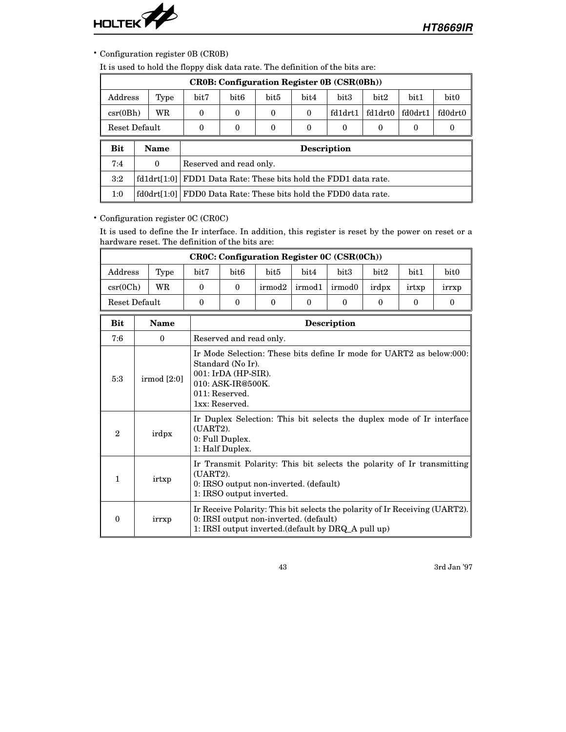- Configuration register 0B (CR0B)

  It is used to hold the floppy disk data rate. The definition of the bits are:

| CR0B: Configuration Register 0B (CSR(0Bh)) | | | | | | | | | |
|---|---|---|---|---|---|---|---|---|---|
| Address | Type | bit7 | bit6 | bit5 | bit4 | bit3 | bit2 | bit1 | bit0 |
| csr(0Bh) | WR | 0 | 0 | 0 | 0 | fd1drt1 | fd1drt0 | fd0drt1 | fd0drt0 |
| Reset Default | | 0 | 0 | 0 | 0 | 0 | 0 | 0 | 0 |

| Bit | Name | Description |
|---|---|---|
| 7:4 | 0 | Reserved and read only. |
| 3:2 | fd1drt[1:0] | FDD1 Data Rate: These bits hold the FDD1 data rate. |
| 1:0 | fd0drt[1:0] | FDD0 Data Rate: These bits hold the FDD0 data rate. |

- Configuration register 0C (CR0C)

  It is used to define the Ir interface. In addition, this register is reset by the power on reset or a hardware reset. The definition of the bits are:

| CR0C: Configuration Register 0C (CSR(0Ch)) | | | | | | | | | |
|---|---|---|---|---|---|---|---|---|---|
| Address | Type | bit7 | bit6 | bit5 | bit4 | bit3 | bit2 | bit1 | bit0 |
| csr(0Ch) | WR | 0 | 0 | irmod2 | irmod1 | irmod0 | irdpx | irtxp | irrxp |
| Reset Default | | 0 | 0 | 0 | 0 | 0 | 0 | 0 | 0 |

| Bit | Name | Description |
|---|---|---|
| 7:6 | 0 | Reserved and read only. |
| 5:3 | irmod [2:0] | Ir Mode Selection: These bits define Ir mode for UART2 as below:000: Standard (No Ir).<br>001: IrDA (HP-SIR).<br>010: ASK-IR@500K.<br>011: Reserved.<br>1xx: Reserved. |
| 2 | irdpx | Ir Duplex Selection: This bit selects the duplex mode of Ir interface (UART2).<br>0: Full Duplex.<br>1: Half Duplex. |
| 1 | irtxp | Ir Transmit Polarity: This bit selects the polarity of Ir transmitting (UART2).<br>0: IRSO output non-inverted. (default)<br>1: IRSO output inverted. |
| 0 | irrxp | Ir Receive Polarity: This bit selects the polarity of Ir Receiving (UART2).<br>0: IRSI output non-inverted. (default)<br>1: IRSI output inverted.(default by DRQ_A pull up) |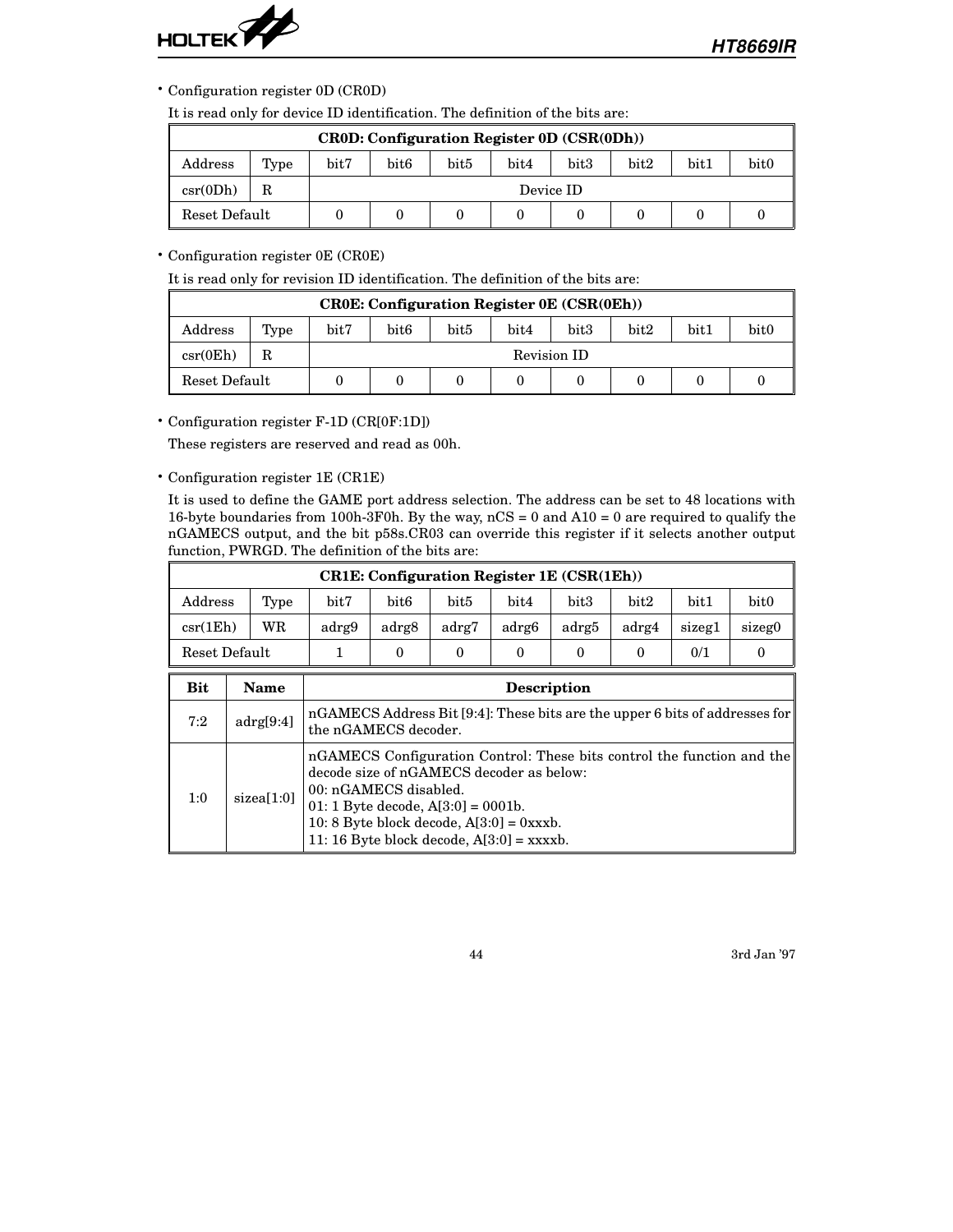- Configuration register 0D (CR0D)

  It is read only for device ID identification. The definition of the bits are:

| CR0D: Configuration Register 0D (CSR(0Dh)) | | | | | | | | | |
|---|---|---|---|---|---|---|---|---|---|
| Address | Type | bit7 | bit6 | bit5 | bit4 | bit3 | bit2 | bit1 | bit0 |
| csr(0Dh) | R | Device ID | | | | | | | |
| Reset Default | | 0 | 0 | 0 | 0 | 0 | 0 | 0 | 0 |

- Configuration register 0E (CR0E)

  It is read only for revision ID identification. The definition of the bits are:

| CR0E: Configuration Register 0E (CSR(0Eh)) | | | | | | | | | |
|---|---|---|---|---|---|---|---|---|---|
| Address | Type | bit7 | bit6 | bit5 | bit4 | bit3 | bit2 | bit1 | bit0 |
| csr(0Eh) | R | Revision ID | | | | | | | |
| Reset Default | | 0 | 0 | 0 | 0 | 0 | 0 | 0 | 0 |

- Configuration register F-1D (CR[0F:1D])

  These registers are reserved and read as 00h.

- Configuration register 1E (CR1E)

  It is used to define the GAME port address selection. The address can be set to 48 locations with 16-byte boundaries from 100h-3F0h. By the way, nCS = 0 and A10 = 0 are required to qualify the nGAMECS output, and the bit p58s.CR03 can override this register if it selects another output function, PWRGD. The definition of the bits are:

| CR1E: Configuration Register 1E (CSR(1Eh)) | | | | | | | | | |
|---|---|---|---|---|---|---|---|---|---|
| Address | Type | bit7 | bit6 | bit5 | bit4 | bit3 | bit2 | bit1 | bit0 |
| csr(1Eh) | WR | adrg9 | adrg8 | adrg7 | adrg6 | adrg5 | adrg4 | sizeg1 | sizeg0 |
| Reset Default | | 1 | 0 | 0 | 0 | 0 | 0 | 0/1 | 0 |

| Bit | Name | Description |
|---|---|---|
| 7:2 | adrg[9:4] | nGAMECS Address Bit [9:4]: These bits are the upper 6 bits of addresses for the nGAMECS decoder. |
| 1:0 | sizea[1:0] | nGAMECS Configuration Control: These bits control the function and the decode size of nGAMECS decoder as below:<br>00: nGAMECS disabled.<br>01: 1 Byte decode, A[3:0] = 0001b.<br>10: 8 Byte block decode, A[3:0] = 0xxxb.<br>11: 16 Byte block decode, A[3:0] = xxxxb. |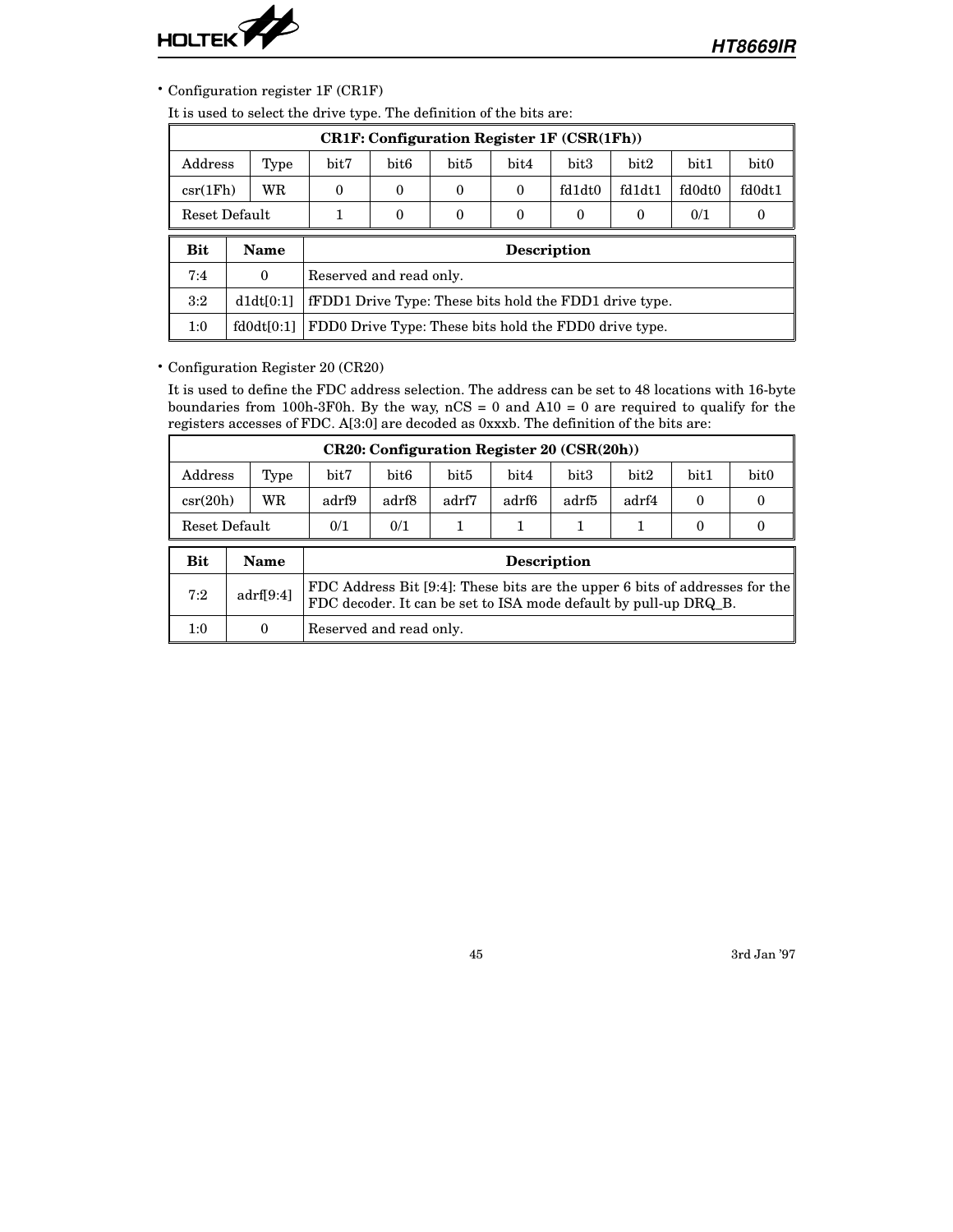- Configuration register 1F (CR1F)

  It is used to select the drive type. The definition of the bits are:

| CR1F: Configuration Register 1F (CSR(1Fh)) | | | | | | | | | |
|---|---|---|---|---|---|---|---|---|---|
| Address | Type | bit7 | bit6 | bit5 | bit4 | bit3 | bit2 | bit1 | bit0 |
| csr(1Fh) | WR | 0 | 0 | 0 | 0 | fd1dt0 | fd1dt1 | fd0dt0 | fd0dt1 |
| Reset Default | | 1 | 0 | 0 | 0 | 0 | 0 | 0/1 | 0 |

| Bit | Name | Description |
|---|---|---|
| 7:4 | 0 | Reserved and read only. |
| 3:2 | d1dt[0:1] | fFDD1 Drive Type: These bits hold the FDD1 drive type. |
| 1:0 | fd0dt[0:1] | FDD0 Drive Type: These bits hold the FDD0 drive type. |

- Configuration Register 20 (CR20)

  It is used to define the FDC address selection. The address can be set to 48 locations with 16-byte boundaries from 100h-3F0h. By the way, nCS = 0 and A10 = 0 are required to qualify for the registers accesses of FDC. A[3:0] are decoded as 0xxxb. The definition of the bits are:

| CR20: Configuration Register 20 (CSR(20h)) | | | | | | | | | |
|---|---|---|---|---|---|---|---|---|---|
| Address | Type | bit7 | bit6 | bit5 | bit4 | bit3 | bit2 | bit1 | bit0 |
| csr(20h) | WR | adrf9 | adrf8 | adrf7 | adrf6 | adrf5 | adrf4 | 0 | 0 |
| Reset Default | | 0/1 | 0/1 | 1 | 1 | 1 | 1 | 0 | 0 |

| Bit | Name | Description |
|---|---|---|
| 7:2 | adrf[9:4] | FDC Address Bit [9:4]: These bits are the upper 6 bits of addresses for the FDC decoder. It can be set to ISA mode default by pull-up DRQ_B. |
| 1:0 | 0 | Reserved and read only. |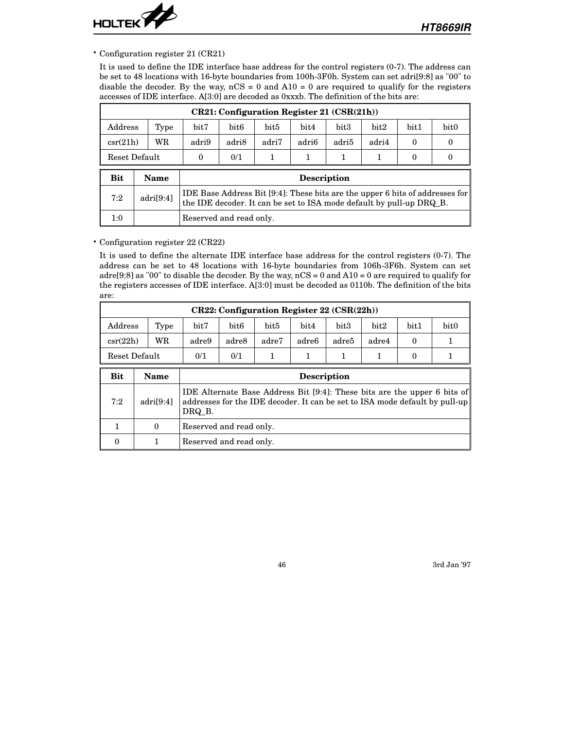- Configuration register 21 (CR21)

  It is used to define the IDE interface base address for the control registers (0-7). The address can be set to 48 locations with 16-byte boundaries from 100h-3F0h. System can set adri[9:8] as "00" to disable the decoder. By the way, nCS = 0 and A10 = 0 are required to qualify for the registers accesses of IDE interface. A[3:0] are decoded as 0xxxb. The definition of the bits are:

| CR21: Configuration Register 21 (CSR(21h)) | | | | | | | | | |
|---|---|---|---|---|---|---|---|---|---|
| Address | Type | bit7 | bit6 | bit5 | bit4 | bit3 | bit2 | bit1 | bit0 |
| csr(21h) | WR | adri9 | adri8 | adri7 | adri6 | adri5 | adri4 | 0 | 0 |
| Reset Default | | 0 | 0/1 | 1 | 1 | 1 | 1 | 0 | 0 |

| Bit | Name | Description |
|---|---|---|
| 7:2 | adri[9:4] | IDE Base Address Bit [9:4]: These bits are the upper 6 bits of addresses for the IDE decoder. It can be set to ISA mode default by pull-up DRQ_B. |
| 1:0 | | Reserved and read only. |

- Configuration register 22 (CR22)

  It is used to define the alternate IDE interface base address for the control registers (0-7). The address can be set to 48 locations with 16-byte boundaries from 106h-3F6h. System can set adre[9:8] as "00" to disable the decoder. By the way, nCS = 0 and A10 = 0 are required to qualify for the registers accesses of IDE interface. A[3:0] must be decoded as 0110b. The definition of the bits are:

| CR22: Configuration Register 22 (CSR(22h)) | | | | | | | | | |
|---|---|---|---|---|---|---|---|---|---|
| Address | Type | bit7 | bit6 | bit5 | bit4 | bit3 | bit2 | bit1 | bit0 |
| csr(22h) | WR | adre9 | adre8 | adre7 | adre6 | adre5 | adre4 | 0 | 1 |
| Reset Default | | 0/1 | 0/1 | 1 | 1 | 1 | 1 | 0 | 1 |

| Bit | Name | Description |
|---|---|---|
| 7:2 | adri[9:4] | IDE Alternate Base Address Bit [9:4]: These bits are the upper 6 bits of addresses for the IDE decoder. It can be set to ISA mode default by pull-up DRQ_B. |
| 1 | 0 | Reserved and read only. |
| 0 | 1 | Reserved and read only. |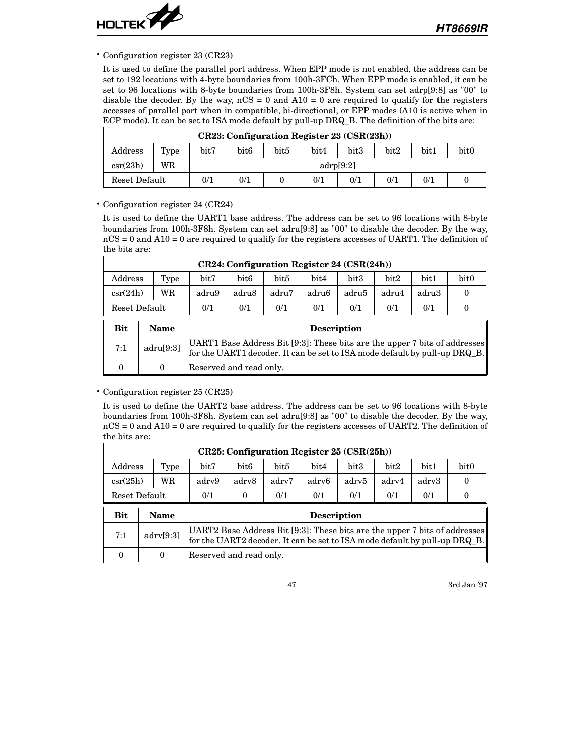- Configuration register 23 (CR23)

  It is used to define the parallel port address. When EPP mode is not enabled, the address can be set to 192 locations with 4-byte boundaries from 100h-3FCh. When EPP mode is enabled, it can be set to 96 locations with 8-byte boundaries from 100h-3F8h. System can set adrp[9:8] as "00" to disable the decoder. By the way, nCS = 0 and A10 = 0 are required to qualify for the registers accesses of parallel port when in compatible, bi-directional, or EPP modes (A10 is active when in ECP mode). It can be set to ISA mode default by pull-up DRQ_B. The definition of the bits are:

| **CR23: Configuration Register 23 (CSR(23h))** | | | | | | | | | |
|---|---|---|---|---|---|---|---|---|---|
| Address | Type | bit7 | bit6 | bit5 | bit4 | bit3 | bit2 | bit1 | bit0 |
| csr(23h) | WR | adrp[9:2] | | | | | | | |
| Reset Default | | 0/1 | 0/1 | 0 | 0/1 | 0/1 | 0/1 | 0/1 | 0 |

- Configuration register 24 (CR24)

  It is used to define the UART1 base address. The address can be set to 96 locations with 8-byte boundaries from 100h-3F8h. System can set adru[9:8] as "00" to disable the decoder. By the way, nCS = 0 and A10 = 0 are required to qualify for the registers accesses of UART1. The definition of the bits are:

| **CR24: Configuration Register 24 (CSR(24h))** | | | | | | | | | |
|---|---|---|---|---|---|---|---|---|---|
| Address | Type | bit7 | bit6 | bit5 | bit4 | bit3 | bit2 | bit1 | bit0 |
| csr(24h) | WR | adru9 | adru8 | adru7 | adru6 | adru5 | adru4 | adru3 | 0 |
| Reset Default | | 0/1 | 0/1 | 0/1 | 0/1 | 0/1 | 0/1 | 0/1 | 0 |

| Bit | Name | Description |
|---|---|---|
| 7:1 | adru[9:3] | UART1 Base Address Bit [9:3]: These bits are the upper 7 bits of addresses for the UART1 decoder. It can be set to ISA mode default by pull-up DRQ_B. |
| 0 | 0 | Reserved and read only. |

- Configuration register 25 (CR25)

  It is used to define the UART2 base address. The address can be set to 96 locations with 8-byte boundaries from 100h-3F8h. System can set adru[9:8] as "00" to disable the decoder. By the way, nCS = 0 and A10 = 0 are required to qualify for the registers accesses of UART2. The definition of the bits are:

| **CR25: Configuration Register 25 (CSR(25h))** | | | | | | | | | |
|---|---|---|---|---|---|---|---|---|---|
| Address | Type | bit7 | bit6 | bit5 | bit4 | bit3 | bit2 | bit1 | bit0 |
| csr(25h) | WR | adrv9 | adrv8 | adrv7 | adrv6 | adrv5 | adrv4 | adrv3 | 0 |
| Reset Default | | 0/1 | 0 | 0/1 | 0/1 | 0/1 | 0/1 | 0/1 | 0 |

| Bit | Name | Description |
|---|---|---|
| 7:1 | adrv[9:3] | UART2 Base Address Bit [9:3]: These bits are the upper 7 bits of addresses for the UART2 decoder. It can be set to ISA mode default by pull-up DRQ_B. |
| 0 | 0 | Reserved and read only. |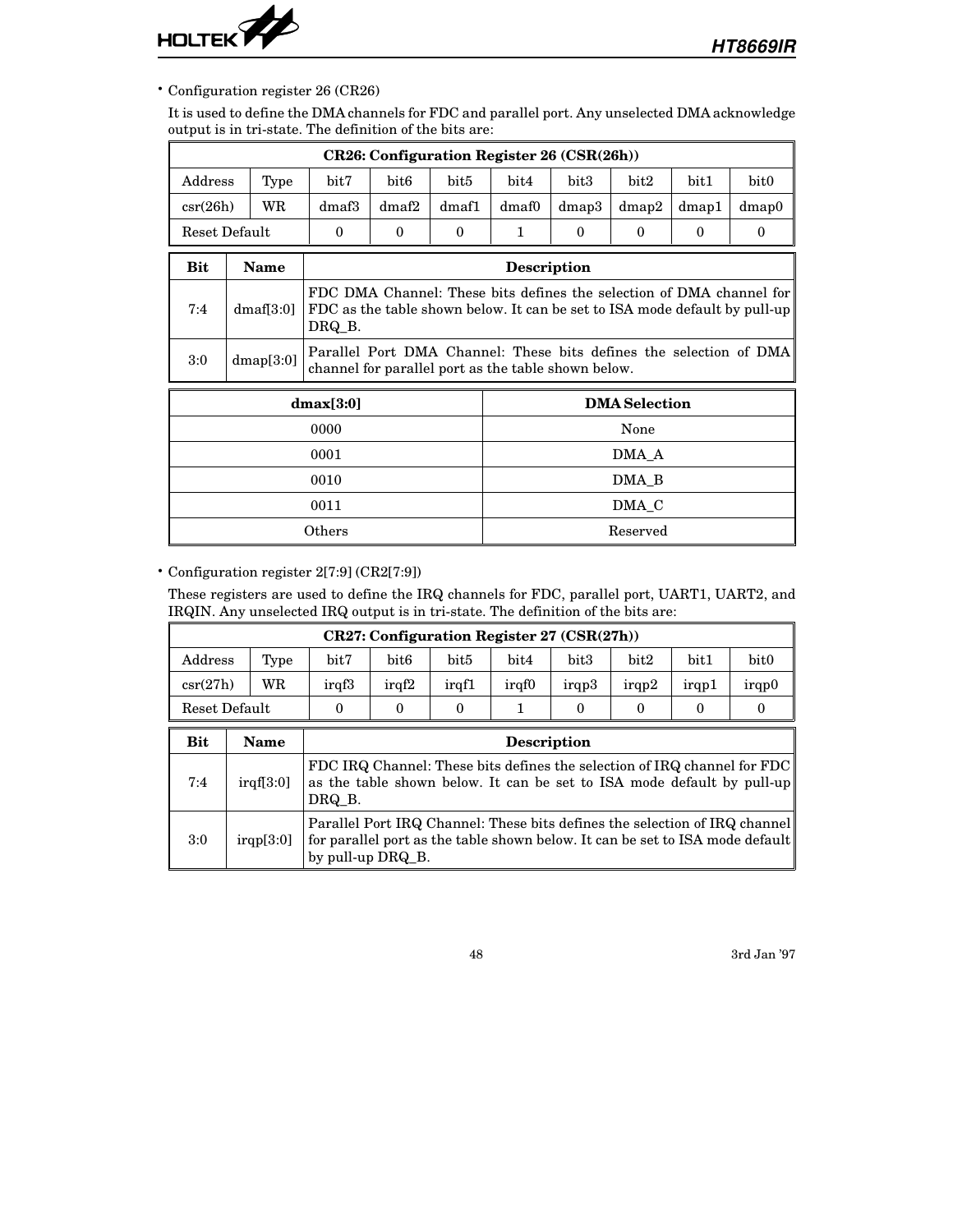- Configuration register 26 (CR26)

  It is used to define the DMA channels for FDC and parallel port. Any unselected DMA acknowledge output is in tri-state. The definition of the bits are:

| CR26: Configuration Register 26 (CSR(26h)) | | | | | | | | | |
|---|---|---|---|---|---|---|---|---|---|
| Address | Type | bit7 | bit6 | bit5 | bit4 | bit3 | bit2 | bit1 | bit0 |
| csr(26h) | WR | dmaf3 | dmaf2 | dmaf1 | dmaf0 | dmap3 | dmap2 | dmap1 | dmap0 |
| Reset Default | | 0 | 0 | 0 | 1 | 0 | 0 | 0 | 0 |

| Bit | Name | Description |
|---|---|---|
| 7:4 | dmaf[3:0] | FDC DMA Channel: These bits defines the selection of DMA channel for FDC as the table shown below. It can be set to ISA mode default by pull-up DRQ_B. |
| 3:0 | dmap[3:0] | Parallel Port DMA Channel: These bits defines the selection of DMA channel for parallel port as the table shown below. |

| dmax[3:0] | DMA Selection |
|---|---|
| 0000 | None |
| 0001 | DMA_A |
| 0010 | DMA_B |
| 0011 | DMA_C |
| Others | Reserved |

- Configuration register 2[7:9] (CR2[7:9])

  These registers are used to define the IRQ channels for FDC, parallel port, UART1, UART2, and IRQIN. Any unselected IRQ output is in tri-state. The definition of the bits are:

| CR27: Configuration Register 27 (CSR(27h)) | | | | | | | | | |
|---|---|---|---|---|---|---|---|---|---|
| Address | Type | bit7 | bit6 | bit5 | bit4 | bit3 | bit2 | bit1 | bit0 |
| csr(27h) | WR | irqf3 | irqf2 | irqf1 | irqf0 | irqp3 | irqp2 | irqp1 | irqp0 |
| Reset Default | | 0 | 0 | 0 | 1 | 0 | 0 | 0 | 0 |

| Bit | Name | Description |
|---|---|---|
| 7:4 | irqf[3:0] | FDC IRQ Channel: These bits defines the selection of IRQ channel for FDC as the table shown below. It can be set to ISA mode default by pull-up DRQ_B. |
| 3:0 | irqp[3:0] | Parallel Port IRQ Channel: These bits defines the selection of IRQ channel for parallel port as the table shown below. It can be set to ISA mode default by pull-up DRQ_B. |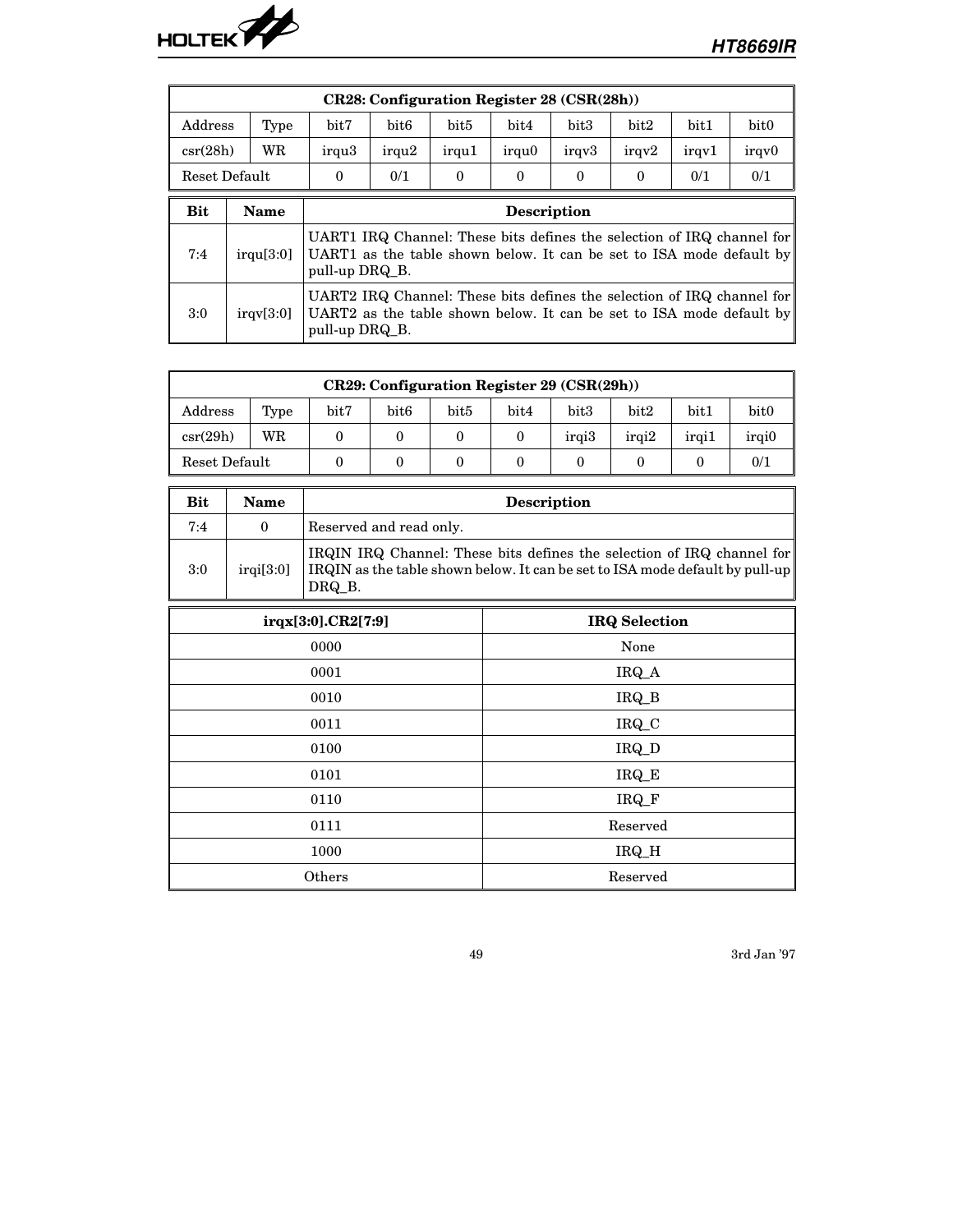| CR28: Configuration Register 28 (CSR(28h)) | | | | | | | | | |
|---|---|---|---|---|---|---|---|---|---|
| Address | Type | bit7 | bit6 | bit5 | bit4 | bit3 | bit2 | bit1 | bit0 |
| csr(28h) | WR | irqu3 | irqu2 | irqu1 | irqu0 | irqv3 | irqv2 | irqv1 | irqv0 |
| Reset Default | | 0 | 0/1 | 0 | 0 | 0 | 0 | 0/1 | 0/1 |

| Bit | Name | Description |
|---|---|---|
| 7:4 | irqu[3:0] | UART1 IRQ Channel: These bits defines the selection of IRQ channel for UART1 as the table shown below. It can be set to ISA mode default by pull-up DRQ_B. |
| 3:0 | irqv[3:0] | UART2 IRQ Channel: These bits defines the selection of IRQ channel for UART2 as the table shown below. It can be set to ISA mode default by pull-up DRQ_B. |

| CR29: Configuration Register 29 (CSR(29h)) | | | | | | | | | |
|---|---|---|---|---|---|---|---|---|---|
| Address | Type | bit7 | bit6 | bit5 | bit4 | bit3 | bit2 | bit1 | bit0 |
| csr(29h) | WR | 0 | 0 | 0 | 0 | irqi3 | irqi2 | irqi1 | irqi0 |
| Reset Default | | 0 | 0 | 0 | 0 | 0 | 0 | 0 | 0/1 |

| Bit | Name | Description |
|---|---|---|
| 7:4 | 0 | Reserved and read only. |
| 3:0 | irqi[3:0] | IRQIN IRQ Channel: These bits defines the selection of IRQ channel for IRQIN as the table shown below. It can be set to ISA mode default by pull-up DRQ_B. |

| irqx[3:0].CR2[7:9] | IRQ Selection |
|---|---|
| 0000 | None |
| 0001 | IRQ_A |
| 0010 | IRQ_B |
| 0011 | IRQ_C |
| 0100 | IRQ_D |
| 0101 | IRQ_E |
| 0110 | IRQ_F |
| 0111 | Reserved |
| 1000 | IRQ_H |
| Others | Reserved |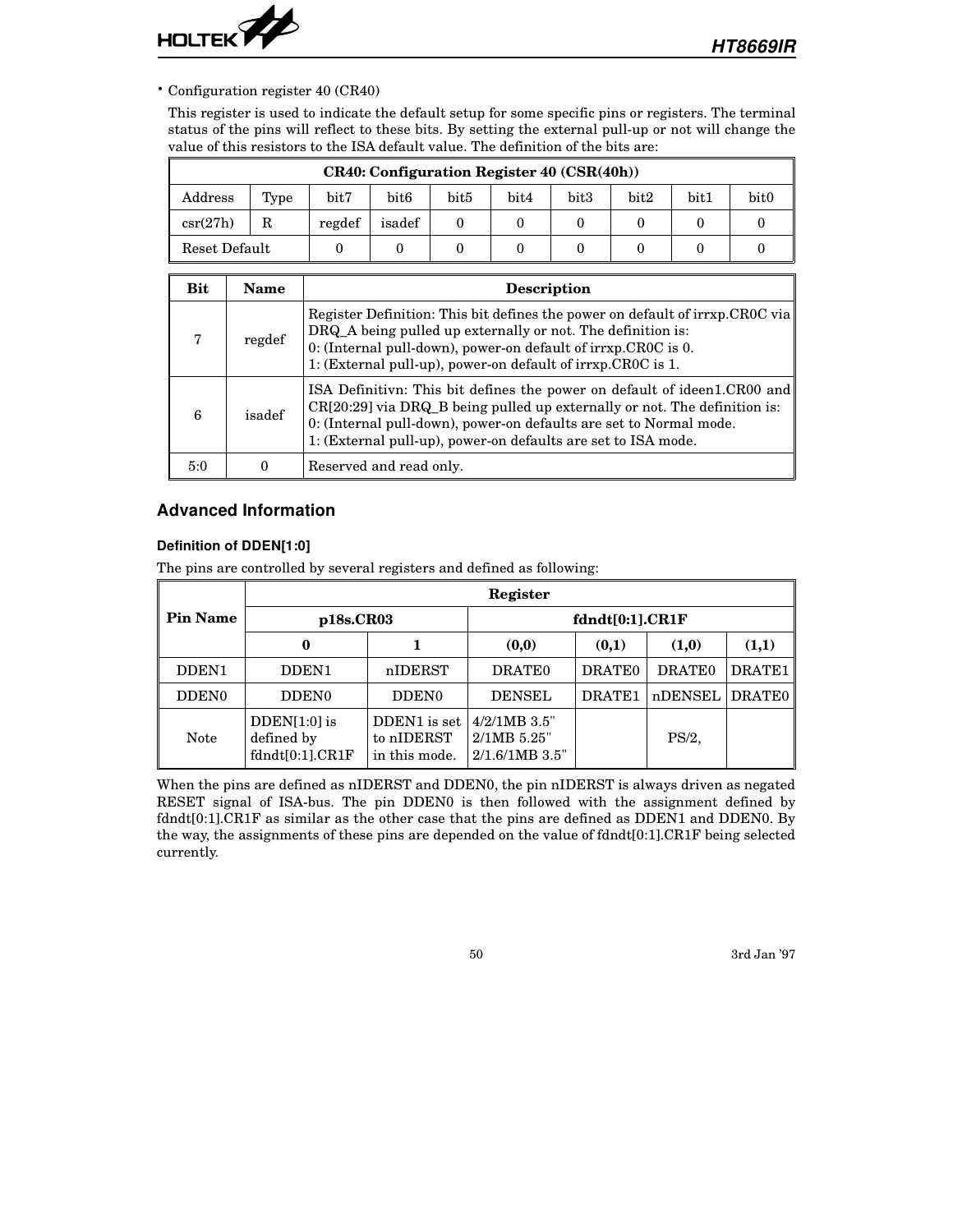- Configuration register 40 (CR40)

  This register is used to indicate the default setup for some specific pins or registers. The terminal status of the pins will reflect to these bits. By setting the external pull-up or not will change the value of this resistors to the ISA default value. The definition of the bits are:

| CR40: Configuration Register 40 (CSR(40h)) | | | | | | | | | |
|---|---|---|---|---|---|---|---|---|---|
| Address | Type | bit7 | bit6 | bit5 | bit4 | bit3 | bit2 | bit1 | bit0 |
| csr(27h) | R | regdef | isadef | 0 | 0 | 0 | 0 | 0 | 0 |
| Reset Default | | 0 | 0 | 0 | 0 | 0 | 0 | 0 | 0 |

| Bit | Name | Description |
|---|---|---|
| 7 | regdef | Register Definition: This bit defines the power on default of irrxp.CR0C via DRQ_A being pulled up externally or not. The definition is:<br>0: (Internal pull-down), power-on default of irrxp.CR0C is 0.<br>1: (External pull-up), power-on default of irrxp.CR0C is 1. |
| 6 | isadef | ISA Definitivn: This bit defines the power on default of ideen1.CR00 and CR[20:29] via DRQ_B being pulled up externally or not. The definition is:<br>0: (Internal pull-down), power-on defaults are set to Normal mode.<br>1: (External pull-up), power-on defaults are set to ISA mode. |
| 5:0 | 0 | Reserved and read only. |

## Advanced Information

### Definition of DDEN[1:0]

The pins are controlled by several registers and defined as following:

| Pin Name | Register | | | | | |
|---|---|---|---|---|---|---|
| | p18s.CR03 | | fdndt[0:1].CR1F | | | |
| | 0 | 1 | (0,0) | (0,1) | (1,0) | (1,1) |
| DDEN1 | DDEN1 | nIDERST | DRATE0 | DRATE0 | DRATE0 | DRATE1 |
| DDEN0 | DDEN0 | DDEN0 | DENSEL | DRATE1 | nDENSEL | DRATE0 |
| Note | DDEN[1:0] is defined by fdndt[0:1].CR1F | DDEN1 is set to nIDERST in this mode. | 4/2/1MB 3.5"<br>2/1MB 5.25"<br>2/1.6/1MB 3.5" | | PS/2, | |

When the pins are defined as nIDERST and DDEN0, the pin nIDERST is always driven as negated RESET signal of ISA-bus. The pin DDEN0 is then followed with the assignment defined by fdndt[0:1].CR1F as similar as the other case that the pins are defined as DDEN1 and DDEN0. By the way, the assignments of these pins are depended on the value of fdndt[0:1].CR1F being selected currently.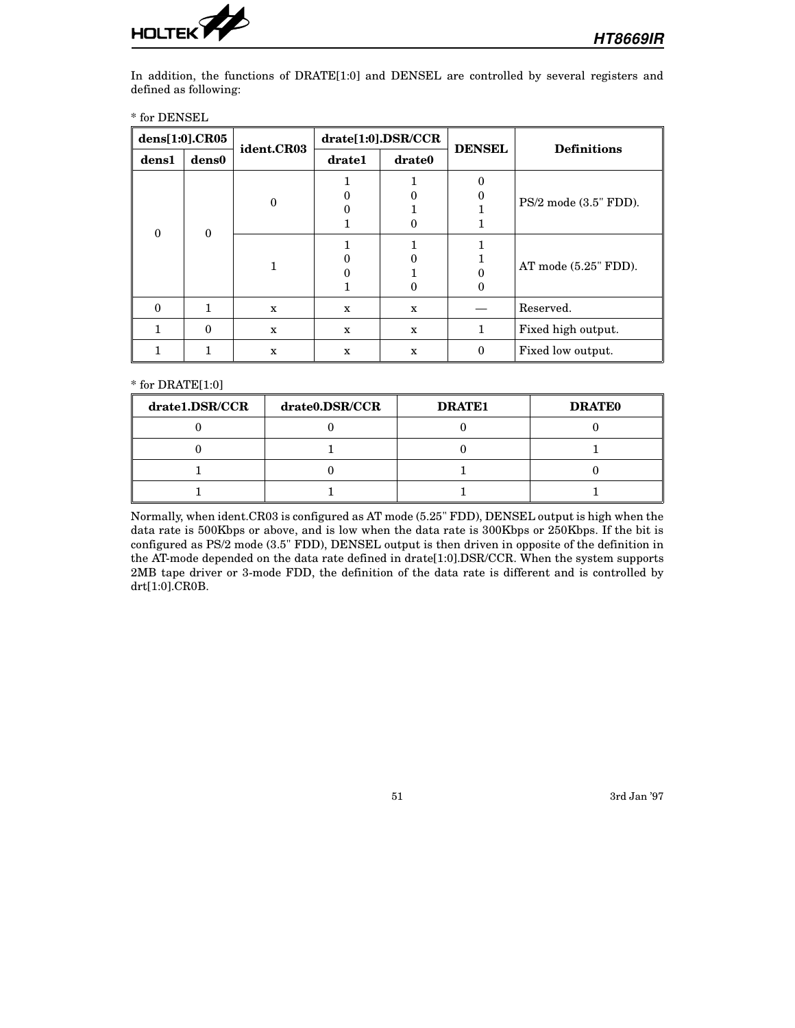In addition, the functions of DRATE[1:0] and DENSEL are controlled by several registers and defined as following:

* for DENSEL

| dens[1:0].CR05 | | ident.CR03 | drate[1:0].DSR/CCR | | DENSEL | Definitions |
|---|---|---|---|---|---|---|
| dens1 | dens0 | | drate1 | drate0 | | |
| 0 | 0 | 0 | 1<br>0<br>0<br>1 | 1<br>0<br>1<br>0 | 0<br>0<br>1<br>1 | PS/2 mode (3.5" FDD). |
| | | 1 | 1<br>0<br>0<br>1 | 1<br>0<br>1<br>0 | 1<br>1<br>0<br>0 | AT mode (5.25" FDD). |
| 0 | 1 | x | x | x | — | Reserved. |
| 1 | 0 | x | x | x | 1 | Fixed high output. |
| 1 | 1 | x | x | x | 0 | Fixed low output. |

* for DRATE[1:0]

| drate1.DSR/CCR | drate0.DSR/CCR | DRATE1 | DRATE0 |
|---|---|---|---|
| 0 | 0 | 0 | 0 |
| 0 | 1 | 0 | 1 |
| 1 | 0 | 1 | 0 |
| 1 | 1 | 1 | 1 |

Normally, when ident.CR03 is configured as AT mode (5.25" FDD), DENSEL output is high when the data rate is 500Kbps or above, and is low when the data rate is 300Kbps or 250Kbps. If the bit is configured as PS/2 mode (3.5" FDD), DENSEL output is then driven in opposite of the definition in the AT-mode depended on the data rate defined in drate[1:0].DSR/CCR. When the system supports 2MB tape driver or 3-mode FDD, the definition of the data rate is different and is controlled by drt[1:0].CR0B.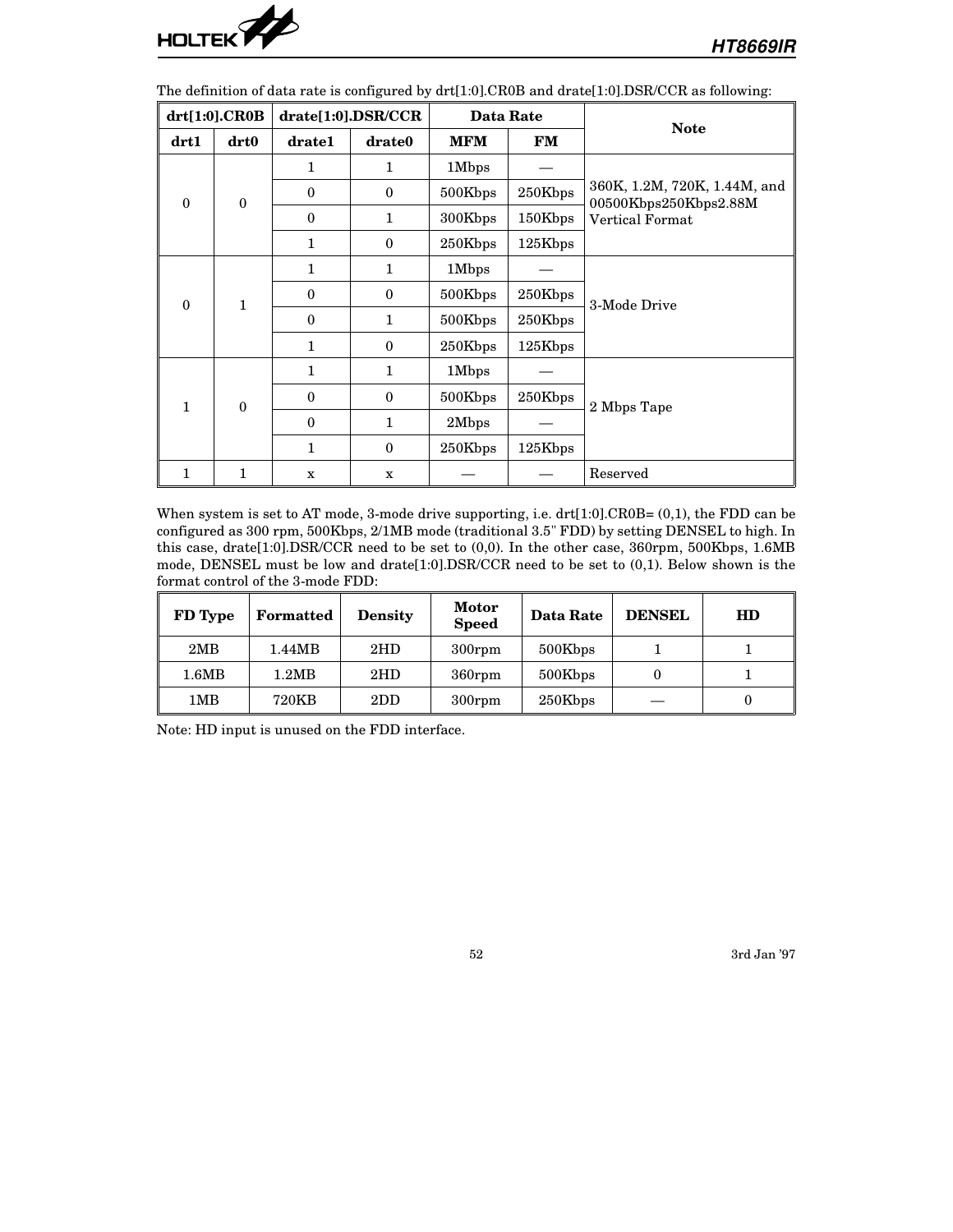The definition of data rate is configured by drt[1:0].CR0B and drate[1:0].DSR/CCR as following:

| drt[1:0].CR0B | | drate[1:0].DSR/CCR | | Data Rate | | Note |
|---|---|---|---|---|---|---|
| drt1 | drt0 | drate1 | drate0 | MFM | FM | |
| 0 | 0 | 1 | 1 | 1Mbps | — | 360K, 1.2M, 720K, 1.44M, and 00500Kbps250Kbps2.88M Vertical Format |
| | | 0 | 0 | 500Kbps | 250Kbps | |
| | | 0 | 1 | 300Kbps | 150Kbps | |
| | | 1 | 0 | 250Kbps | 125Kbps | |
| 0 | 1 | 1 | 1 | 1Mbps | — | 3-Mode Drive |
| | | 0 | 0 | 500Kbps | 250Kbps | |
| | | 0 | 1 | 500Kbps | 250Kbps | |
| | | 1 | 0 | 250Kbps | 125Kbps | |
| 1 | 0 | 1 | 1 | 1Mbps | — | 2 Mbps Tape |
| | | 0 | 0 | 500Kbps | 250Kbps | |
| | | 0 | 1 | 2Mbps | — | |
| | | 1 | 0 | 250Kbps | 125Kbps | |
| 1 | 1 | x | x | — | — | Reserved |

When system is set to AT mode, 3-mode drive supporting, i.e. drt[1:0].CR0B= (0,1), the FDD can be configured as 300 rpm, 500Kbps, 2/1MB mode (traditional 3.5" FDD) by setting DENSEL to high. In this case, drate[1:0].DSR/CCR need to be set to (0,0). In the other case, 360rpm, 500Kbps, 1.6MB mode, DENSEL must be low and drate[1:0].DSR/CCR need to be set to (0,1). Below shown is the format control of the 3-mode FDD:

| FD Type | Formatted | Density | Motor Speed | Data Rate | DENSEL | HD |
|---|---|---|---|---|---|---|
| 2MB | 1.44MB | 2HD | 300rpm | 500Kbps | 1 | 1 |
| 1.6MB | 1.2MB | 2HD | 360rpm | 500Kbps | 0 | 1 |
| 1MB | 720KB | 2DD | 300rpm | 250Kbps | — | 0 |

Note: HD input is unused on the FDD interface.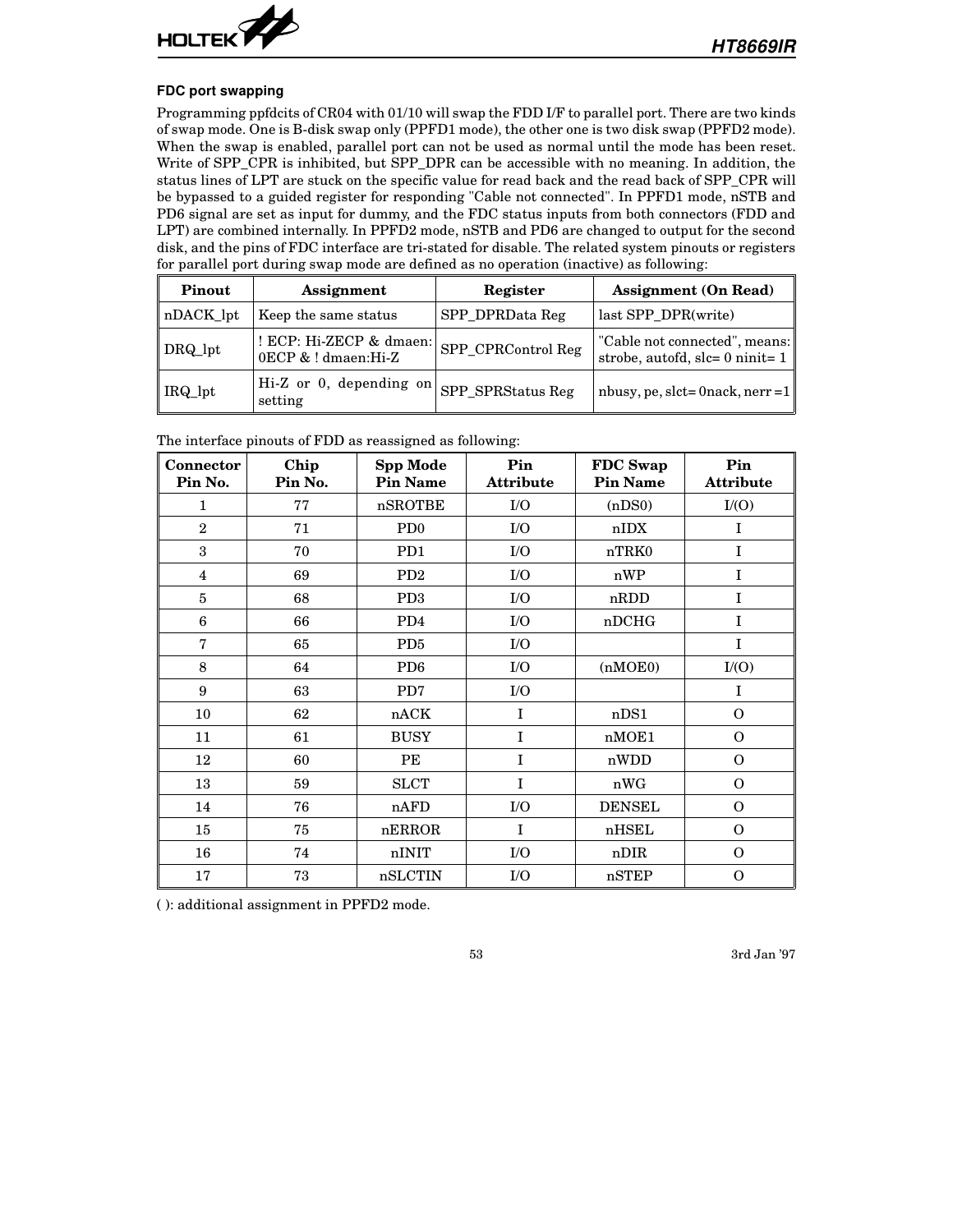### FDC port swapping

Programming ppfdcits of CR04 with 01/10 will swap the FDD I/F to parallel port. There are two kinds of swap mode. One is B-disk swap only (PPFD1 mode), the other one is two disk swap (PPFD2 mode). When the swap is enabled, parallel port can not be used as normal until the mode has been reset. Write of SPP_CPR is inhibited, but SPP_DPR can be accessible with no meaning. In addition, the status lines of LPT are stuck on the specific value for read back and the read back of SPP_CPR will be bypassed to a guided register for responding "Cable not connected". In PPFD1 mode, nSTB and PD6 signal are set as input for dummy, and the FDC status inputs from both connectors (FDD and LPT) are combined internally. In PPFD2 mode, nSTB and PD6 are changed to output for the second disk, and the pins of FDC interface are tri-stated for disable. The related system pinouts or registers for parallel port during swap mode are defined as no operation (inactive) as following:

| Pinout | Assignment | Register | Assignment (On Read) |
|---|---|---|---|
| nDACK_lpt | Keep the same status | SPP_DPRData Reg | last SPP_DPR(write) |
| DRQ_lpt | ! ECP: Hi-ZECP & dmaen: 0ECP & ! dmaen:Hi-Z | SPP_CPRControl Reg | "Cable not connected", means: strobe, autofd, slc= 0 ninit= 1 |
| IRQ_lpt | Hi-Z or 0, depending on setting | SPP_SPRStatus Reg | nbusy, pe, slct= 0nack, nerr =1 |

The interface pinouts of FDD as reassigned as following:

| Connector Pin No. | Chip Pin No. | Spp Mode Pin Name | Pin Attribute | FDC Swap Pin Name | Pin Attribute |
|---|---|---|---|---|---|
| 1 | 77 | nSROTBE | I/O | (nDS0) | I/(O) |
| 2 | 71 | PD0 | I/O | nIDX | I |
| 3 | 70 | PD1 | I/O | nTRK0 | I |
| 4 | 69 | PD2 | I/O | nWP | I |
| 5 | 68 | PD3 | I/O | nRDD | I |
| 6 | 66 | PD4 | I/O | nDCHG | I |
| 7 | 65 | PD5 | I/O | | I |
| 8 | 64 | PD6 | I/O | (nMOE0) | I/(O) |
| 9 | 63 | PD7 | I/O | | I |
| 10 | 62 | nACK | I | nDS1 | O |
| 11 | 61 | BUSY | I | nMOE1 | O |
| 12 | 60 | PE | I | nWDD | O |
| 13 | 59 | SLCT | I | nWG | O |
| 14 | 76 | nAFD | I/O | DENSEL | O |
| 15 | 75 | nERROR | I | nHSEL | O |
| 16 | 74 | nINIT | I/O | nDIR | O |
| 17 | 73 | nSLCTIN | I/O | nSTEP | O |

( ): additional assignment in PPFD2 mode.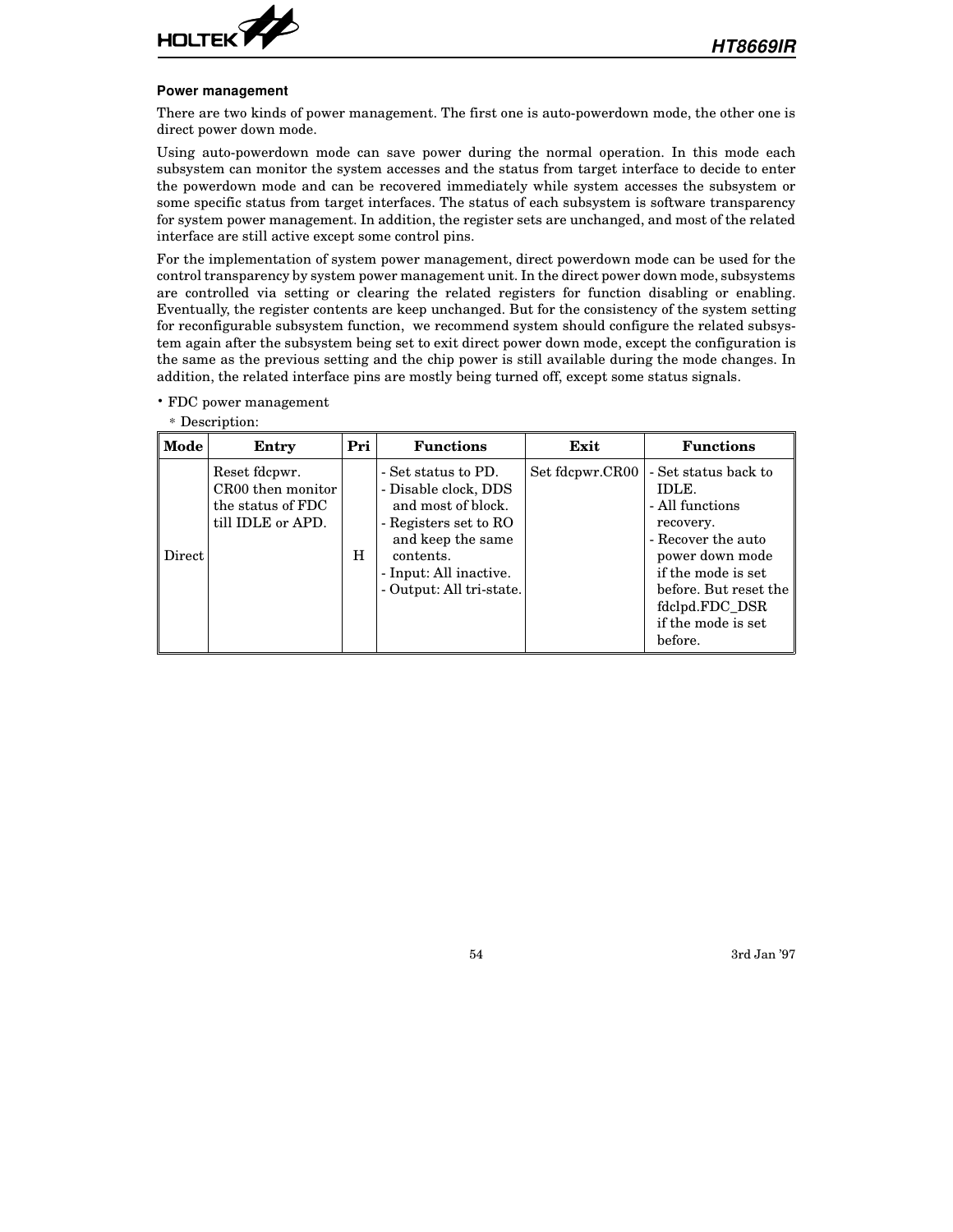### Power management

There are two kinds of power management. The first one is auto-powerdown mode, the other one is direct power down mode.

Using auto-powerdown mode can save power during the normal operation. In this mode each subsystem can monitor the system accesses and the status from target interface to decide to enter the powerdown mode and can be recovered immediately while system accesses the subsystem or some specific status from target interfaces. The status of each subsystem is software transparency for system power management. In addition, the register sets are unchanged, and most of the related interface are still active except some control pins.

For the implementation of system power management, direct powerdown mode can be used for the control transparency by system power management unit. In the direct power down mode, subsystems are controlled via setting or clearing the related registers for function disabling or enabling. Eventually, the register contents are keep unchanged. But for the consistency of the system setting for reconfigurable subsystem function, we recommend system should configure the related subsystem again after the subsystem being set to exit direct power down mode, except the configuration is the same as the previous setting and the chip power is still available during the mode changes. In addition, the related interface pins are mostly being turned off, except some status signals.

- FDC power management
  - * Description:

| Mode | Entry | Pri | Functions | Exit | Functions |
|---|---|---|---|---|---|
| Direct | Reset fdcpwr. CR00 then monitor the status of FDC till IDLE or APD. | H | - Set status to PD.<br>- Disable clock, DDS and most of block.<br>- Registers set to RO and keep the same contents.<br>- Input: All inactive.<br>- Output: All tri-state. | Set fdcpwr.CR00 | - Set status back to IDLE.<br>- All functions recovery.<br>- Recover the auto power down mode if the mode is set before. But reset the fdclpd.FDC_DSR if the mode is set before. |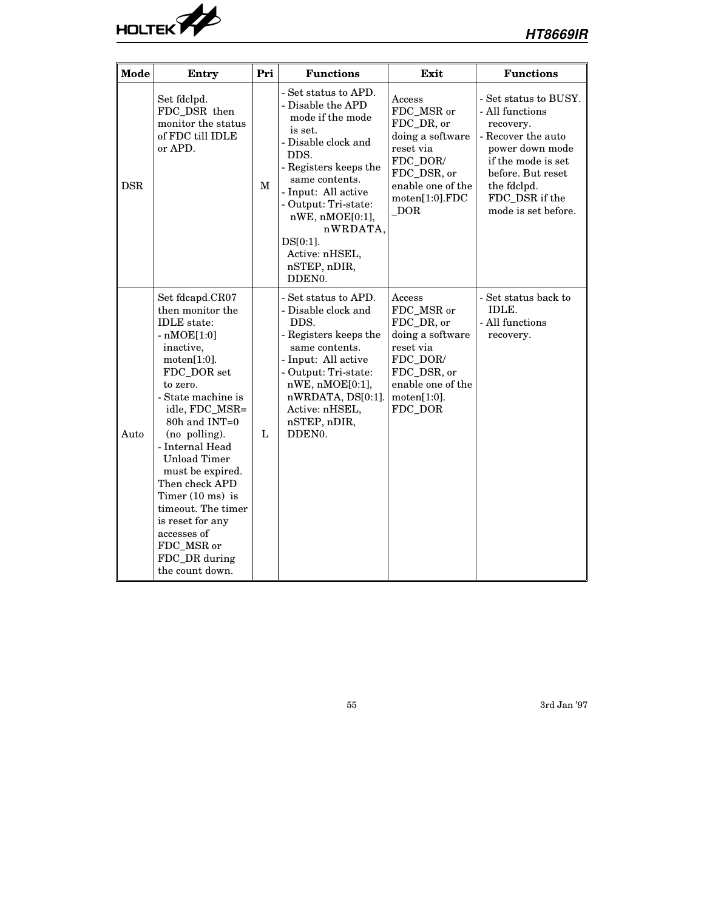| Mode | Entry | Pri | Functions | Exit | Functions |
|---|---|---|---|---|---|
| DSR | Set fdclpd. FDC_DSR then monitor the status of FDC till IDLE or APD. | M | - Set status to APD.<br>- Disable the APD mode if the mode is set.<br>- Disable clock and DDS.<br>- Registers keeps the same contents.<br>- Input: All active<br>- Output: Tri-state: nWE, nMOE[0:1], nWRDATA, DS[0:1]. Active: nHSEL, nSTEP, nDIR, DDEN0. | Access FDC_MSR or FDC_DR, or doing a software reset via FDC_DOR/ FDC_DSR, or enable one of the moten[1:0].FDC_DOR | - Set status to BUSY.<br>- All functions recovery.<br>- Recover the auto power down mode if the mode is set before. But reset the fdclpd. FDC_DSR if the mode is set before. |
| Auto | Set fdcapd.CR07 then monitor the IDLE state:<br>- nMOE[1:0] inactive, moten[1:0]. FDC_DOR set to zero.<br>- State machine is idle, FDC_MSR= 80h and INT=0 (no polling).<br>- Internal Head Unload Timer must be expired.<br>Then check APD Timer (10 ms) is timeout. The timer is reset for any accesses of FDC_MSR or FDC_DR during the count down. | L | - Set status to APD.<br>- Disable clock and DDS.<br>- Registers keeps the same contents.<br>- Input: All active<br>- Output: Tri-state: nWE, nMOE[0:1], nWRDATA, DS[0:1]. Active: nHSEL, nSTEP, nDIR, DDEN0. | Access FDC_MSR or FDC_DR, or doing a software reset via FDC_DOR/ FDC_DSR, or enable one of the moten[1:0]. FDC_DOR | - Set status back to IDLE.<br>- All functions recovery. |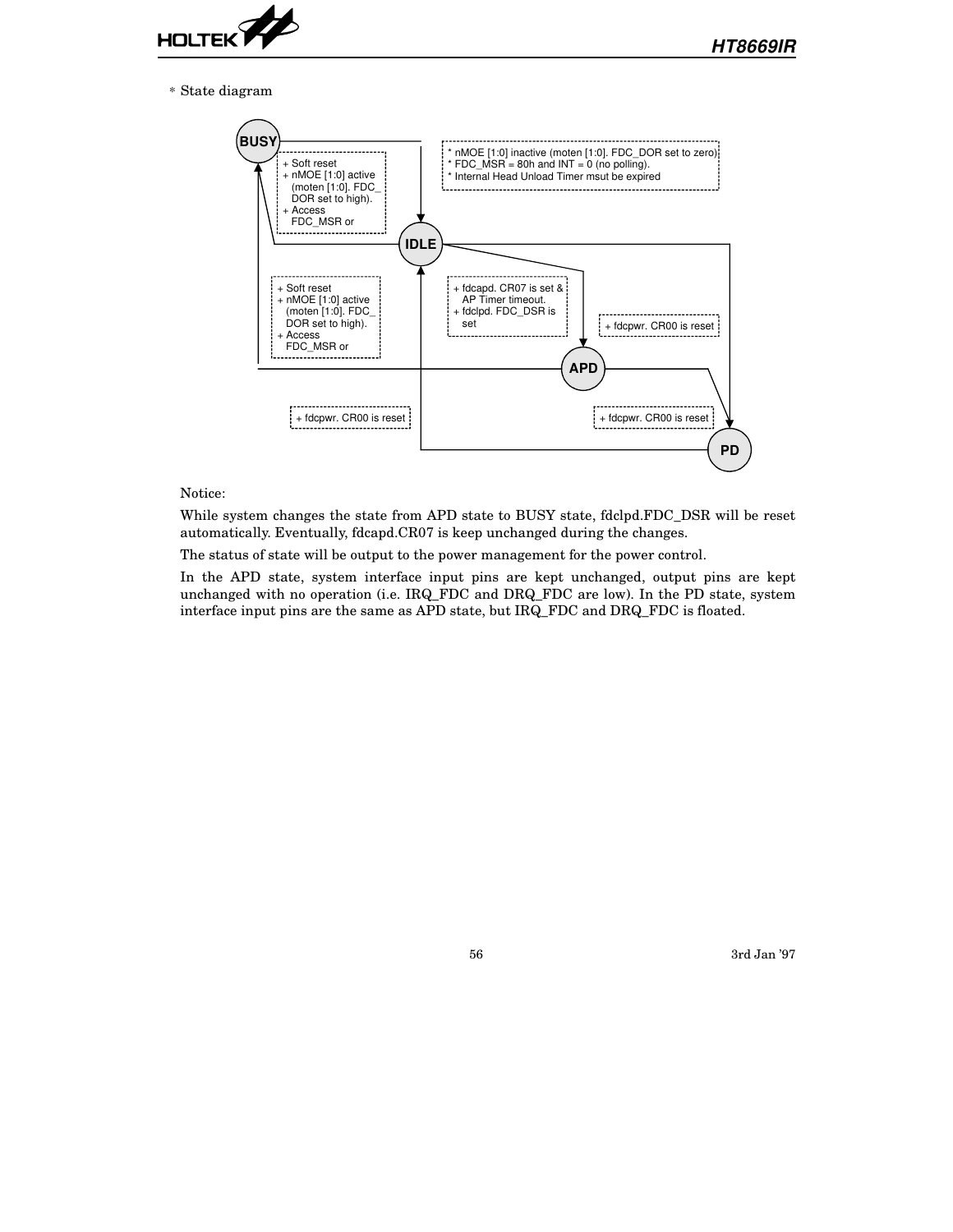* State diagram

BUSY

+ Soft reset
+ nMOE [1:0] active (moten [1:0]. FDC_DOR set to high).
+ Access FDC_MSR or

* nMOE [1:0] inactive (moten [1:0]. FDC_DOR set to zero)
* FDC_MSR = 80h and INT = 0 (no polling).
* Internal Head Unload Timer msut be expired

IDLE

+ Soft reset
+ nMOE [1:0] active (moten [1:0]. FDC_DOR set to high).
+ Access FDC_MSR or

+ fdcapd. CR07 is set & AP Timer timeout.
+ fdclpd. FDC_DSR is set

+ fdcpwr. CR00 is reset

APD

+ fdcpwr. CR00 is reset

+ fdcpwr. CR00 is reset

PD

Notice:

While system changes the state from APD state to BUSY state, fdclpd.FDC_DSR will be reset automatically. Eventually, fdcapd.CR07 is keep unchanged during the changes.

The status of state will be output to the power management for the power control.

In the APD state, system interface input pins are kept unchanged, output pins are kept unchanged with no operation (i.e. IRQ_FDC and DRQ_FDC are low). In the PD state, system interface input pins are the same as APD state, but IRQ_FDC and DRQ_FDC is floated.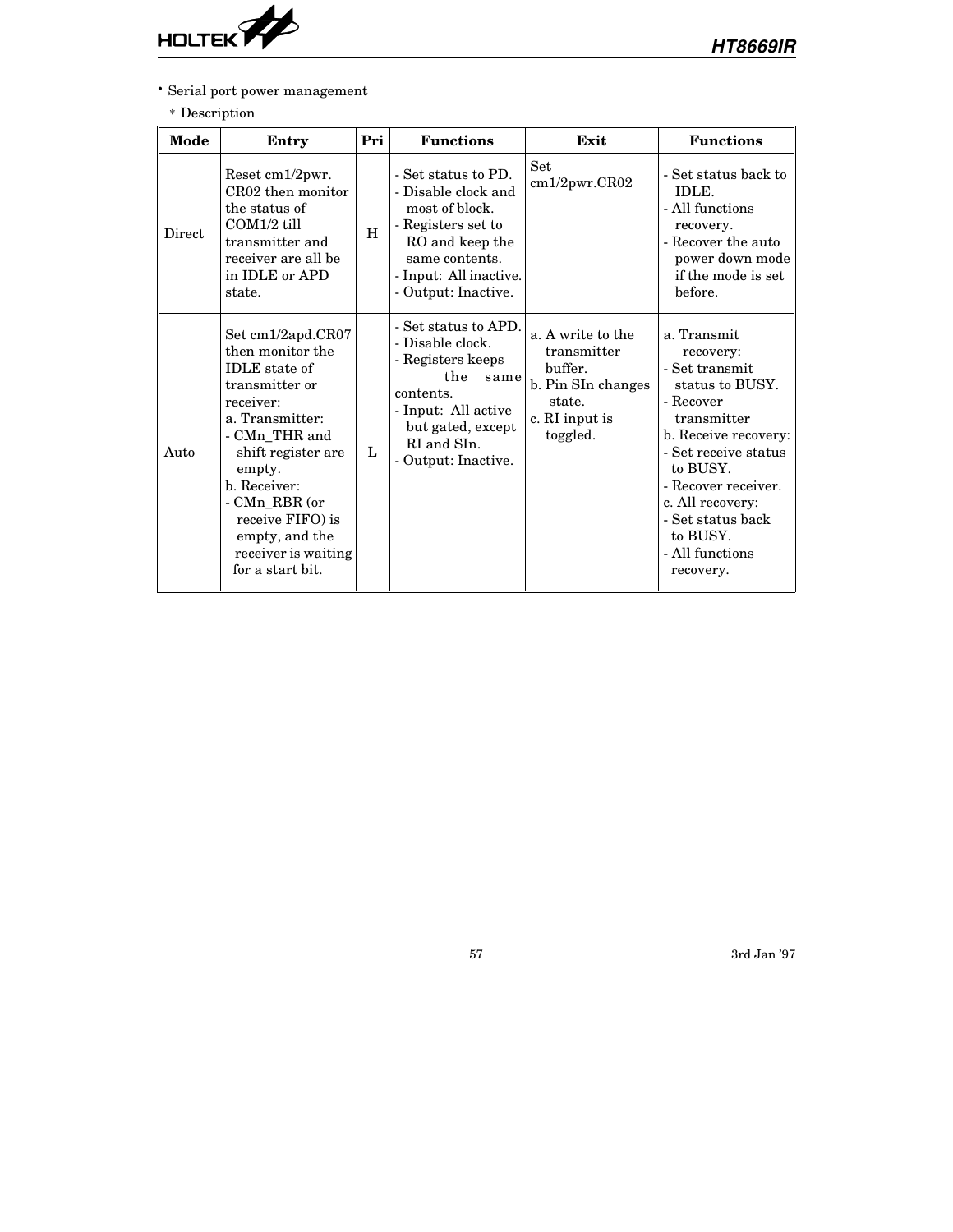- Serial port power management

  * Description

| Mode | Entry | Pri | Functions | Exit | Functions |
|---|---|---|---|---|---|
| Direct | Reset cm1/2pwr. CR02 then monitor the status of COM1/2 till transmitter and receiver are all be in IDLE or APD state. | H | - Set status to PD.<br>- Disable clock and most of block.<br>- Registers set to RO and keep the same contents.<br>- Input: All inactive.<br>- Output: Inactive. | Set cm1/2pwr.CR02 | - Set status back to IDLE.<br>- All functions recovery.<br>- Recover the auto power down mode if the mode is set before. |
| Auto | Set cm1/2apd.CR07 then monitor the IDLE state of transmitter or receiver:<br>a. Transmitter:<br>- CMn_THR and shift register are empty.<br>b. Receiver:<br>- CMn_RBR (or receive FIFO) is empty, and the receiver is waiting for a start bit. | L | - Set status to APD.<br>- Disable clock.<br>- Registers keeps the same contents.<br>- Input: All active but gated, except RI and SIn.<br>- Output: Inactive. | a. A write to the transmitter buffer.<br>b. Pin SIn changes state.<br>c. RI input is toggled. | a. Transmit recovery:<br>- Set transmit status to BUSY.<br>- Recover transmitter<br>b. Receive recovery:<br>- Set receive status to BUSY.<br>- Recover receiver.<br>c. All recovery:<br>- Set status back to BUSY.<br>- All functions recovery. |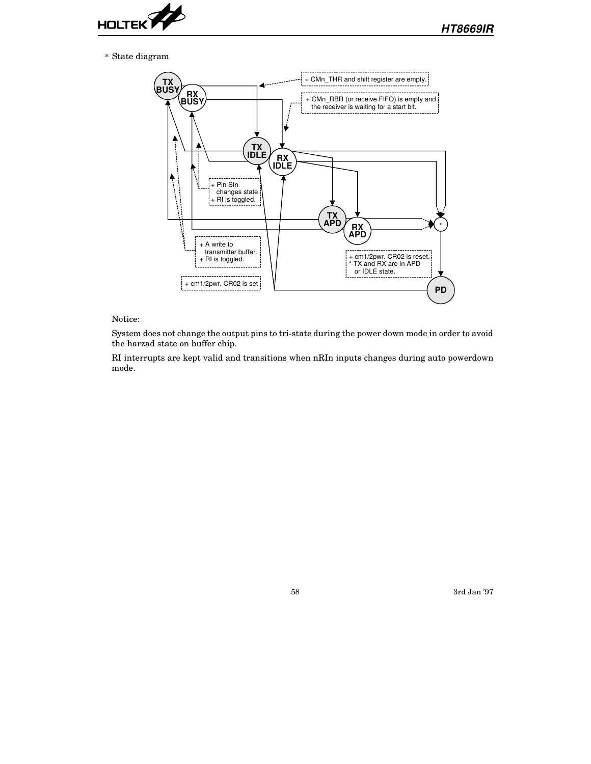* State diagram

TX BUSY

RX BUSY

TX IDLE

RX IDLE

TX APD

RX APD

PD

+ CMn_THR and shift register are empty.

+ CMn_RBR (or receive FIFO) is empty and the receiver is waiting for a start bit.

+ Pin SIn changes state.
+ RI is toggled.

+ A write to transmitter buffer.
+ RI is toggled.

+ cm1/2pwr. CR02 is reset.
* TX and RX are in APD or IDLE state.

+ cm1/2pwr. CR02 is set

Notice:

System does not change the output pins to tri-state during the power down mode in order to avoid the harzad state on buffer chip.

RI interrupts are kept valid and transitions when nRIn inputs changes during auto powerdown mode.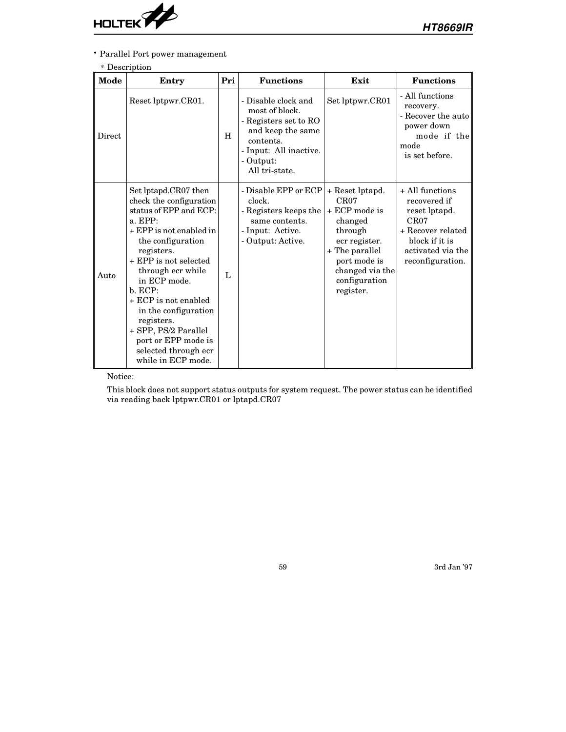- Parallel Port power management

  * Description

| Mode | Entry | Pri | Functions | Exit | Functions |
|---|---|---|---|---|---|
| Direct | Reset lptpwr.CR01. | H | - Disable clock and most of block.<br>- Registers set to RO and keep the same contents.<br>- Input: All inactive.<br>- Output: All tri-state. | Set lptpwr.CR01 | - All functions recovery.<br>- Recover the auto power down mode if the mode is set before. |
| Auto | Set lptapd.CR07 then check the configuration status of EPP and ECP:<br>a. EPP:<br>+ EPP is not enabled in the configuration registers.<br>+ EPP is not selected through ecr while in ECP mode.<br>b. ECP:<br>+ ECP is not enabled in the configuration registers.<br>+ SPP, PS/2 Parallel port or EPP mode is selected through ecr while in ECP mode. | L | - Disable EPP or ECP clock.<br>- Registers keeps the same contents.<br>- Input: Active.<br>- Output: Active. | + Reset lptapd. CR07<br>+ ECP mode is changed through ecr register.<br>+ The parallel port mode is changed via the configuration register. | + All functions recovered if reset lptapd. CR07<br>+ Recover related block if it is activated via the reconfiguration. |

Notice:

This block does not support status outputs for system request. The power status can be identified via reading back lptpwr.CR01 or lptapd.CR07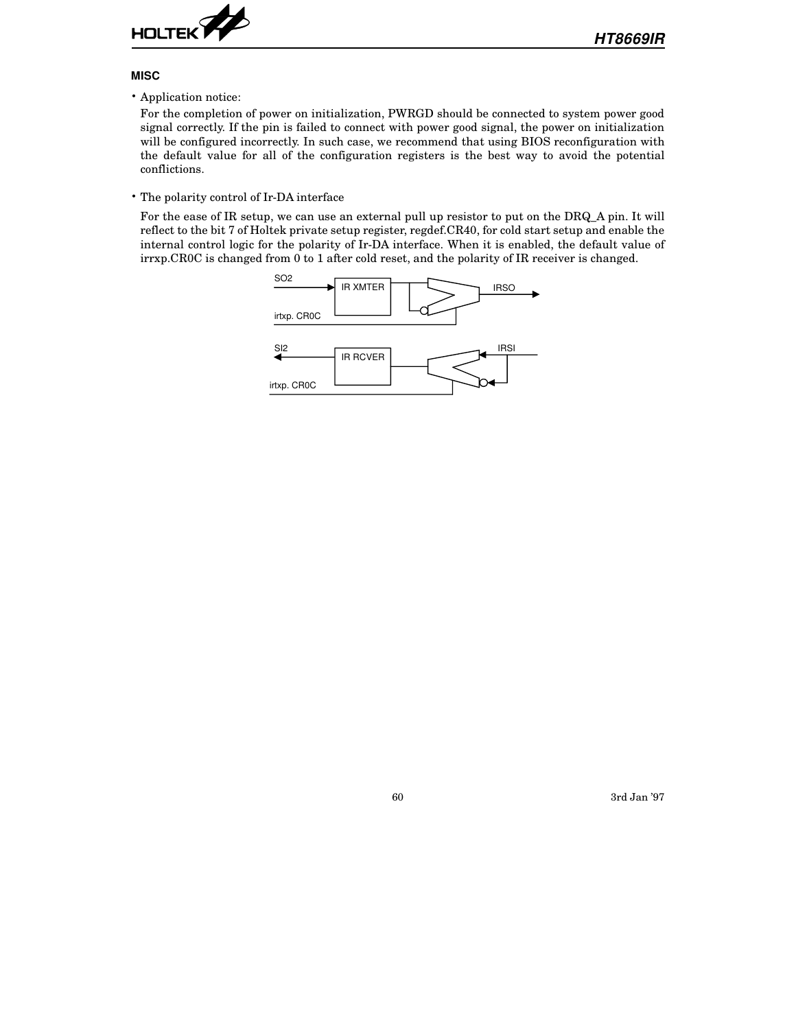### MISC

- Application notice:

  For the completion of power on initialization, PWRGD should be connected to system power good signal correctly. If the pin is failed to connect with power good signal, the power on initialization will be configured incorrectly. In such case, we recommend that using BIOS reconfiguration with the default value for all of the configuration registers is the best way to avoid the potential conflictions.

- The polarity control of Ir-DA interface

  For the ease of IR setup, we can use an external pull up resistor to put on the DRQ_A pin. It will reflect to the bit 7 of Holtek private setup register, regdef.CR40, for cold start setup and enable the internal control logic for the polarity of Ir-DA interface. When it is enabled, the default value of irrxp.CR0C is changed from 0 to 1 after cold reset, and the polarity of IR receiver is changed.

SO2 IR XMTER IRSO

irtxp. CR0C

SI2 IR RCVER IRSI

irtxp. CR0C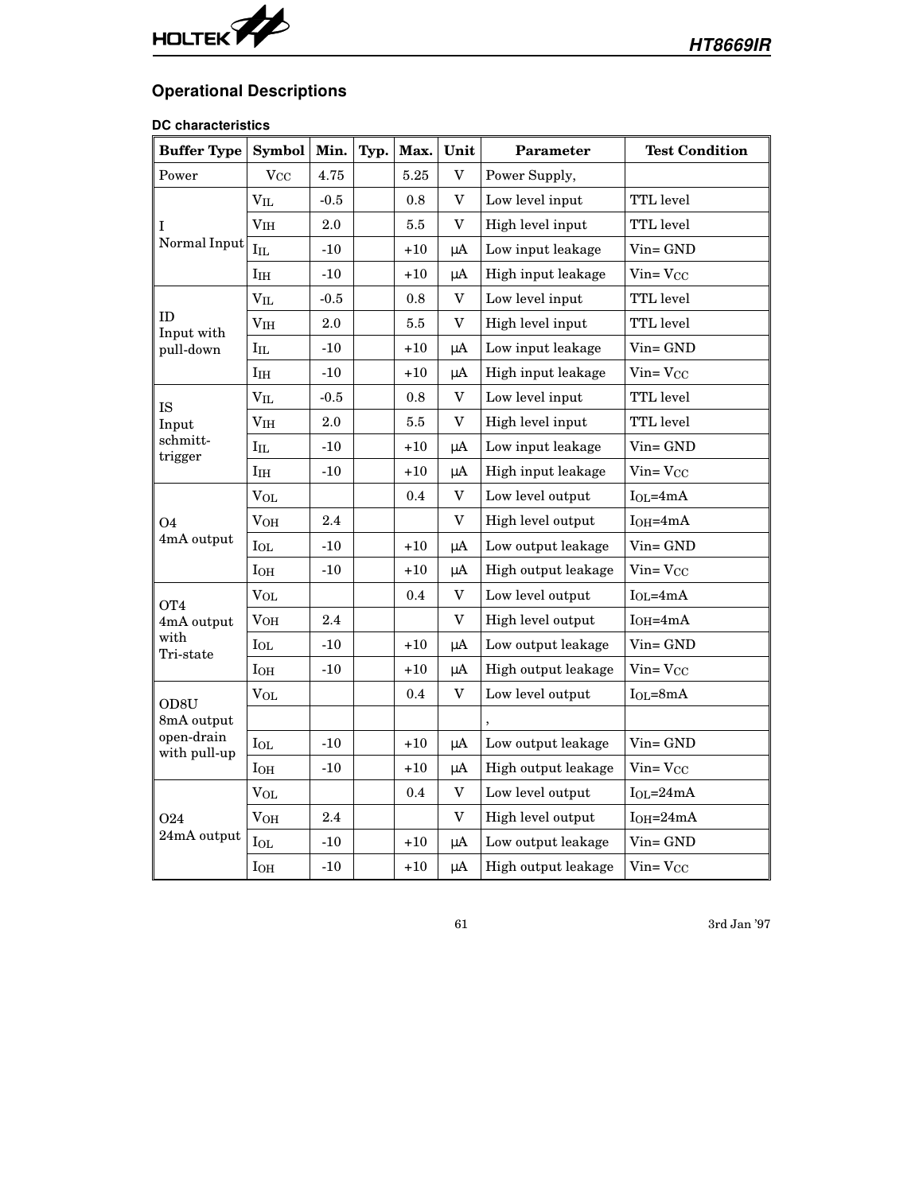## Operational Descriptions

### DC characteristics

| Buffer Type | Symbol | Min. | Typ. | Max. | Unit | Parameter | Test Condition |
|---|---|---|---|---|---|---|---|
| Power | $V_{CC}$ | 4.75 | | 5.25 | V | Power Supply, | |
| I<br>Normal Input | $V_{IL}$ | -0.5 | | 0.8 | V | Low level input | TTL level |
| | $V_{IH}$ | 2.0 | | 5.5 | V | High level input | TTL level |
| | $I_{IL}$ | -10 | | +10 | μA | Low input leakage | Vin= GND |
| | $I_{IH}$ | -10 | | +10 | μA | High input leakage | Vin= $V_{CC}$ |
| ID<br>Input with pull-down | $V_{IL}$ | -0.5 | | 0.8 | V | Low level input | TTL level |
| | $V_{IH}$ | 2.0 | | 5.5 | V | High level input | TTL level |
| | $I_{IL}$ | -10 | | +10 | μA | Low input leakage | Vin= GND |
| | $I_{IH}$ | -10 | | +10 | μA | High input leakage | Vin= $V_{CC}$ |
| IS<br>Input schmitt-trigger | $V_{IL}$ | -0.5 | | 0.8 | V | Low level input | TTL level |
| | $V_{IH}$ | 2.0 | | 5.5 | V | High level input | TTL level |
| | $I_{IL}$ | -10 | | +10 | μA | Low input leakage | Vin= GND |
| | $I_{IH}$ | -10 | | +10 | μA | High input leakage | Vin= $V_{CC}$ |
| O4<br>4mA output | $V_{OL}$ | | | 0.4 | V | Low level output | $I_{OL}$=4mA |
| | $V_{OH}$ | 2.4 | | | V | High level output | $I_{OH}$=4mA |
| | $I_{OL}$ | -10 | | +10 | μA | Low output leakage | Vin= GND |
| | $I_{OH}$ | -10 | | +10 | μA | High output leakage | Vin= $V_{CC}$ |
| OT4<br>4mA output with Tri-state | $V_{OL}$ | | | 0.4 | V | Low level output | $I_{OL}$=4mA |
| | $V_{OH}$ | 2.4 | | | V | High level output | $I_{OH}$=4mA |
| | $I_{OL}$ | -10 | | +10 | μA | Low output leakage | Vin= GND |
| | $I_{OH}$ | -10 | | +10 | μA | High output leakage | Vin= $V_{CC}$ |
| OD8U<br>8mA output open-drain with pull-up | $V_{OL}$ | | | 0.4 | V | Low level output | $I_{OL}$=8mA |
| | | | | | | , | |
| | $I_{OL}$ | -10 | | +10 | μA | Low output leakage | Vin= GND |
| | $I_{OH}$ | -10 | | +10 | μA | High output leakage | Vin= $V_{CC}$ |
| O24<br>24mA output | $V_{OL}$ | | | 0.4 | V | Low level output | $I_{OL}$=24mA |
| | $V_{OH}$ | 2.4 | | | V | High level output | $I_{OH}$=24mA |
| | $I_{OL}$ | -10 | | +10 | μA | Low output leakage | Vin= GND |
| | $I_{OH}$ | -10 | | +10 | μA | High output leakage | Vin= $V_{CC}$ |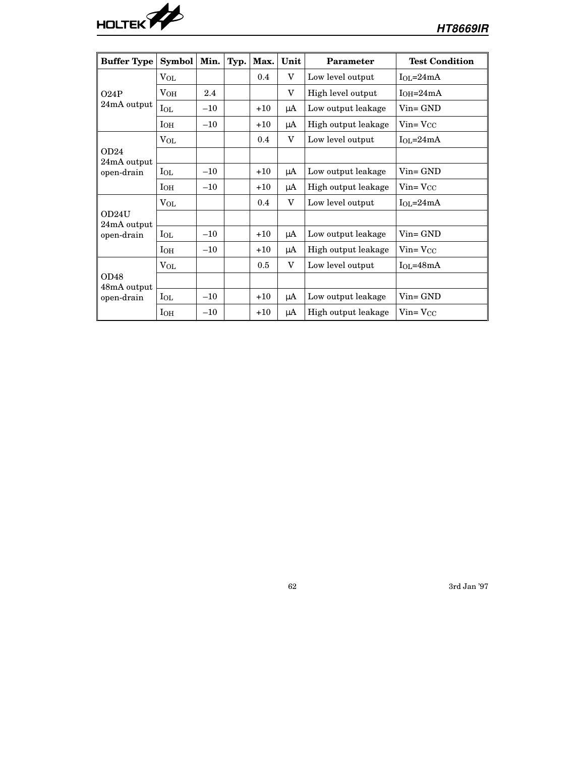| Buffer Type | Symbol | Min. | Typ. | Max. | Unit | Parameter | Test Condition |
|---|---|---|---|---|---|---|---|
| O24P 24mA output | $V_{OL}$ | | | 0.4 | V | Low level output | $I_{OL}$=24mA |
| | $V_{OH}$ | 2.4 | | | V | High level output | $I_{OH}$=24mA |
| | $I_{OL}$ | −10 | | +10 | μA | Low output leakage | Vin= GND |
| | $I_{OH}$ | −10 | | +10 | μA | High output leakage | Vin= $V_{CC}$ |
| OD24 24mA output open-drain | $V_{OL}$ | | | 0.4 | V | Low level output | $I_{OL}$=24mA |
| | | | | | | | |
| | $I_{OL}$ | −10 | | +10 | μA | Low output leakage | Vin= GND |
| | $I_{OH}$ | −10 | | +10 | μA | High output leakage | Vin= $V_{CC}$ |
| OD24U 24mA output open-drain | $V_{OL}$ | | | 0.4 | V | Low level output | $I_{OL}$=24mA |
| | | | | | | | |
| | $I_{OL}$ | −10 | | +10 | μA | Low output leakage | Vin= GND |
| | $I_{OH}$ | −10 | | +10 | μA | High output leakage | Vin= $V_{CC}$ |
| OD48 48mA output open-drain | $V_{OL}$ | | | 0.5 | V | Low level output | $I_{OL}$=48mA |
| | | | | | | | |
| | $I_{OL}$ | −10 | | +10 | μA | Low output leakage | Vin= GND |
| | $I_{OH}$ | −10 | | +10 | μA | High output leakage | Vin= $V_{CC}$ |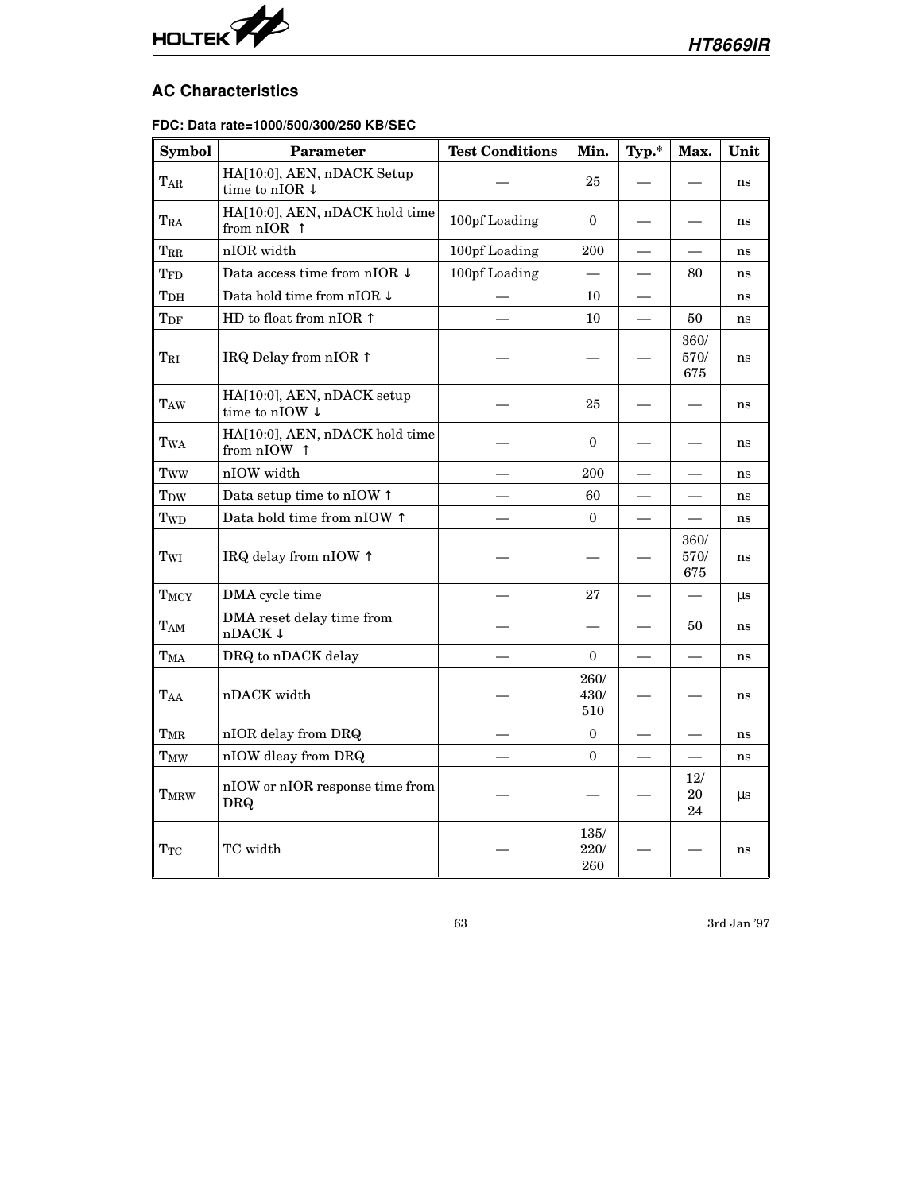## AC Characteristics

### FDC: Data rate=1000/500/300/250 KB/SEC

| Symbol | Parameter | Test Conditions | Min. | Typ.* | Max. | Unit |
|---|---|---|---|---|---|---|
| $T_{AR}$ | HA[10:0], AEN, nDACK Setup time to nIOR ↓ | — | 25 | — | — | ns |
| $T_{RA}$ | HA[10:0], AEN, nDACK hold time from nIOR ↑ | 100pf Loading | 0 | — | — | ns |
| $T_{RR}$ | nIOR width | 100pf Loading | 200 | — | — | ns |
| $T_{FD}$ | Data access time from nIOR ↓ | 100pf Loading | — | — | 80 | ns |
| $T_{DH}$ | Data hold time from nIOR ↓ | — | 10 | — | | ns |
| $T_{DF}$ | HD to float from nIOR ↑ | — | 10 | — | 50 | ns |
| $T_{RI}$ | IRQ Delay from nIOR ↑ | — | — | — | 360/ 570/ 675 | ns |
| $T_{AW}$ | HA[10:0], AEN, nDACK setup time to nIOW ↓ | — | 25 | — | — | ns |
| $T_{WA}$ | HA[10:0], AEN, nDACK hold time from nIOW ↑ | — | 0 | — | — | ns |
| $T_{WW}$ | nIOW width | — | 200 | — | — | ns |
| $T_{DW}$ | Data setup time to nIOW ↑ | — | 60 | — | — | ns |
| $T_{WD}$ | Data hold time from nIOW ↑ | — | 0 | — | — | ns |
| $T_{WI}$ | IRQ delay from nIOW ↑ | — | — | — | 360/ 570/ 675 | ns |
| $T_{MCY}$ | DMA cycle time | — | 27 | — | — | μs |
| $T_{AM}$ | DMA reset delay time from nDACK ↓ | — | — | — | 50 | ns |
| $T_{MA}$ | DRQ to nDACK delay | — | 0 | — | — | ns |
| $T_{AA}$ | nDACK width | — | 260/ 430/ 510 | — | — | ns |
| $T_{MR}$ | nIOR delay from DRQ | — | 0 | — | — | ns |
| $T_{MW}$ | nIOW dleay from DRQ | — | 0 | — | — | ns |
| $T_{MRW}$ | nIOW or nIOR response time from DRQ | — | — | — | 12/ 20 24 | μs |
| $T_{TC}$ | TC width | — | 135/ 220/ 260 | — | — | ns |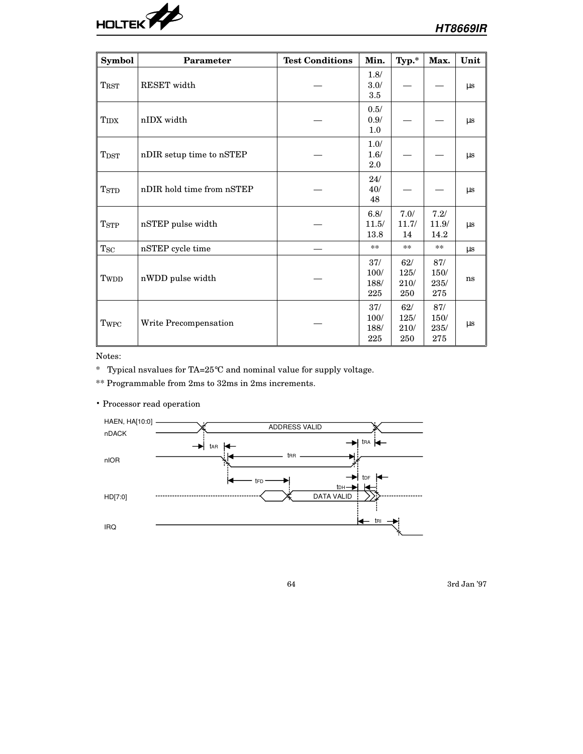| Symbol | Parameter | Test Conditions | Min. | Typ.* | Max. | Unit |
|---|---|---|---|---|---|---|
| $T_{RST}$ | RESET width | — | 1.8/ 3.0/ 3.5 | — | — | μs |
| $T_{IDX}$ | nIDX width | — | 0.5/ 0.9/ 1.0 | — | — | μs |
| $T_{DST}$ | nDIR setup time to nSTEP | — | 1.0/ 1.6/ 2.0 | — | — | μs |
| $T_{STD}$ | nDIR hold time from nSTEP | — | 24/ 40/ 48 | — | — | μs |
| $T_{STP}$ | nSTEP pulse width | — | 6.8/ 11.5/ 13.8 | 7.0/ 11.7/ 14 | 7.2/ 11.9/ 14.2 | μs |
| $T_{SC}$ | nSTEP cycle time | — | ** | ** | ** | μs |
| $T_{WDD}$ | nWDD pulse width | — | 37/ 100/ 188/ 225 | 62/ 125/ 210/ 250 | 87/ 150/ 235/ 275 | ns |
| $T_{WPC}$ | Write Precompensation | — | 37/ 100/ 188/ 225 | 62/ 125/ 210/ 250 | 87/ 150/ 235/ 275 | μs |

Notes:

\* Typical nsvalues for TA=25°C and nominal value for supply voltage.

** Programmable from 2ms to 32ms in 2ms increments.

- Processor read operation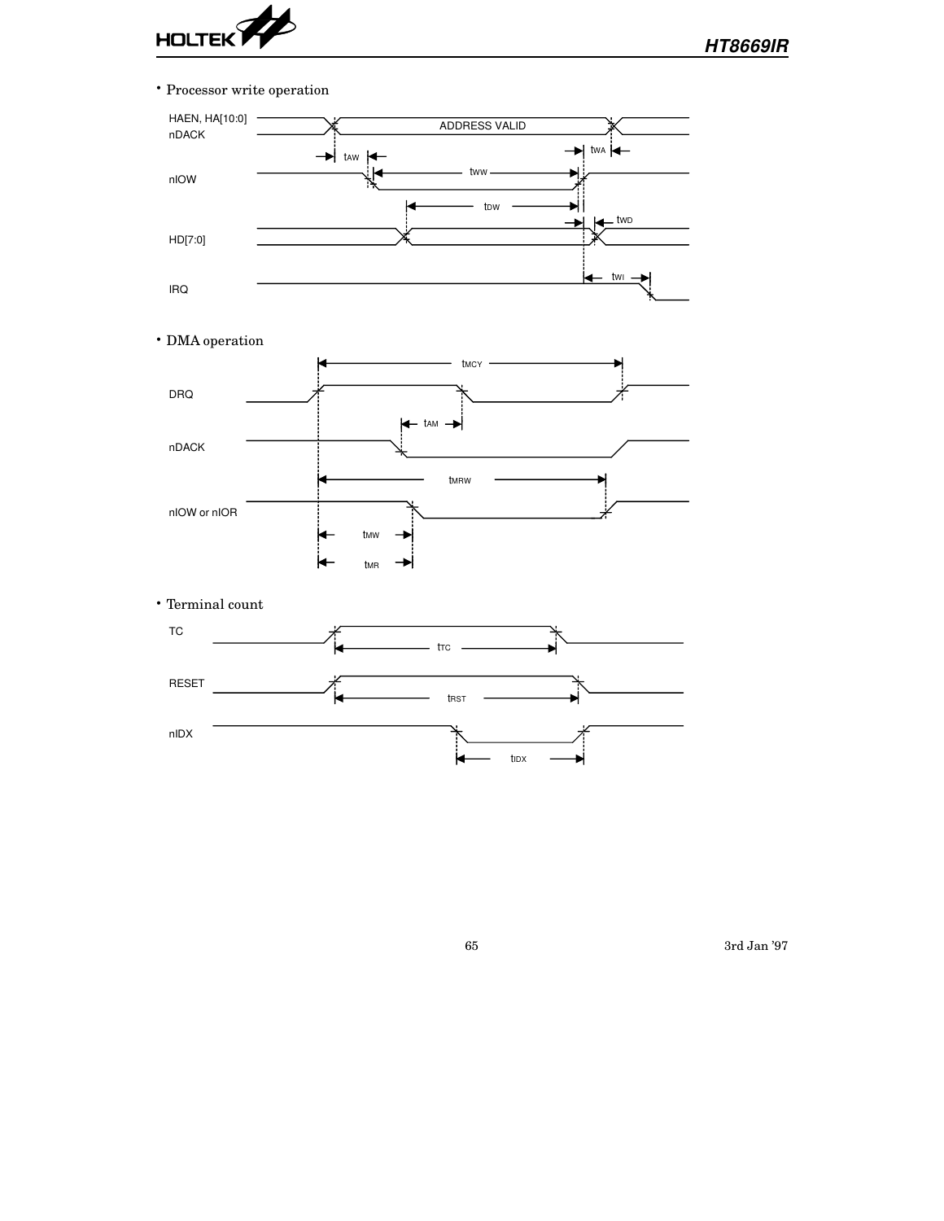• Processor write operation

HAEN, HA[10:0]
nDACK

ADDRESS VALID

$t_{AW}$ $t_{WW}$ $t_{WA}$

nIOW

$t_{DW}$ $t_{WD}$

HD[7:0]

$t_{WI}$

IRQ

• DMA operation

$t_{MCY}$

DRQ

$t_{AM}$

nDACK

$t_{MRW}$

nIOW or nIOR

$t_{MW}$

$t_{MR}$

• Terminal count

TC

$t_{TC}$

RESET

$t_{RST}$

nIDX

$t_{IDX}$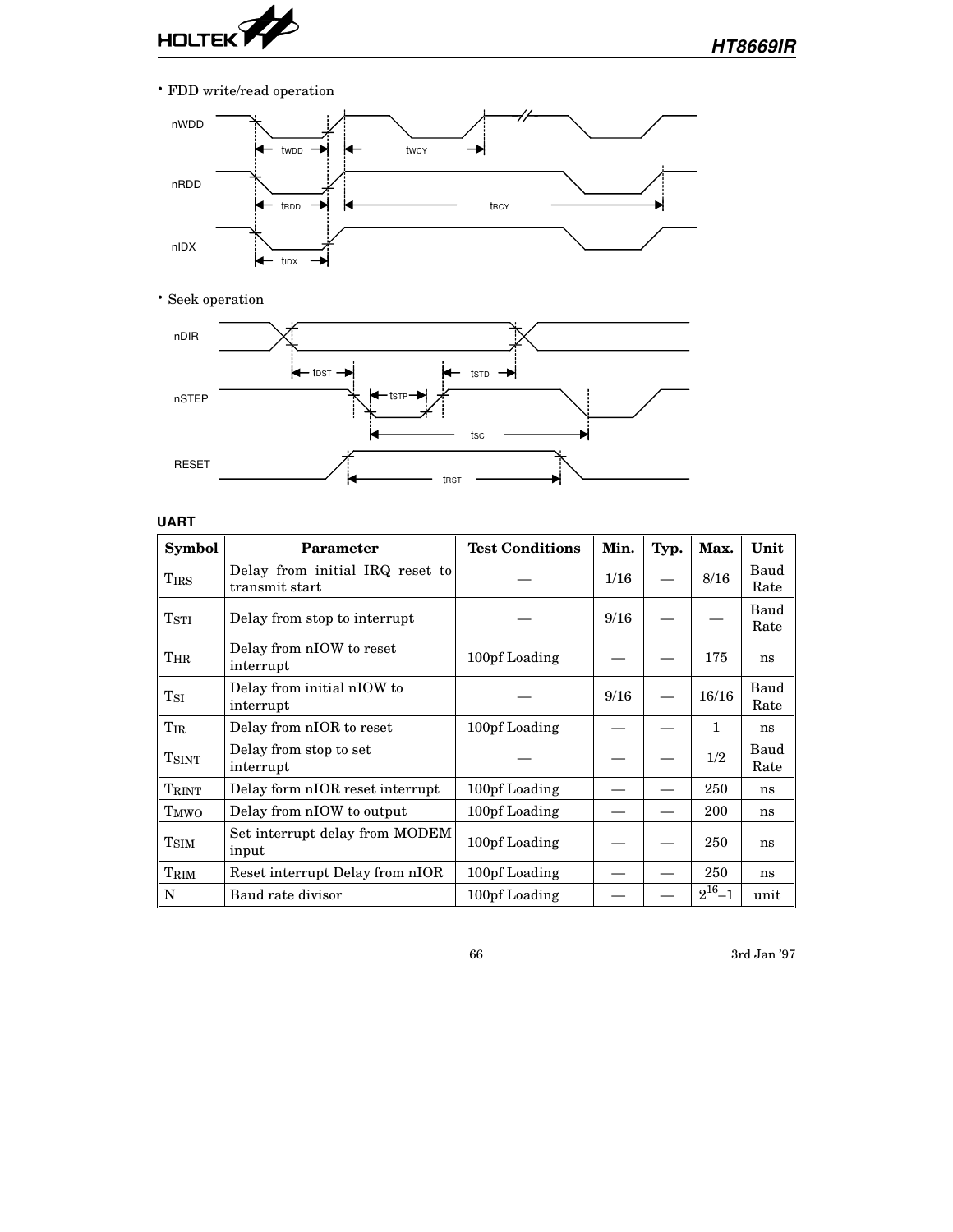- FDD write/read operation

- Seek operation

### UART

| Symbol | Parameter | Test Conditions | Min. | Typ. | Max. | Unit |
|---|---|---|---|---|---|---|
| $T_{IRS}$ | Delay from initial IRQ reset to transmit start | — | 1/16 | — | 8/16 | Baud Rate |
| $T_{STI}$ | Delay from stop to interrupt | — | 9/16 | — | — | Baud Rate |
| $T_{HR}$ | Delay from nIOW to reset interrupt | 100pf Loading | — | — | 175 | ns |
| $T_{SI}$ | Delay from initial nIOW to interrupt | — | 9/16 | — | 16/16 | Baud Rate |
| $T_{IR}$ | Delay from nIOR to reset | 100pf Loading | — | — | 1 | ns |
| $T_{SINT}$ | Delay from stop to set interrupt | — | — | — | 1/2 | Baud Rate |
| $T_{RINT}$ | Delay form nIOR reset interrupt | 100pf Loading | — | — | 250 | ns |
| $T_{MWO}$ | Delay from nIOW to output | 100pf Loading | — | — | 200 | ns |
| $T_{SIM}$ | Set interrupt delay from MODEM input | 100pf Loading | — | — | 250 | ns |
| $T_{RIM}$ | Reset interrupt Delay from nIOR | 100pf Loading | — | — | 250 | ns |
| N | Baud rate divisor | 100pf Loading | — | — | $2^{16}-1$ | unit |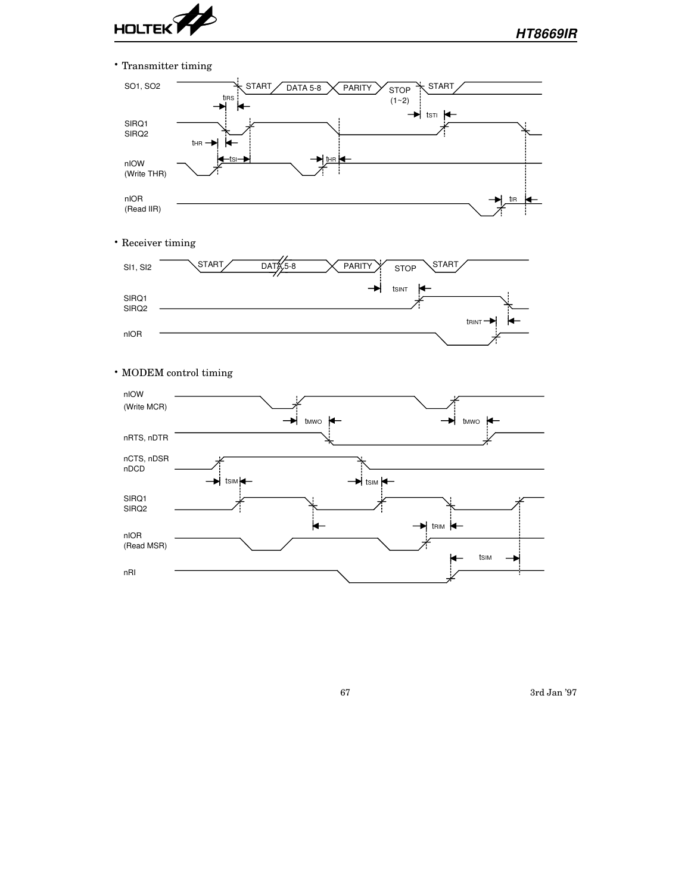- Transmitter timing

SO1, SO2 — START — DATA 5-8 — PARITY — STOP (1~2) — START

$t_{IRS}$

SIRQ1
SIRQ2

$t_{STI}$

$t_{HR}$

nIOW
(Write THR)

$t_{SI}$

$t_{HR}$

nIOR
(Read IIR)

$t_{IR}$

- Receiver timing

SI1, SI2 — START — DATA 5-8 — PARITY — STOP — START

$t_{SINT}$

SIRQ1
SIRQ2

$t_{RINT}$

nIOR

- MODEM control timing

nIOW
(Write MCR)

$t_{MWO}$

$t_{MWO}$

nRTS, nDTR

nCTS, nDSR
nDCD

$t_{SIM}$

$t_{SIM}$

SIRQ1
SIRQ2

$t_{RIM}$

nIOR
(Read MSR)

$t_{SIM}$

nRI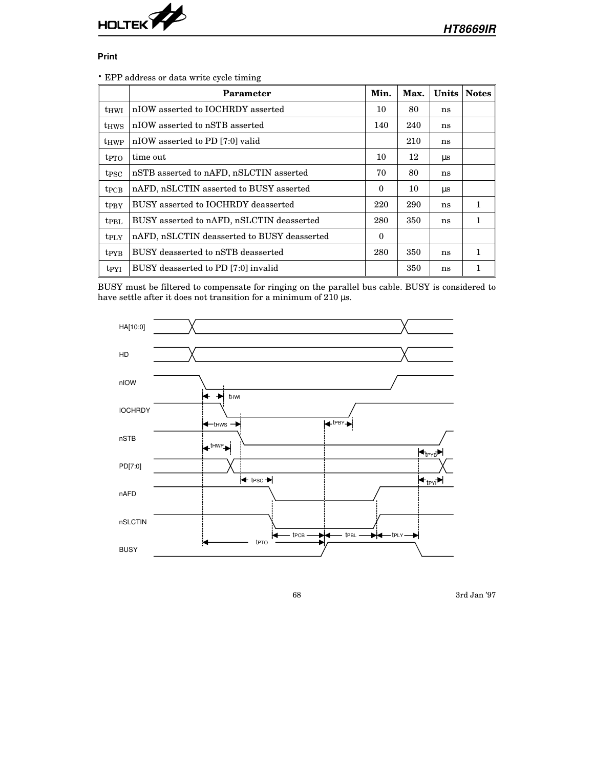### Print

• EPP address or data write cycle timing

| | Parameter | Min. | Max. | Units | Notes |
|---|---|---|---|---|---|
| $t_{HWI}$ | nIOW asserted to IOCHRDY asserted | 10 | 80 | ns | |
| $t_{HWS}$ | nIOW asserted to nSTB asserted | 140 | 240 | ns | |
| $t_{HWP}$ | nIOW asserted to PD [7:0] valid | | 210 | ns | |
| $t_{PTO}$ | time out | 10 | 12 | μs | |
| $t_{PSC}$ | nSTB asserted to nAFD, nSLCTIN asserted | 70 | 80 | ns | |
| $t_{PCB}$ | nAFD, nSLCTIN asserted to BUSY asserted | 0 | 10 | μs | |
| $t_{PBY}$ | BUSY asserted to IOCHRDY deasserted | 220 | 290 | ns | 1 |
| $t_{PBL}$ | BUSY asserted to nAFD, nSLCTIN deasserted | 280 | 350 | ns | 1 |
| $t_{PLY}$ | nAFD, nSLCTIN deasserted to BUSY deasserted | 0 | | | |
| $t_{PYB}$ | BUSY deasserted to nSTB deasserted | 280 | 350 | ns | 1 |
| $t_{PYI}$ | BUSY deasserted to PD [7:0] invalid | | 350 | ns | 1 |

BUSY must be filtered to compensate for ringing on the parallel bus cable. BUSY is considered to have settle after it does not transition for a minimum of 210 μs.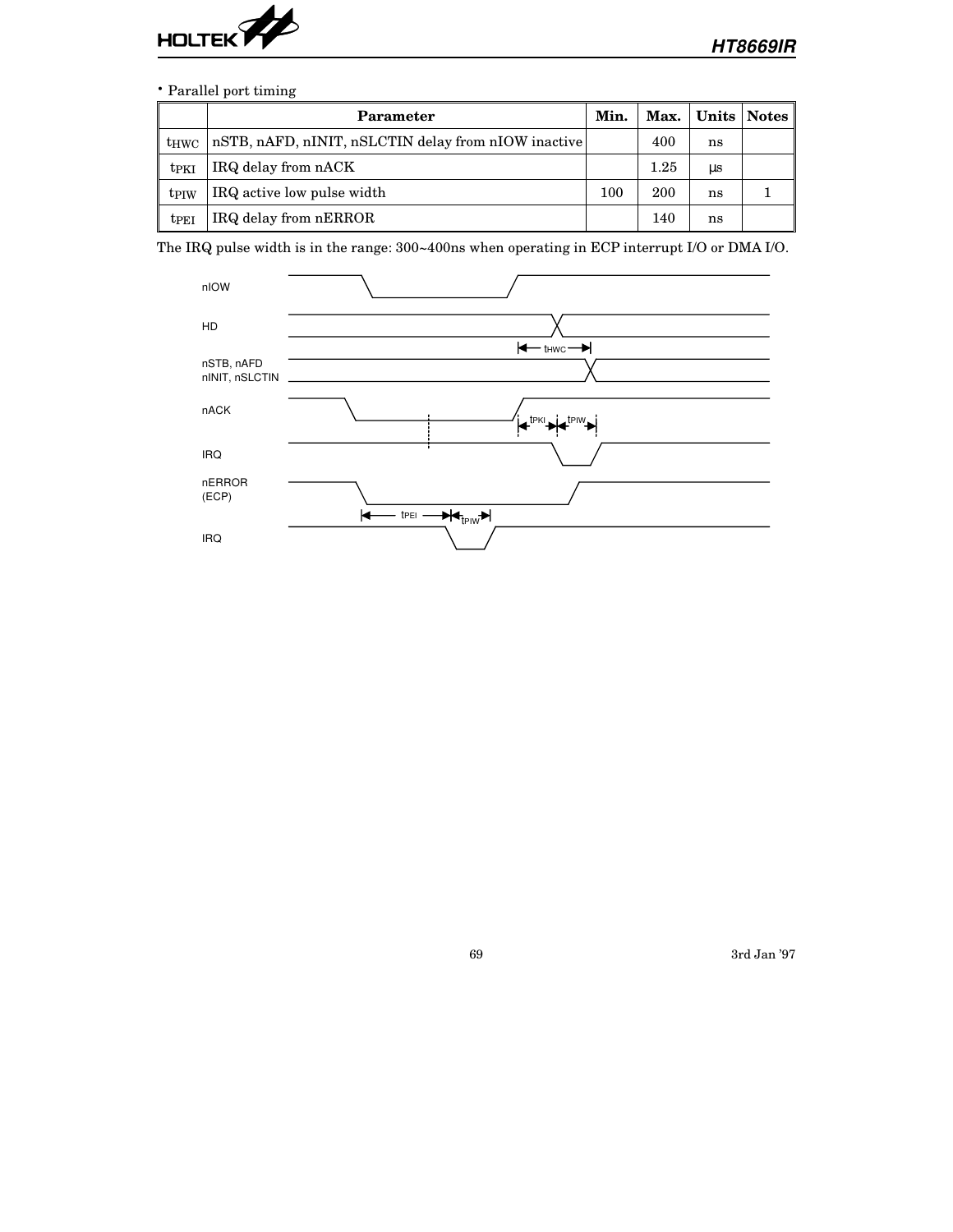• Parallel port timing

| | Parameter | Min. | Max. | Units | Notes |
|---|---|---|---|---|---|
| $t_{HWC}$ | nSTB, nAFD, nINIT, nSLCTIN delay from nIOW inactive | | 400 | ns | |
| $t_{PKI}$ | IRQ delay from nACK | | 1.25 | μs | |
| $t_{PIW}$ | IRQ active low pulse width | 100 | 200 | ns | 1 |
| $t_{PEI}$ | IRQ delay from nERROR | | 140 | ns | |

The IRQ pulse width is in the range: 300~400ns when operating in ECP interrupt I/O or DMA I/O.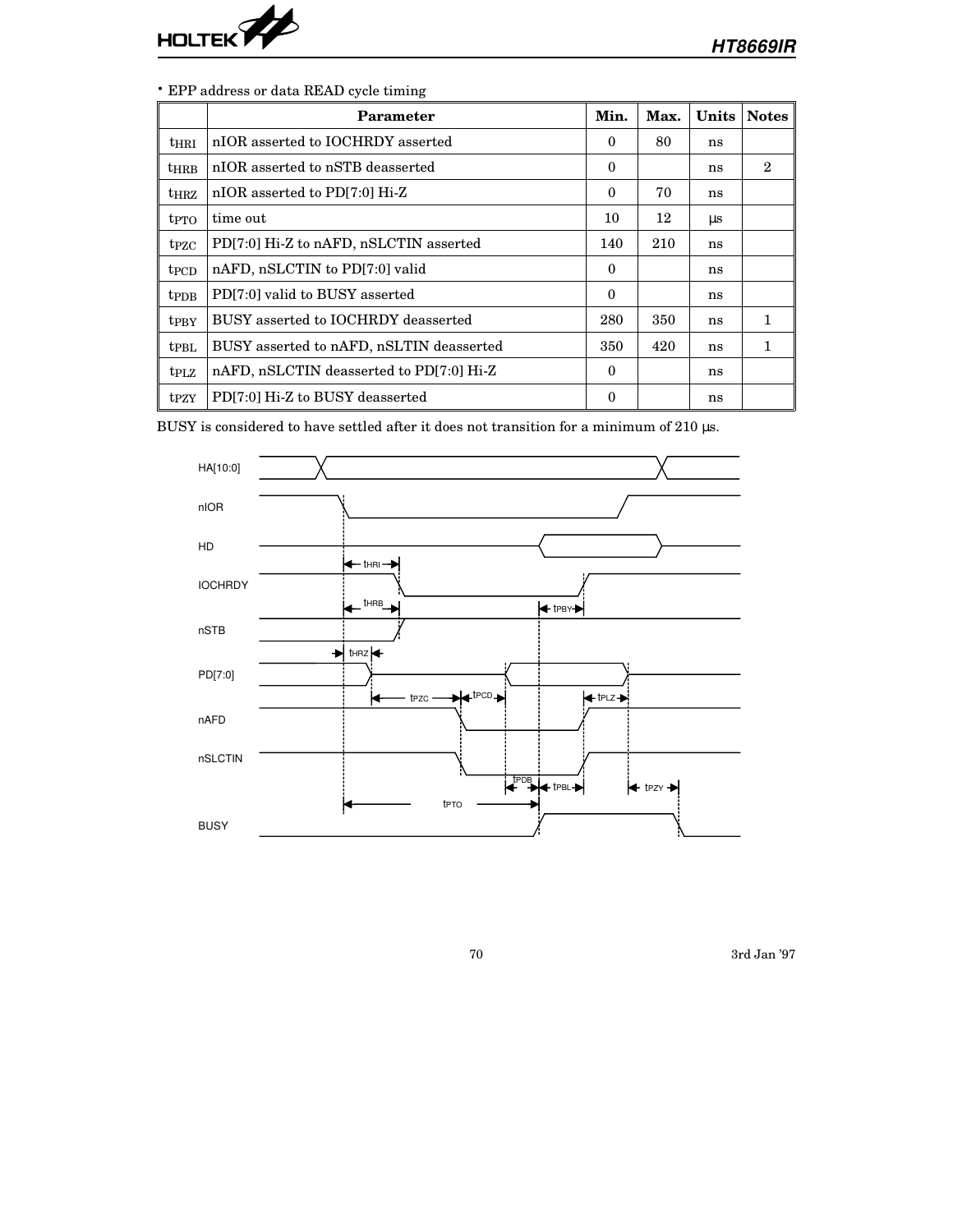- EPP address or data READ cycle timing

| | Parameter | Min. | Max. | Units | Notes |
|---|---|---|---|---|---|
| $t_{HRI}$ | nIOR asserted to IOCHRDY asserted | 0 | 80 | ns | |
| $t_{HRB}$ | nIOR asserted to nSTB deasserted | 0 | | ns | 2 |
| $t_{HRZ}$ | nIOR asserted to PD[7:0] Hi-Z | 0 | 70 | ns | |
| $t_{PTO}$ | time out | 10 | 12 | μs | |
| $t_{PZC}$ | PD[7:0] Hi-Z to nAFD, nSLCTIN asserted | 140 | 210 | ns | |
| $t_{PCD}$ | nAFD, nSLCTIN to PD[7:0] valid | 0 | | ns | |
| $t_{PDB}$ | PD[7:0] valid to BUSY asserted | 0 | | ns | |
| $t_{PBY}$ | BUSY asserted to IOCHRDY deasserted | 280 | 350 | ns | 1 |
| $t_{PBL}$ | BUSY asserted to nAFD, nSLTIN deasserted | 350 | 420 | ns | 1 |
| $t_{PLZ}$ | nAFD, nSLCTIN deasserted to PD[7:0] Hi-Z | 0 | | ns | |
| $t_{PZY}$ | PD[7:0] Hi-Z to BUSY deasserted | 0 | | ns | |

BUSY is considered to have settled after it does not transition for a minimum of 210 μs.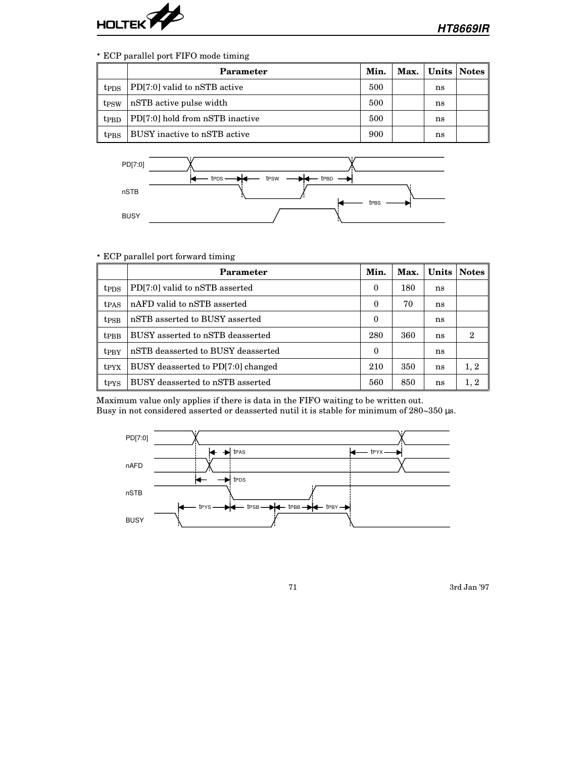• ECP parallel port FIFO mode timing

| | Parameter | Min. | Max. | Units | Notes |
|---|---|---|---|---|---|
| $t_{PDS}$ | PD[7:0] valid to nSTB active | 500 | | ns | |
| $t_{PSW}$ | nSTB active pulse width | 500 | | ns | |
| $t_{PBD}$ | PD[7:0] hold from nSTB inactive | 500 | | ns | |
| $t_{PBS}$ | BUSY inactive to nSTB active | 900 | | ns | |

• ECP parallel port forward timing

| | Parameter | Min. | Max. | Units | Notes |
|---|---|---|---|---|---|
| $t_{PDS}$ | PD[7:0] valid to nSTB asserted | 0 | 180 | ns | |
| $t_{PAS}$ | nAFD valid to nSTB asserted | 0 | 70 | ns | |
| $t_{PSB}$ | nSTB asserted to BUSY asserted | 0 | | ns | |
| $t_{PBB}$ | BUSY asserted to nSTB deasserted | 280 | 360 | ns | 2 |
| $t_{PBY}$ | nSTB deasserted to BUSY deasserted | 0 | | ns | |
| $t_{PYX}$ | BUSY deasserted to PD[7:0] changed | 210 | 350 | ns | 1, 2 |
| $t_{PYS}$ | BUSY deasserted to nSTB asserted | 560 | 850 | ns | 1, 2 |

Maximum value only applies if there is data in the FIFO waiting to be written out.
Busy in not considered asserted or deasserted nutil it is stable for minimum of 280~350 μs.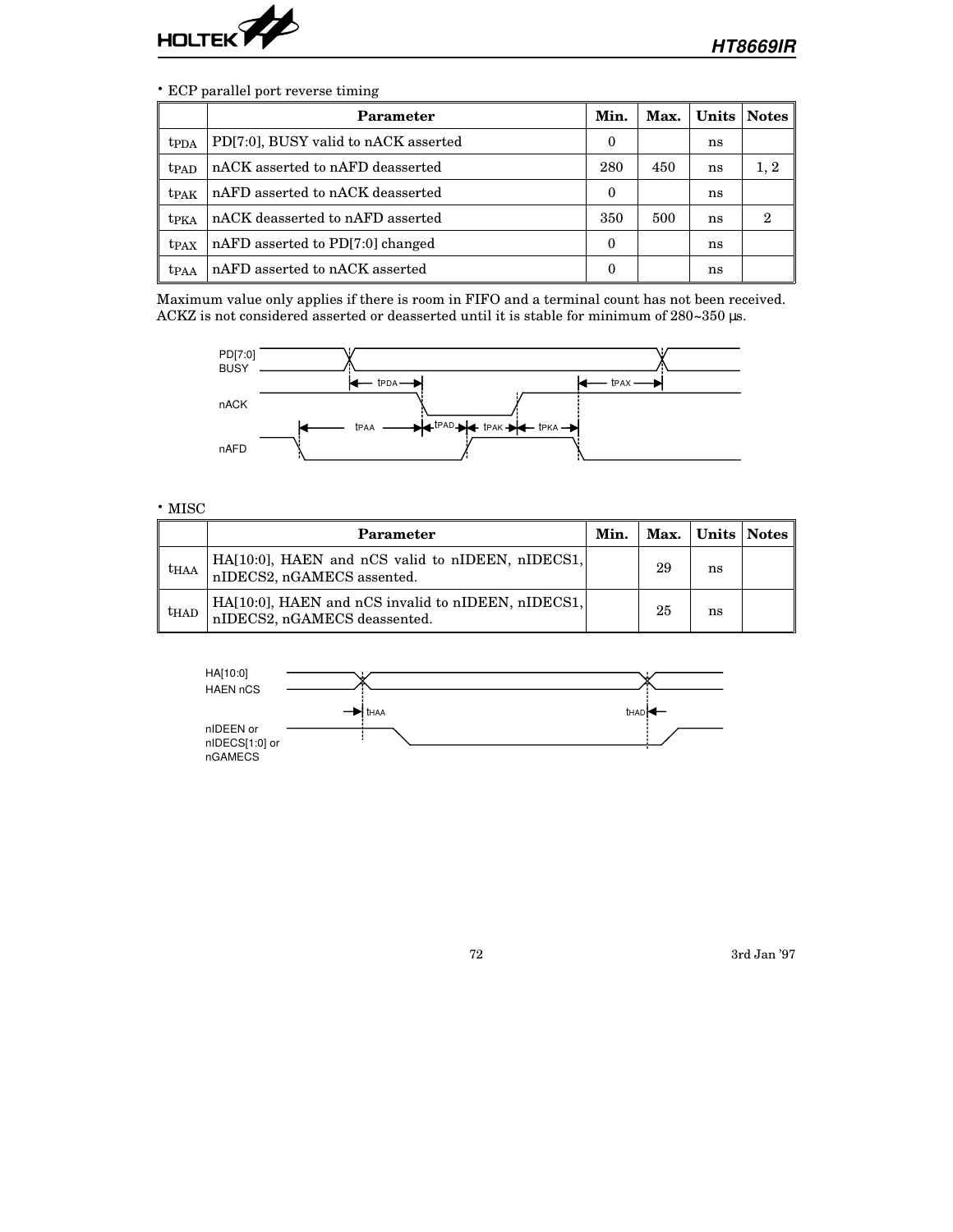• ECP parallel port reverse timing

| | Parameter | Min. | Max. | Units | Notes |
|---|---|---|---|---|---|
| $t_{PDA}$ | PD[7:0], BUSY valid to nACK asserted | 0 | | ns | |
| $t_{PAD}$ | nACK asserted to nAFD deasserted | 280 | 450 | ns | 1, 2 |
| $t_{PAK}$ | nAFD asserted to nACK deasserted | 0 | | ns | |
| $t_{PKA}$ | nACK deasserted to nAFD asserted | 350 | 500 | ns | 2 |
| $t_{PAX}$ | nAFD asserted to PD[7:0] changed | 0 | | ns | |
| $t_{PAA}$ | nAFD asserted to nACK asserted | 0 | | ns | |

Maximum value only applies if there is room in FIFO and a terminal count has not been received.
ACKZ is not considered asserted or deasserted until it is stable for minimum of 280~350 μs.

• MISC

| | Parameter | Min. | Max. | Units | Notes |
|---|---|---|---|---|---|
| $t_{HAA}$ | HA[10:0], HAEN and nCS valid to nIDEEN, nIDECS1, nIDECS2, nGAMECS assented. | | 29 | ns | |
| $t_{HAD}$ | HA[10:0], HAEN and nCS invalid to nIDEEN, nIDECS1, nIDECS2, nGAMECS deassented. | | 25 | ns | |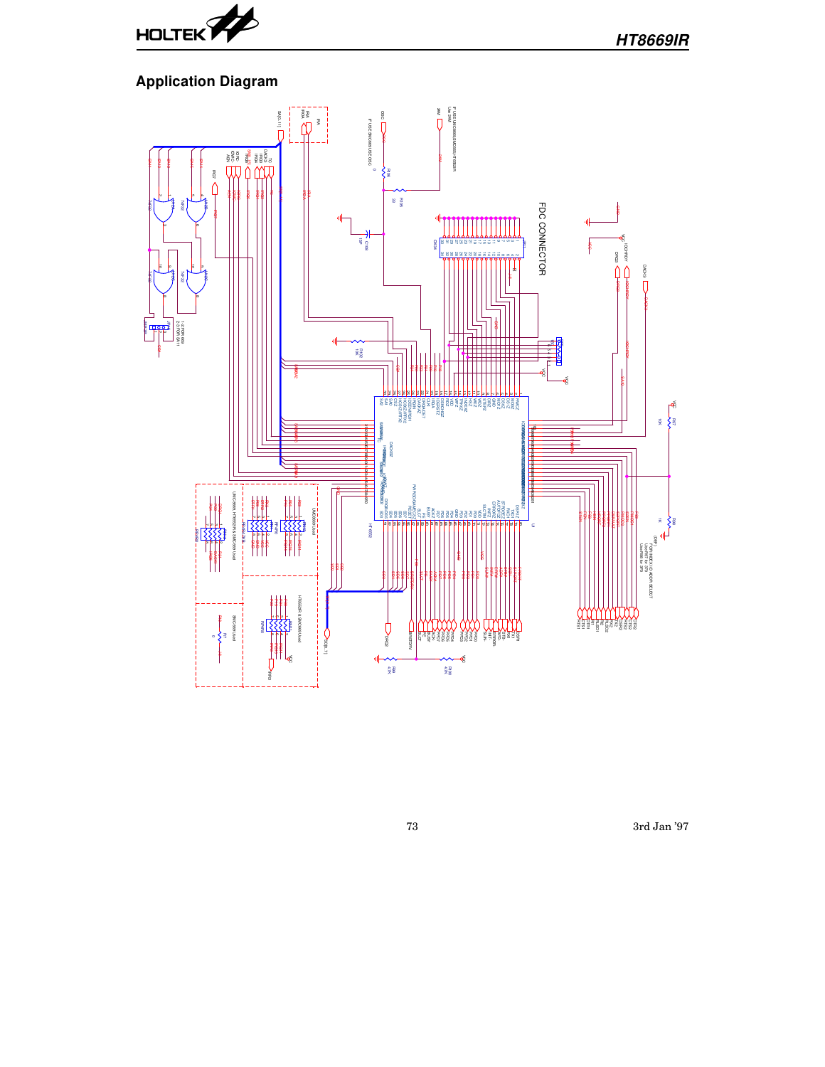## Application Diagram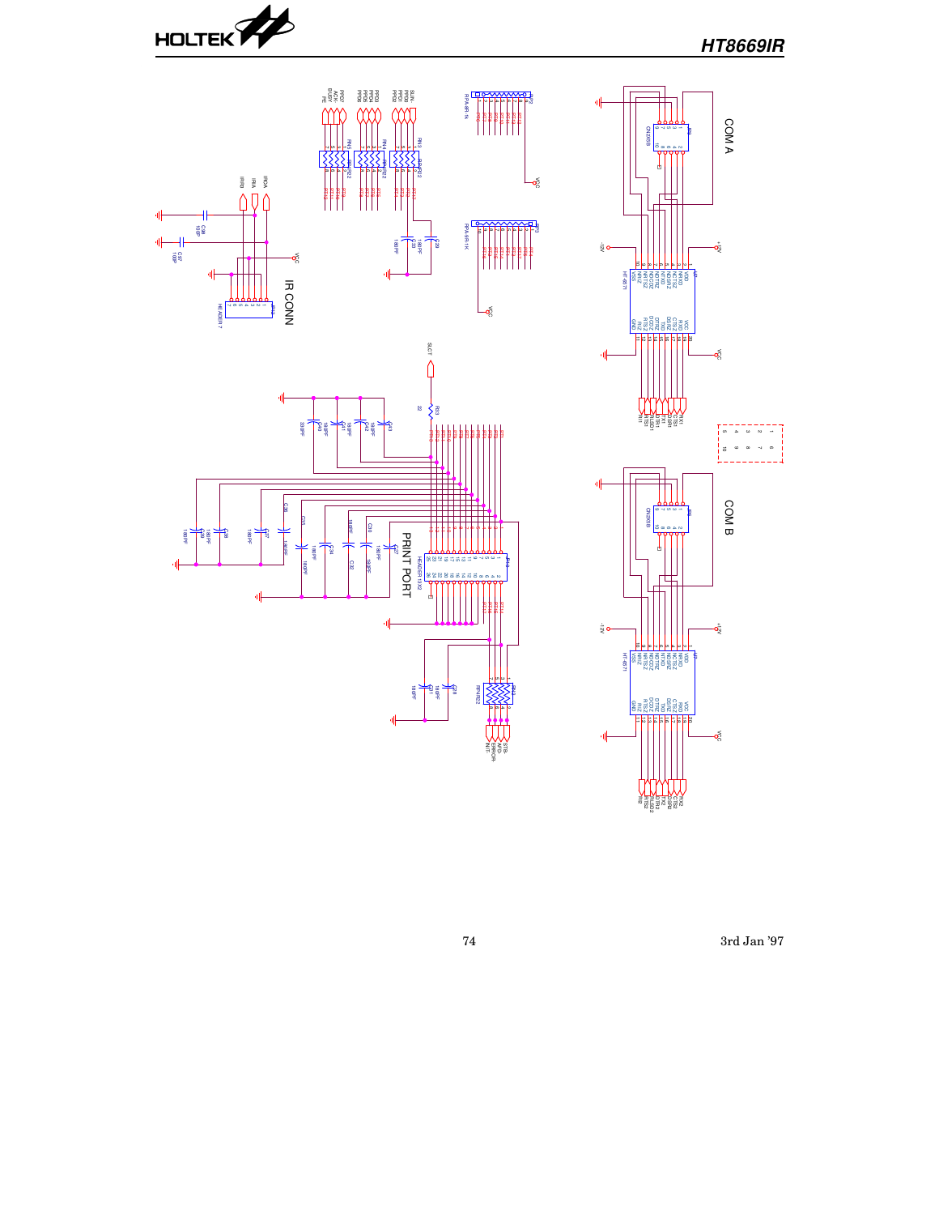COM A

COM B

IR CONN

PRINT PORT